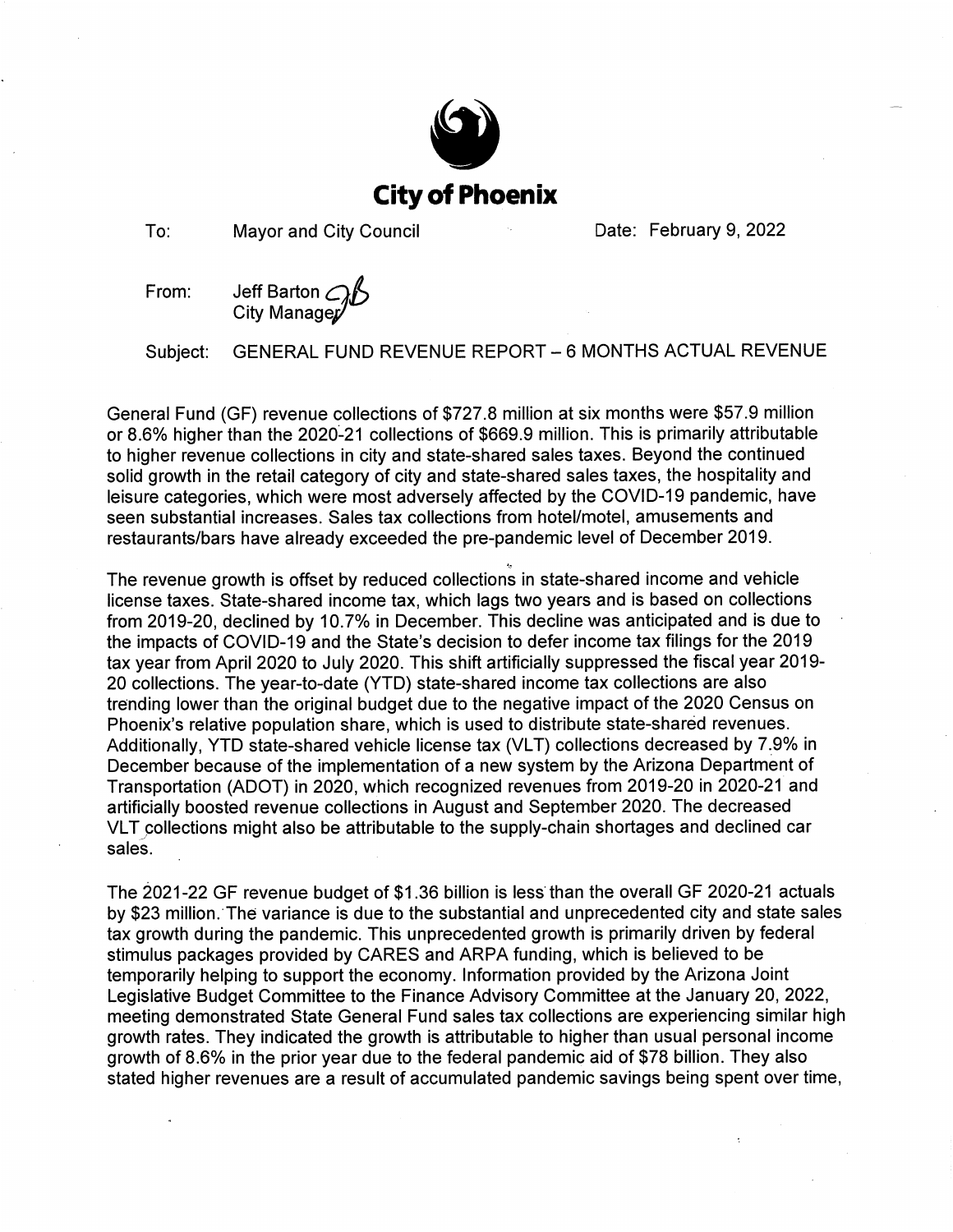# City of Phoenix

To: Mayor and City Council

Date: February 9, 2022

From: Jeff Barton
City Manager

Subject: GENERAL FUND REVENUE REPORT – 6 MONTHS ACTUAL REVENUE

General Fund (GF) revenue collections of $727.8 million at six months were $57.9 million or 8.6% higher than the 2020-21 collections of $669.9 million. This is primarily attributable to higher revenue collections in city and state-shared sales taxes. Beyond the continued solid growth in the retail category of city and state-shared sales taxes, the hospitality and leisure categories, which were most adversely affected by the COVID-19 pandemic, have seen substantial increases. Sales tax collections from hotel/motel, amusements and restaurants/bars have already exceeded the pre-pandemic level of December 2019.

The revenue growth is offset by reduced collections in state-shared income and vehicle license taxes. State-shared income tax, which lags two years and is based on collections from 2019-20, declined by 10.7% in December. This decline was anticipated and is due to the impacts of COVID-19 and the State's decision to defer income tax filings for the 2019 tax year from April 2020 to July 2020. This shift artificially suppressed the fiscal year 2019-20 collections. The year-to-date (YTD) state-shared income tax collections are also trending lower than the original budget due to the negative impact of the 2020 Census on Phoenix's relative population share, which is used to distribute state-shared revenues. Additionally, YTD state-shared vehicle license tax (VLT) collections decreased by 7.9% in December because of the implementation of a new system by the Arizona Department of Transportation (ADOT) in 2020, which recognized revenues from 2019-20 in 2020-21 and artificially boosted revenue collections in August and September 2020. The decreased VLT collections might also be attributable to the supply-chain shortages and declined car sales.

The 2021-22 GF revenue budget of $1.36 billion is less than the overall GF 2020-21 actuals by $23 million. The variance is due to the substantial and unprecedented city and state sales tax growth during the pandemic. This unprecedented growth is primarily driven by federal stimulus packages provided by CARES and ARPA funding, which is believed to be temporarily helping to support the economy. Information provided by the Arizona Joint Legislative Budget Committee to the Finance Advisory Committee at the January 20, 2022, meeting demonstrated State General Fund sales tax collections are experiencing similar high growth rates. They indicated the growth is attributable to higher than usual personal income growth of 8.6% in the prior year due to the federal pandemic aid of $78 billion. They also stated higher revenues are a result of accumulated pandemic savings being spent over time,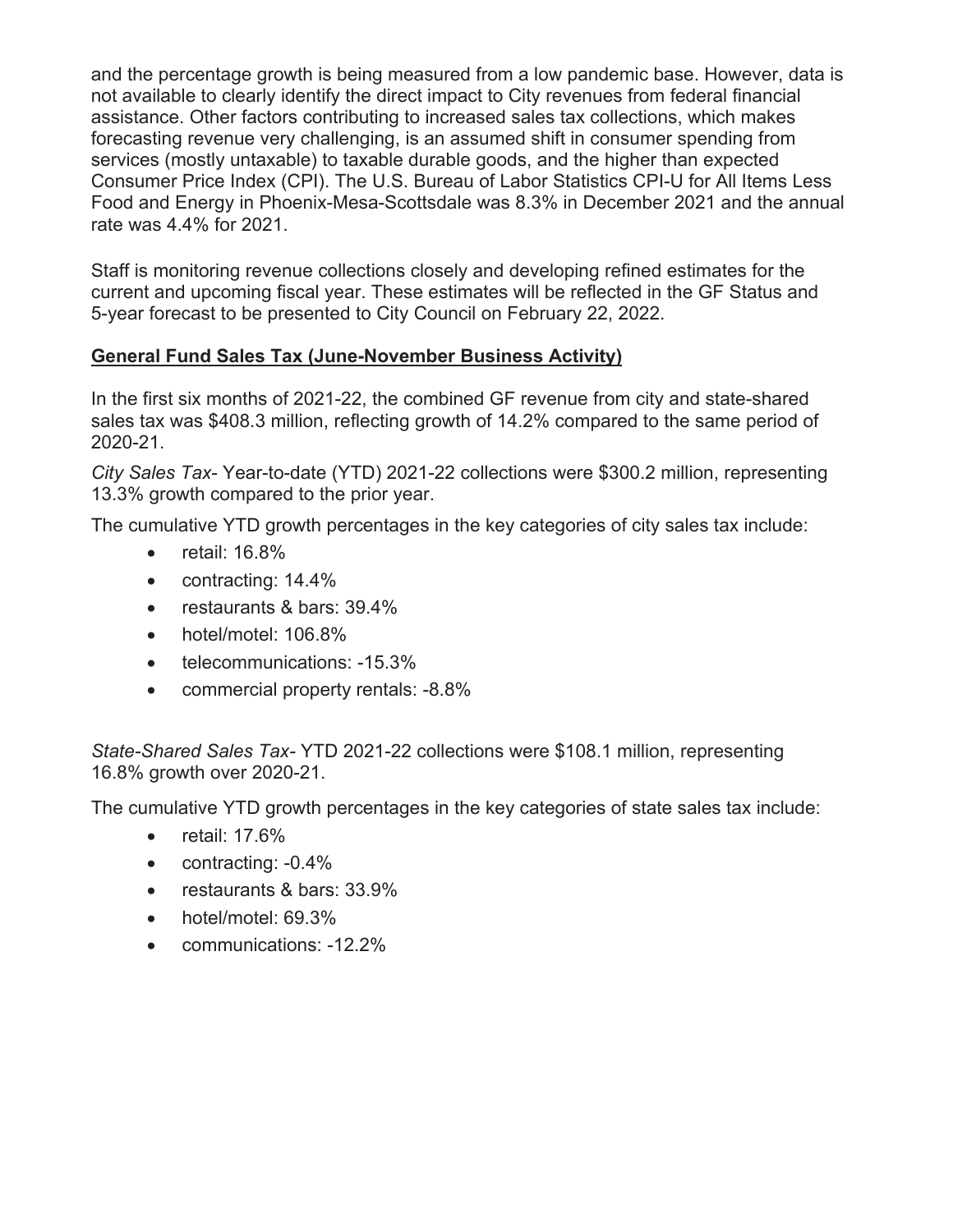and the percentage growth is being measured from a low pandemic base. However, data is not available to clearly identify the direct impact to City revenues from federal financial assistance. Other factors contributing to increased sales tax collections, which makes forecasting revenue very challenging, is an assumed shift in consumer spending from services (mostly untaxable) to taxable durable goods, and the higher than expected Consumer Price Index (CPI). The U.S. Bureau of Labor Statistics CPI-U for All Items Less Food and Energy in Phoenix-Mesa-Scottsdale was 8.3% in December 2021 and the annual rate was 4.4% for 2021.

Staff is monitoring revenue collections closely and developing refined estimates for the current and upcoming fiscal year. These estimates will be reflected in the GF Status and 5-year forecast to be presented to City Council on February 22, 2022.

**General Fund Sales Tax (June-November Business Activity)**

In the first six months of 2021-22, the combined GF revenue from city and state-shared sales tax was $408.3 million, reflecting growth of 14.2% compared to the same period of 2020-21.

*City Sales Tax*- Year-to-date (YTD) 2021-22 collections were $300.2 million, representing 13.3% growth compared to the prior year.

The cumulative YTD growth percentages in the key categories of city sales tax include:

- retail: 16.8%
- contracting: 14.4%
- restaurants & bars: 39.4%
- hotel/motel: 106.8%
- telecommunications: -15.3%
- commercial property rentals: -8.8%

*State-Shared Sales Tax*- YTD 2021-22 collections were $108.1 million, representing 16.8% growth over 2020-21.

The cumulative YTD growth percentages in the key categories of state sales tax include:

- retail: 17.6%
- contracting: -0.4%
- restaurants & bars: 33.9%
- hotel/motel: 69.3%
- communications: -12.2%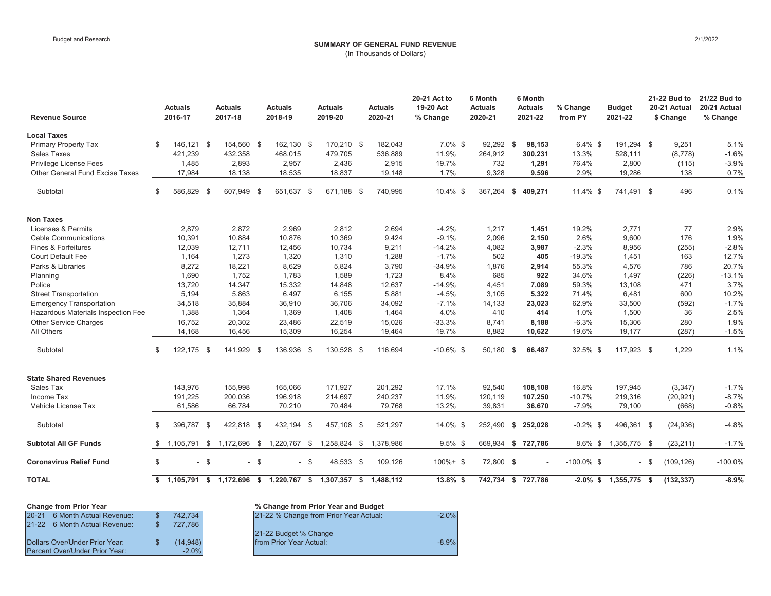## SUMMARY OF GENERAL FUND REVENUE

(In Thousands of Dollars)

| Revenue Source | Actuals 2016-17 | Actuals 2017-18 | Actuals 2018-19 | Actuals 2019-20 | Actuals 2020-21 | 20-21 Act to 19-20 Act % Change | 6 Month Actuals 2020-21 | 6 Month Actuals 2021-22 | % Change from PY | Budget 2021-22 | 21-22 Bud to 20-21 Actual $ Change | 21/22 Bud to 20/21 Actual % Change |
|---|---|---|---|---|---|---|---|---|---|---|---|---|
| **Local Taxes** | | | | | | | | | | | | |
| Primary Property Tax | $ 146,121 | $ 154,560 | $ 162,130 | $ 170,210 | $ 182,043 | 7.0% | $ 92,292 | **$ 98,153** | 6.4% | $ 191,294 | $ 9,251 | 5.1% |
| Sales Taxes | 421,239 | 432,358 | 468,015 | 479,705 | 536,889 | 11.9% | 264,912 | **300,231** | 13.3% | 528,111 | (8,778) | -1.6% |
| Privilege License Fees | 1,485 | 2,893 | 2,957 | 2,436 | 2,915 | 19.7% | 732 | **1,291** | 76.4% | 2,800 | (115) | -3.9% |
| Other General Fund Excise Taxes | 17,984 | 18,138 | 18,535 | 18,837 | 19,148 | 1.7% | 9,328 | **9,596** | 2.9% | 19,286 | 138 | 0.7% |
| Subtotal | $ 586,829 | $ 607,949 | $ 651,637 | $ 671,188 | $ 740,995 | 10.4% | $ 367,264 | **$ 409,271** | 11.4% | $ 741,491 | $ 496 | 0.1% |
| **Non Taxes** | | | | | | | | | | | | |
| Licenses & Permits | 2,879 | 2,872 | 2,969 | 2,812 | 2,694 | -4.2% | 1,217 | **1,451** | 19.2% | 2,771 | 77 | 2.9% |
| Cable Communications | 10,391 | 10,884 | 10,876 | 10,369 | 9,424 | -9.1% | 2,096 | **2,150** | 2.6% | 9,600 | 176 | 1.9% |
| Fines & Forfeitures | 12,039 | 12,711 | 12,456 | 10,734 | 9,211 | -14.2% | 4,082 | **3,987** | -2.3% | 8,956 | (255) | -2.8% |
| Court Default Fee | 1,164 | 1,273 | 1,320 | 1,310 | 1,288 | -1.7% | 502 | **405** | -19.3% | 1,451 | 163 | 12.7% |
| Parks & Libraries | 8,272 | 18,221 | 8,629 | 5,824 | 3,790 | -34.9% | 1,876 | **2,914** | 55.3% | 4,576 | 786 | 20.7% |
| Planning | 1,690 | 1,752 | 1,783 | 1,589 | 1,723 | 8.4% | 685 | **922** | 34.6% | 1,497 | (226) | -13.1% |
| Police | 13,720 | 14,347 | 15,332 | 14,848 | 12,637 | -14.9% | 4,451 | **7,089** | 59.3% | 13,108 | 471 | 3.7% |
| Street Transportation | 5,194 | 5,863 | 6,497 | 6,155 | 5,881 | -4.5% | 3,105 | **5,322** | 71.4% | 6,481 | 600 | 10.2% |
| Emergency Transportation | 34,518 | 35,884 | 36,910 | 36,706 | 34,092 | -7.1% | 14,133 | **23,023** | 62.9% | 33,500 | (592) | -1.7% |
| Hazardous Materials Inspection Fee | 1,388 | 1,364 | 1,369 | 1,408 | 1,464 | 4.0% | 410 | **414** | 1.0% | 1,500 | 36 | 2.5% |
| Other Service Charges | 16,752 | 20,302 | 23,486 | 22,519 | 15,026 | -33.3% | 8,741 | **8,188** | -6.3% | 15,306 | 280 | 1.9% |
| All Others | 14,168 | 16,456 | 15,309 | 16,254 | 19,464 | 19.7% | 8,882 | **10,622** | 19.6% | 19,177 | (287) | -1.5% |
| Subtotal | $ 122,175 | $ 141,929 | $ 136,936 | $ 130,528 | $ 116,694 | -10.6% | $ 50,180 | **$ 66,487** | 32.5% | $ 117,923 | $ 1,229 | 1.1% |
| **State Shared Revenues** | | | | | | | | | | | | |
| Sales Tax | 143,976 | 155,998 | 165,066 | 171,927 | 201,292 | 17.1% | 92,540 | **108,108** | 16.8% | 197,945 | (3,347) | -1.7% |
| Income Tax | 191,225 | 200,036 | 196,918 | 214,697 | 240,237 | 11.9% | 120,119 | **107,250** | -10.7% | 219,316 | (20,921) | -8.7% |
| Vehicle License Tax | 61,586 | 66,784 | 70,210 | 70,484 | 79,768 | 13.2% | 39,831 | **36,670** | -7.9% | 79,100 | (668) | -0.8% |
| Subtotal | $ 396,787 | $ 422,818 | $ 432,194 | $ 457,108 | $ 521,297 | 14.0% | $ 252,490 | **$ 252,028** | -0.2% | $ 496,361 | $ (24,936) | -4.8% |
| **Subtotal All GF Funds** | $ 1,105,791 | $ 1,172,696 | $ 1,220,767 | $ 1,258,824 | $ 1,378,986 | 9.5% | $ 669,934 | **$ 727,786** | 8.6% | $ 1,355,775 | $ (23,211) | -1.7% |
| **Coronavirus Relief Fund** | $ - | $ - | $ - | $ 48,533 | $ 109,126 | 100%+ | $ 72,800 | **$ -** | -100.0% | $ - | $ (109,126) | -100.0% |
| **TOTAL** | **$ 1,105,791** | **$ 1,172,696** | **$ 1,220,767** | **$ 1,307,357** | **$ 1,488,112** | **13.8%** | **$ 742,734** | **$ 727,786** | **-2.0%** | **$ 1,355,775** | **$ (132,337)** | **-8.9%** |

**Change from Prior Year**

| | |
|---|---|
| 20-21 6 Month Actual Revenue: | $ 742,734 |
| 21-22 6 Month Actual Revenue: | $ 727,786 |
| Dollars Over/Under Prior Year: | $ (14,948) |
| Percent Over/Under Prior Year: | -2.0% |

**% Change from Prior Year and Budget**

| | |
|---|---|
| 21-22 % Change from Prior Year Actual: | -2.0% |
| 21-22 Budget % Change from Prior Year Actual: | -8.9% |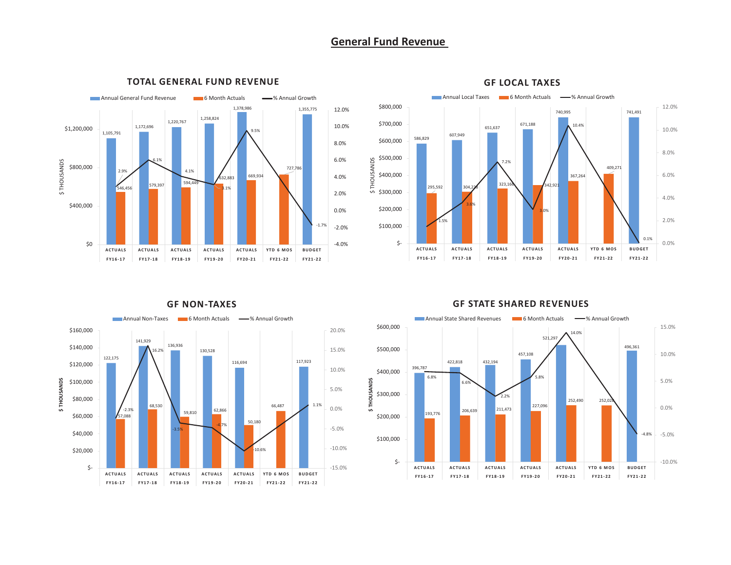# General Fund Revenue

## TOTAL GENERAL FUND REVENUE

($ THOUSANDS)

| | Annual General Fund Revenue | 6 Month Actuals | % Annual Growth |
|---|---|---|---|
| ACTUALS FY16-17 | 1,105,791 | 546,456 | 2.9% |
| ACTUALS FY17-18 | 1,172,696 | 579,397 | 6.1% |
| ACTUALS FY18-19 | 1,220,767 | 594,449 | 4.1% |
| ACTUALS FY19-20 | 1,258,824 | 632,883 | 3.1% |
| ACTUALS FY20-21 | 1,378,986 | 669,934 | 9.5% |
| YTD 6 MOS FY21-22 | | 727,786 | |
| BUDGET FY21-22 | 1,355,775 | | -1.7% |

## GF LOCAL TAXES

($ THOUSANDS)

| | Annual Local Taxes | 6 Month Actuals | % Annual Growth |
|---|---|---|---|
| ACTUALS FY16-17 | 586,829 | 295,592 | 1.5% |
| ACTUALS FY17-18 | 607,949 | 304,278 | 3.6% |
| ACTUALS FY18-19 | 651,637 | 323,166 | 7.2% |
| ACTUALS FY19-20 | 671,188 | 342,921 | 3.0% |
| ACTUALS FY20-21 | 740,995 | 367,264 | 10.4% |
| YTD 6 MOS FY21-22 | | 409,271 | |
| BUDGET FY21-22 | 741,491 | | 0.1% |

## GF NON-TAXES

($ THOUSANDS)

| | Annual Non-Taxes | 6 Month Actuals | % Annual Growth |
|---|---|---|---|
| ACTUALS FY16-17 | 122,175 | 57,088 | -2.3% |
| ACTUALS FY17-18 | 141,929 | 68,530 | 16.2% |
| ACTUALS FY18-19 | 136,936 | 59,810 | -3.5% |
| ACTUALS FY19-20 | 130,528 | 62,866 | -4.7% |
| ACTUALS FY20-21 | 116,694 | 50,180 | -10.6% |
| YTD 6 MOS FY21-22 | | 66,487 | |
| BUDGET FY21-22 | 117,923 | | 1.1% |

## GF STATE SHARED REVENUES

($ THOUSANDS)

| | Annual State Shared Revenues | 6 Month Actuals | % Annual Growth |
|---|---|---|---|
| ACTUALS FY16-17 | 396,787 | 193,776 | 6.8% |
| ACTUALS FY17-18 | 422,818 | 206,639 | 6.6% |
| ACTUALS FY18-19 | 432,194 | 211,473 | 2.2% |
| ACTUALS FY19-20 | 457,108 | 227,096 | 5.8% |
| ACTUALS FY20-21 | 521,297 | 252,490 | 14.0% |
| YTD 6 MOS FY21-22 | | 252,028 | |
| BUDGET FY21-22 | 496,361 | | -4.8% |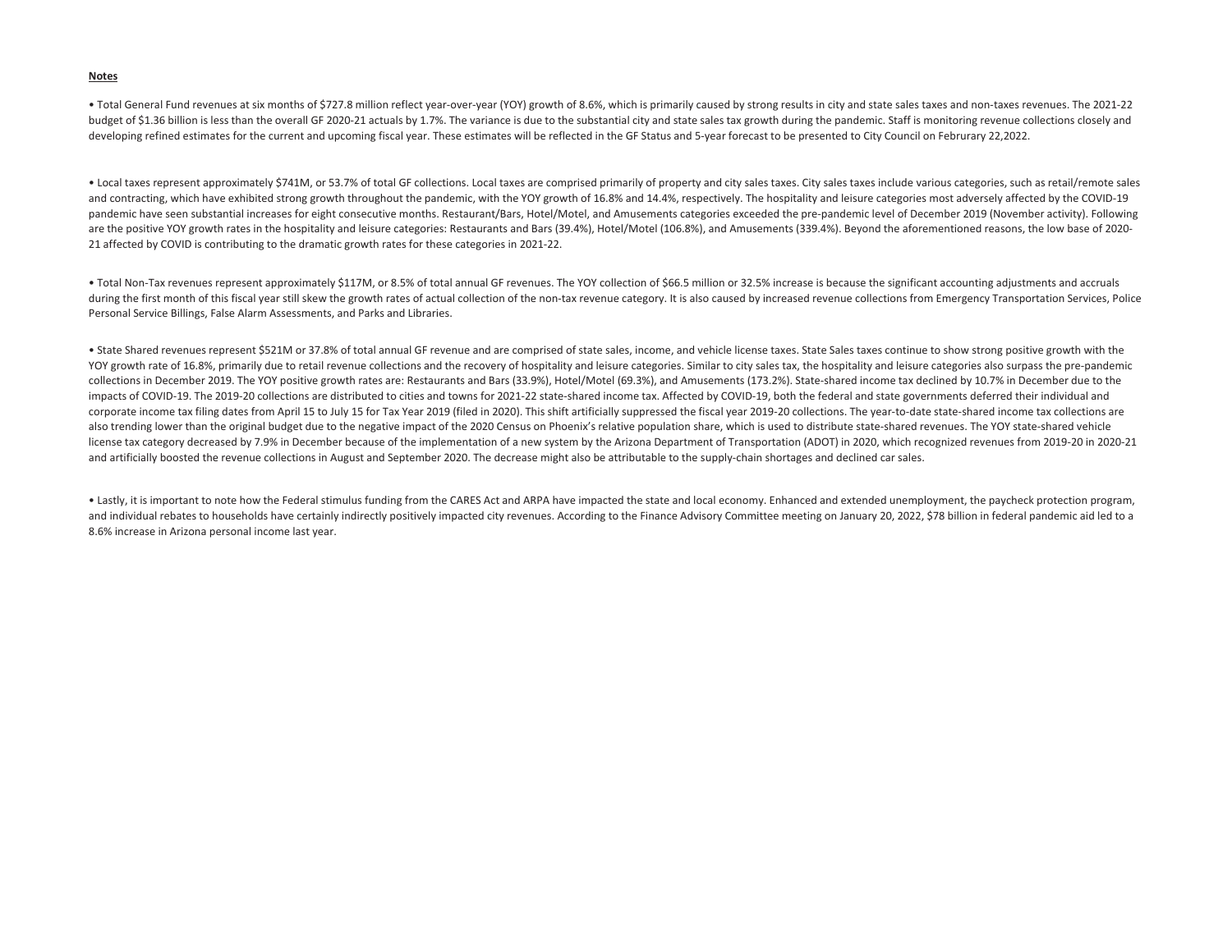**Notes**

• Total General Fund revenues at six months of $727.8 million reflect year-over-year (YOY) growth of 8.6%, which is primarily caused by strong results in city and state sales taxes and non-taxes revenues. The 2021-22 budget of $1.36 billion is less than the overall GF 2020-21 actuals by 1.7%. The variance is due to the substantial city and state sales tax growth during the pandemic. Staff is monitoring revenue collections closely and developing refined estimates for the current and upcoming fiscal year. These estimates will be reflected in the GF Status and 5-year forecast to be presented to City Council on Februrary 22,2022.

• Local taxes represent approximately $741M, or 53.7% of total GF collections. Local taxes are comprised primarily of property and city sales taxes. City sales taxes include various categories, such as retail/remote sales and contracting, which have exhibited strong growth throughout the pandemic, with the YOY growth of 16.8% and 14.4%, respectively. The hospitality and leisure categories most adversely affected by the COVID-19 pandemic have seen substantial increases for eight consecutive months. Restaurant/Bars, Hotel/Motel, and Amusements categories exceeded the pre-pandemic level of December 2019 (November activity). Following are the positive YOY growth rates in the hospitality and leisure categories: Restaurants and Bars (39.4%), Hotel/Motel (106.8%), and Amusements (339.4%). Beyond the aforementioned reasons, the low base of 2020-21 affected by COVID is contributing to the dramatic growth rates for these categories in 2021-22.

• Total Non-Tax revenues represent approximately $117M, or 8.5% of total annual GF revenues. The YOY collection of $66.5 million or 32.5% increase is because the significant accounting adjustments and accruals during the first month of this fiscal year still skew the growth rates of actual collection of the non-tax revenue category. It is also caused by increased revenue collections from Emergency Transportation Services, Police Personal Service Billings, False Alarm Assessments, and Parks and Libraries.

• State Shared revenues represent $521M or 37.8% of total annual GF revenue and are comprised of state sales, income, and vehicle license taxes. State Sales taxes continue to show strong positive growth with the YOY growth rate of 16.8%, primarily due to retail revenue collections and the recovery of hospitality and leisure categories. Similar to city sales tax, the hospitality and leisure categories also surpass the pre-pandemic collections in December 2019. The YOY positive growth rates are: Restaurants and Bars (33.9%), Hotel/Motel (69.3%), and Amusements (173.2%). State-shared income tax declined by 10.7% in December due to the impacts of COVID-19. The 2019-20 collections are distributed to cities and towns for 2021-22 state-shared income tax. Affected by COVID-19, both the federal and state governments deferred their individual and corporate income tax filing dates from April 15 to July 15 for Tax Year 2019 (filed in 2020). This shift artificially suppressed the fiscal year 2019-20 collections. The year-to-date state-shared income tax collections are also trending lower than the original budget due to the negative impact of the 2020 Census on Phoenix's relative population share, which is used to distribute state-shared revenues. The YOY state-shared vehicle license tax category decreased by 7.9% in December because of the implementation of a new system by the Arizona Department of Transportation (ADOT) in 2020, which recognized revenues from 2019-20 in 2020-21 and artificially boosted the revenue collections in August and September 2020. The decrease might also be attributable to the supply-chain shortages and declined car sales.

• Lastly, it is important to note how the Federal stimulus funding from the CARES Act and ARPA have impacted the state and local economy. Enhanced and extended unemployment, the paycheck protection program, and individual rebates to households have certainly indirectly positively impacted city revenues. According to the Finance Advisory Committee meeting on January 20, 2022, $78 billion in federal pandemic aid led to a 8.6% increase in Arizona personal income last year.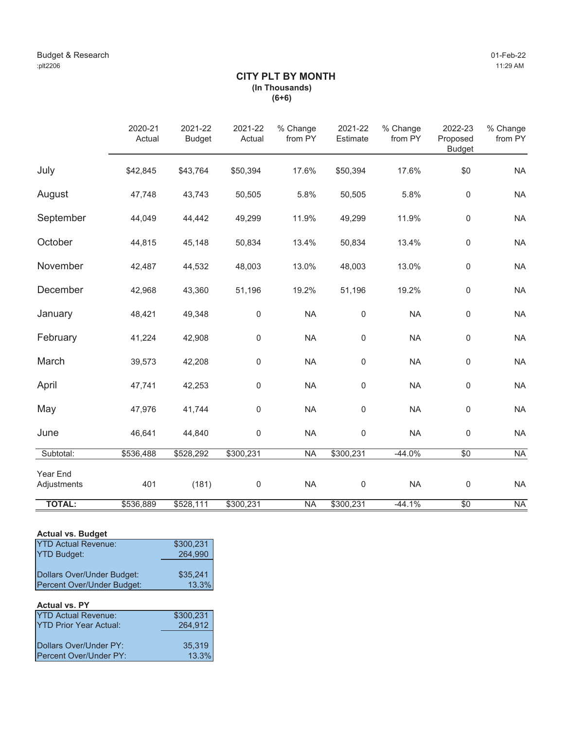Budget & Research
:plt2206

01-Feb-22
11:29 AM

# CITY PLT BY MONTH
**(In Thousands)**
**(6+6)**

| | 2020-21 Actual | 2021-22 Budget | 2021-22 Actual | % Change from PY | 2021-22 Estimate | % Change from PY | 2022-23 Proposed Budget | % Change from PY |
|---|---|---|---|---|---|---|---|---|
| July | $42,845 | $43,764 | $50,394 | 17.6% | $50,394 | 17.6% | $0 | NA |
| August | 47,748 | 43,743 | 50,505 | 5.8% | 50,505 | 5.8% | 0 | NA |
| September | 44,049 | 44,442 | 49,299 | 11.9% | 49,299 | 11.9% | 0 | NA |
| October | 44,815 | 45,148 | 50,834 | 13.4% | 50,834 | 13.4% | 0 | NA |
| November | 42,487 | 44,532 | 48,003 | 13.0% | 48,003 | 13.0% | 0 | NA |
| December | 42,968 | 43,360 | 51,196 | 19.2% | 51,196 | 19.2% | 0 | NA |
| January | 48,421 | 49,348 | 0 | NA | 0 | NA | 0 | NA |
| February | 41,224 | 42,908 | 0 | NA | 0 | NA | 0 | NA |
| March | 39,573 | 42,208 | 0 | NA | 0 | NA | 0 | NA |
| April | 47,741 | 42,253 | 0 | NA | 0 | NA | 0 | NA |
| May | 47,976 | 41,744 | 0 | NA | 0 | NA | 0 | NA |
| June | 46,641 | 44,840 | 0 | NA | 0 | NA | 0 | NA |
| Subtotal: | $536,488 | $528,292 | $300,231 | NA | $300,231 | -44.0% | $0 | NA |
| Year End Adjustments | 401 | (181) | 0 | NA | 0 | NA | 0 | NA |
| **TOTAL:** | $536,889 | $528,111 | $300,231 | NA | $300,231 | -44.1% | $0 | NA |

**Actual vs. Budget**

| | |
|---|---|
| YTD Actual Revenue: | $300,231 |
| YTD Budget: | 264,990 |
| Dollars Over/Under Budget: | $35,241 |
| Percent Over/Under Budget: | 13.3% |

**Actual vs. PY**

| | |
|---|---|
| YTD Actual Revenue: | $300,231 |
| YTD Prior Year Actual: | 264,912 |
| Dollars Over/Under PY: | 35,319 |
| Percent Over/Under PY: | 13.3% |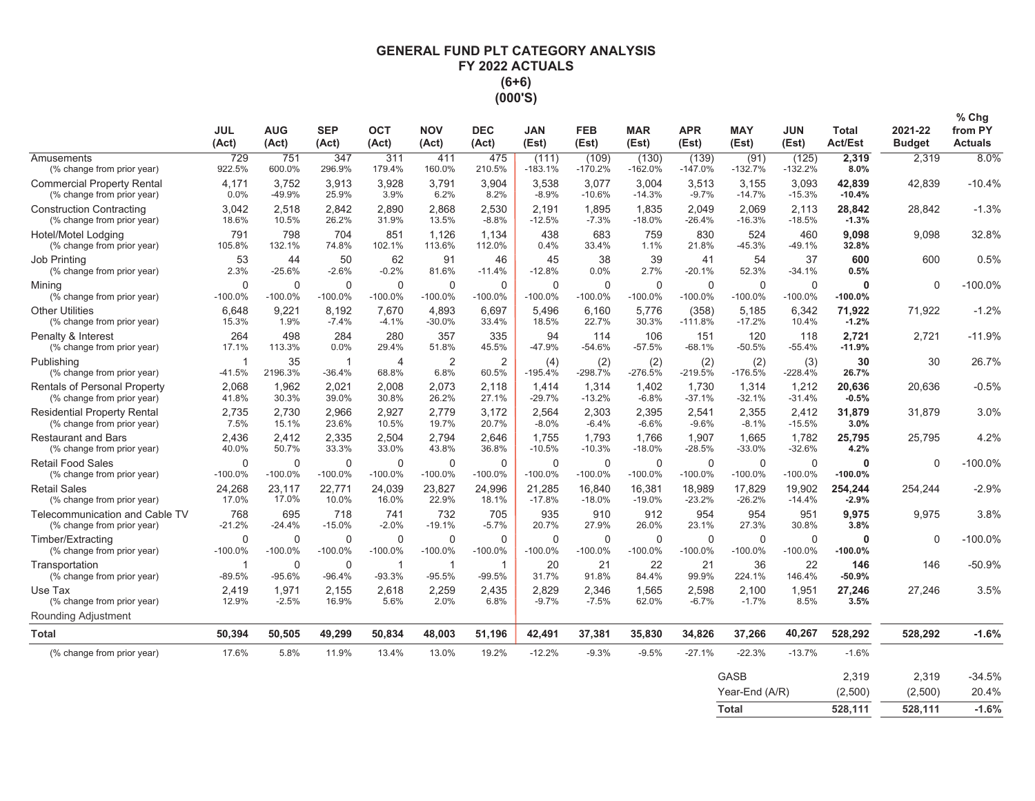# GENERAL FUND PLT CATEGORY ANALYSIS
## FY 2022 ACTUALS
## (6+6)
## (000'S)

| | JUL (Act) | AUG (Act) | SEP (Act) | OCT (Act) | NOV (Act) | DEC (Act) | JAN (Est) | FEB (Est) | MAR (Est) | APR (Est) | MAY (Est) | JUN (Est) | Total Act/Est | 2021-22 Budget | % Chg from PY Actuals |
|---|---|---|---|---|---|---|---|---|---|---|---|---|---|---|---|
| Amusements | 729 | 751 | 347 | 311 | 411 | 475 | (111) | (109) | (130) | (139) | (91) | (125) | **2,319** | 2,319 | 8.0% |
| (% change from prior year) | 922.5% | 600.0% | 296.9% | 179.4% | 160.0% | 210.5% | -183.1% | -170.2% | -162.0% | -147.0% | -132.7% | -132.2% | **8.0%** | | |
| Commercial Property Rental | 4,171 | 3,752 | 3,913 | 3,928 | 3,791 | 3,904 | 3,538 | 3,077 | 3,004 | 3,513 | 3,155 | 3,093 | **42,839** | 42,839 | -10.4% |
| (% change from prior year) | 0.0% | -49.9% | 25.9% | 3.9% | 6.2% | 8.2% | -8.9% | -10.6% | -14.3% | -9.7% | -14.7% | -15.3% | **-10.4%** | | |
| Construction Contracting | 3,042 | 2,518 | 2,842 | 2,890 | 2,868 | 2,530 | 2,191 | 1,895 | 1,835 | 2,049 | 2,069 | 2,113 | **28,842** | 28,842 | -1.3% |
| (% change from prior year) | 18.6% | 10.5% | 26.2% | 31.9% | 13.5% | -8.8% | -12.5% | -7.3% | -18.0% | -26.4% | -16.3% | -18.5% | **-1.3%** | | |
| Hotel/Motel Lodging | 791 | 798 | 704 | 851 | 1,126 | 1,134 | 438 | 683 | 759 | 830 | 524 | 460 | **9,098** | 9,098 | 32.8% |
| (% change from prior year) | 105.8% | 132.1% | 74.8% | 102.1% | 113.6% | 112.0% | 0.4% | 33.4% | 1.1% | 21.8% | -45.3% | -49.1% | **32.8%** | | |
| Job Printing | 53 | 44 | 50 | 62 | 91 | 46 | 45 | 38 | 39 | 41 | 54 | 37 | **600** | 600 | 0.5% |
| (% change from prior year) | 2.3% | -25.6% | -2.6% | -0.2% | 81.6% | -11.4% | -12.8% | 0.0% | 2.7% | -20.1% | 52.3% | -34.1% | **0.5%** | | |
| Mining | 0 | 0 | 0 | 0 | 0 | 0 | 0 | 0 | 0 | 0 | 0 | 0 | **0** | 0 | -100.0% |
| (% change from prior year) | -100.0% | -100.0% | -100.0% | -100.0% | -100.0% | -100.0% | -100.0% | -100.0% | -100.0% | -100.0% | -100.0% | -100.0% | **-100.0%** | | |
| Other Utilities | 6,648 | 9,221 | 8,192 | 7,670 | 4,893 | 6,697 | 5,496 | 6,160 | 5,776 | (358) | 5,185 | 6,342 | **71,922** | 71,922 | -1.2% |
| (% change from prior year) | 15.3% | 1.9% | -7.4% | -4.1% | -30.0% | 33.4% | 18.5% | 22.7% | 30.3% | -111.8% | -17.2% | 10.4% | **-1.2%** | | |
| Penalty & Interest | 264 | 498 | 284 | 280 | 357 | 335 | 94 | 114 | 106 | 151 | 120 | 118 | **2,721** | 2,721 | -11.9% |
| (% change from prior year) | 17.1% | 113.3% | 0.0% | 29.4% | 51.8% | 45.5% | -47.9% | -54.6% | -57.5% | -68.1% | -50.5% | -55.4% | **-11.9%** | | |
| Publishing | 1 | 35 | 1 | 4 | 2 | 2 | (4) | (2) | (2) | (2) | (2) | (3) | **30** | 30 | 26.7% |
| (% change from prior year) | -41.5% | 2196.3% | -36.4% | 68.8% | 6.8% | 60.5% | -195.4% | -298.7% | -276.5% | -219.5% | -176.5% | -228.4% | **26.7%** | | |
| Rentals of Personal Property | 2,068 | 1,962 | 2,021 | 2,008 | 2,073 | 2,118 | 1,414 | 1,314 | 1,402 | 1,730 | 1,314 | 1,212 | **20,636** | 20,636 | -0.5% |
| (% change from prior year) | 41.8% | 30.3% | 39.0% | 30.8% | 26.2% | 27.1% | -29.7% | -13.2% | -6.8% | -37.1% | -32.1% | -31.4% | **-0.5%** | | |
| Residential Property Rental | 2,735 | 2,730 | 2,966 | 2,927 | 2,779 | 3,172 | 2,564 | 2,303 | 2,395 | 2,541 | 2,355 | 2,412 | **31,879** | 31,879 | 3.0% |
| (% change from prior year) | 7.5% | 15.1% | 23.6% | 10.5% | 19.7% | 20.7% | -8.0% | -6.4% | -6.6% | -9.6% | -8.1% | -15.5% | **3.0%** | | |
| Restaurant and Bars | 2,436 | 2,412 | 2,335 | 2,504 | 2,794 | 2,646 | 1,755 | 1,793 | 1,766 | 1,907 | 1,665 | 1,782 | **25,795** | 25,795 | 4.2% |
| (% change from prior year) | 40.0% | 50.7% | 33.3% | 33.0% | 43.8% | 36.8% | -10.5% | -10.3% | -18.0% | -28.5% | -33.0% | -32.6% | **4.2%** | | |
| Retail Food Sales | 0 | 0 | 0 | 0 | 0 | 0 | 0 | 0 | 0 | 0 | 0 | 0 | **0** | 0 | -100.0% |
| (% change from prior year) | -100.0% | -100.0% | -100.0% | -100.0% | -100.0% | -100.0% | -100.0% | -100.0% | -100.0% | -100.0% | -100.0% | -100.0% | **-100.0%** | | |
| Retail Sales | 24,268 | 23,117 | 22,771 | 24,039 | 23,827 | 24,996 | 21,285 | 16,840 | 16,381 | 18,989 | 17,829 | 19,902 | **254,244** | 254,244 | -2.9% |
| (% change from prior year) | 17.0% | 17.0% | 10.0% | 16.0% | 22.9% | 18.1% | -17.8% | -18.0% | -19.0% | -23.2% | -26.2% | -14.4% | **-2.9%** | | |
| Telecommunication and Cable TV | 768 | 695 | 718 | 741 | 732 | 705 | 935 | 910 | 912 | 954 | 954 | 951 | **9,975** | 9,975 | 3.8% |
| (% change from prior year) | -21.2% | -24.4% | -15.0% | -2.0% | -19.1% | -5.7% | 20.7% | 27.9% | 26.0% | 23.1% | 27.3% | 30.8% | **3.8%** | | |
| Timber/Extracting | 0 | 0 | 0 | 0 | 0 | 0 | 0 | 0 | 0 | 0 | 0 | 0 | **0** | 0 | -100.0% |
| (% change from prior year) | -100.0% | -100.0% | -100.0% | -100.0% | -100.0% | -100.0% | -100.0% | -100.0% | -100.0% | -100.0% | -100.0% | -100.0% | **-100.0%** | | |
| Transportation | 1 | 0 | 0 | 1 | 1 | 1 | 20 | 21 | 22 | 21 | 36 | 22 | **146** | 146 | -50.9% |
| (% change from prior year) | -89.5% | -95.6% | -96.4% | -93.3% | -95.5% | -99.5% | 31.7% | 91.8% | 84.4% | 99.9% | 224.1% | 146.4% | **-50.9%** | | |
| Use Tax | 2,419 | 1,971 | 2,155 | 2,618 | 2,259 | 2,435 | 2,829 | 2,346 | 1,565 | 2,598 | 2,100 | 1,951 | **27,246** | 27,246 | 3.5% |
| (% change from prior year) | 12.9% | -2.5% | 16.9% | 5.6% | 2.0% | 6.8% | -9.7% | -7.5% | 62.0% | -6.7% | -1.7% | 8.5% | **3.5%** | | |
| Rounding Adjustment | | | | | | | | | | | | | | | |
| **Total** | **50,394** | **50,505** | **49,299** | **50,834** | **48,003** | **51,196** | **42,491** | **37,381** | **35,830** | **34,826** | **37,266** | **40,267** | **528,292** | **528,292** | **-1.6%** |
| (% change from prior year) | 17.6% | 5.8% | 11.9% | 13.4% | 13.0% | 19.2% | -12.2% | -9.3% | -9.5% | -27.1% | -22.3% | -13.7% | -1.6% | | |

| | Total Act/Est | 2021-22 Budget | % Chg from PY Actuals |
|---|---|---|---|
| GASB | 2,319 | 2,319 | -34.5% |
| Year-End (A/R) | (2,500) | (2,500) | 20.4% |
| **Total** | **528,111** | **528,111** | **-1.6%** |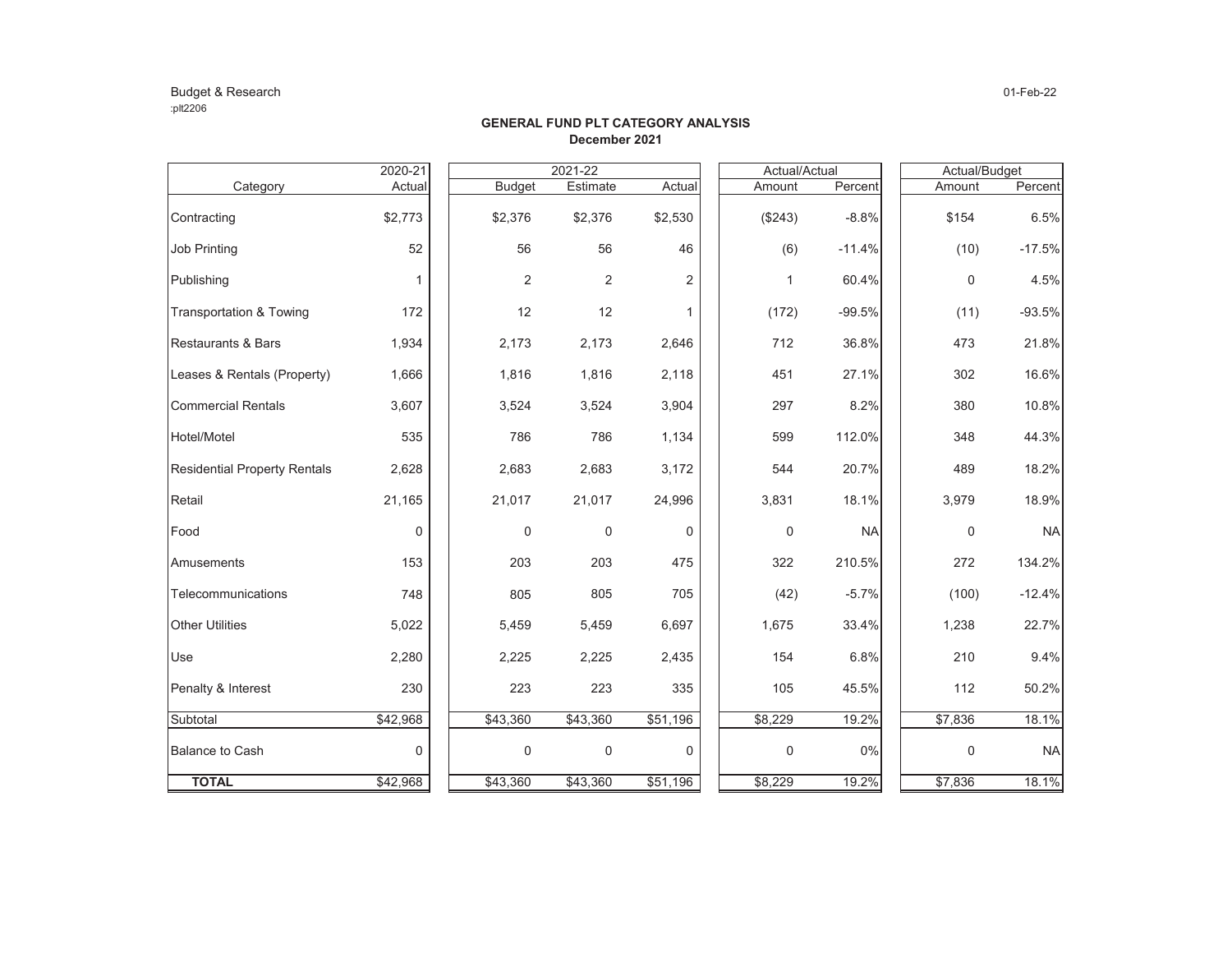Budget & Research
:plt2206

01-Feb-22

## GENERAL FUND PLT CATEGORY ANALYSIS
**December 2021**

| Category | 2020-21 | 2021-22 | | | Actual/Actual | | Actual/Budget | |
|---|---|---|---|---|---|---|---|---|
| | Actual | Budget | Estimate | Actual | Amount | Percent | Amount | Percent |
| Contracting | $2,773 | $2,376 | $2,376 | $2,530 | ($243) | -8.8% | $154 | 6.5% |
| Job Printing | 52 | 56 | 56 | 46 | (6) | -11.4% | (10) | -17.5% |
| Publishing | 1 | 2 | 2 | 2 | 1 | 60.4% | 0 | 4.5% |
| Transportation & Towing | 172 | 12 | 12 | 1 | (172) | -99.5% | (11) | -93.5% |
| Restaurants & Bars | 1,934 | 2,173 | 2,173 | 2,646 | 712 | 36.8% | 473 | 21.8% |
| Leases & Rentals (Property) | 1,666 | 1,816 | 1,816 | 2,118 | 451 | 27.1% | 302 | 16.6% |
| Commercial Rentals | 3,607 | 3,524 | 3,524 | 3,904 | 297 | 8.2% | 380 | 10.8% |
| Hotel/Motel | 535 | 786 | 786 | 1,134 | 599 | 112.0% | 348 | 44.3% |
| Residential Property Rentals | 2,628 | 2,683 | 2,683 | 3,172 | 544 | 20.7% | 489 | 18.2% |
| Retail | 21,165 | 21,017 | 21,017 | 24,996 | 3,831 | 18.1% | 3,979 | 18.9% |
| Food | 0 | 0 | 0 | 0 | 0 | NA | 0 | NA |
| Amusements | 153 | 203 | 203 | 475 | 322 | 210.5% | 272 | 134.2% |
| Telecommunications | 748 | 805 | 805 | 705 | (42) | -5.7% | (100) | -12.4% |
| Other Utilities | 5,022 | 5,459 | 5,459 | 6,697 | 1,675 | 33.4% | 1,238 | 22.7% |
| Use | 2,280 | 2,225 | 2,225 | 2,435 | 154 | 6.8% | 210 | 9.4% |
| Penalty & Interest | 230 | 223 | 223 | 335 | 105 | 45.5% | 112 | 50.2% |
| Subtotal | $42,968 | $43,360 | $43,360 | $51,196 | $8,229 | 19.2% | $7,836 | 18.1% |
| Balance to Cash | 0 | 0 | 0 | 0 | 0 | 0% | 0 | NA |
| **TOTAL** | $42,968 | $43,360 | $43,360 | $51,196 | $8,229 | 19.2% | $7,836 | 18.1% |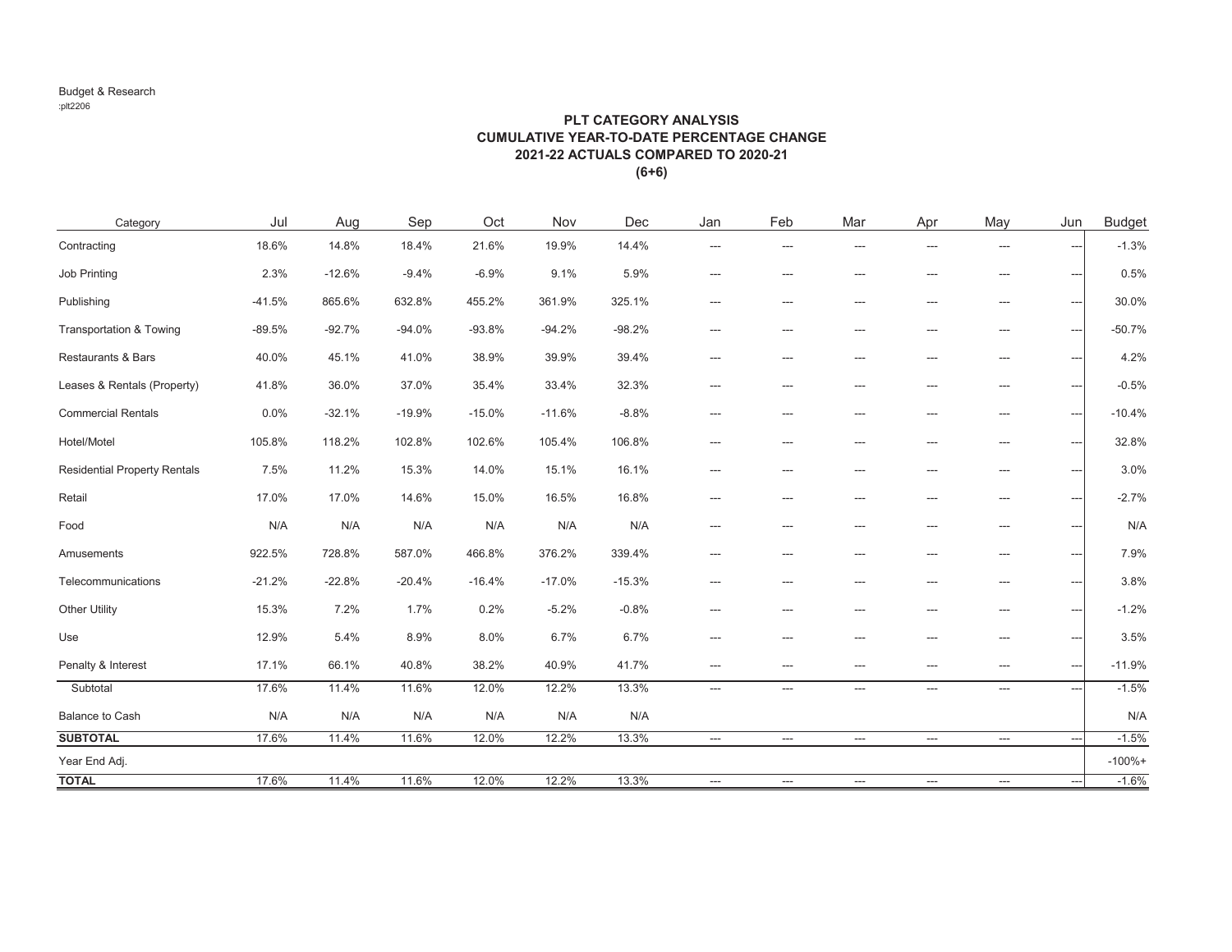Budget & Research
:plt2206

## PLT CATEGORY ANALYSIS
## CUMULATIVE YEAR-TO-DATE PERCENTAGE CHANGE
## 2021-22 ACTUALS COMPARED TO 2020-21
## (6+6)

| Category | Jul | Aug | Sep | Oct | Nov | Dec | Jan | Feb | Mar | Apr | May | Jun | Budget |
|---|---|---|---|---|---|---|---|---|---|---|---|---|---|
| Contracting | 18.6% | 14.8% | 18.4% | 21.6% | 19.9% | 14.4% | --- | --- | --- | --- | --- | --- | -1.3% |
| Job Printing | 2.3% | -12.6% | -9.4% | -6.9% | 9.1% | 5.9% | --- | --- | --- | --- | --- | --- | 0.5% |
| Publishing | -41.5% | 865.6% | 632.8% | 455.2% | 361.9% | 325.1% | --- | --- | --- | --- | --- | --- | 30.0% |
| Transportation & Towing | -89.5% | -92.7% | -94.0% | -93.8% | -94.2% | -98.2% | --- | --- | --- | --- | --- | --- | -50.7% |
| Restaurants & Bars | 40.0% | 45.1% | 41.0% | 38.9% | 39.9% | 39.4% | --- | --- | --- | --- | --- | --- | 4.2% |
| Leases & Rentals (Property) | 41.8% | 36.0% | 37.0% | 35.4% | 33.4% | 32.3% | --- | --- | --- | --- | --- | --- | -0.5% |
| Commercial Rentals | 0.0% | -32.1% | -19.9% | -15.0% | -11.6% | -8.8% | --- | --- | --- | --- | --- | --- | -10.4% |
| Hotel/Motel | 105.8% | 118.2% | 102.8% | 102.6% | 105.4% | 106.8% | --- | --- | --- | --- | --- | --- | 32.8% |
| Residential Property Rentals | 7.5% | 11.2% | 15.3% | 14.0% | 15.1% | 16.1% | --- | --- | --- | --- | --- | --- | 3.0% |
| Retail | 17.0% | 17.0% | 14.6% | 15.0% | 16.5% | 16.8% | --- | --- | --- | --- | --- | --- | -2.7% |
| Food | N/A | N/A | N/A | N/A | N/A | N/A | --- | --- | --- | --- | --- | --- | N/A |
| Amusements | 922.5% | 728.8% | 587.0% | 466.8% | 376.2% | 339.4% | --- | --- | --- | --- | --- | --- | 7.9% |
| Telecommunications | -21.2% | -22.8% | -20.4% | -16.4% | -17.0% | -15.3% | --- | --- | --- | --- | --- | --- | 3.8% |
| Other Utility | 15.3% | 7.2% | 1.7% | 0.2% | -5.2% | -0.8% | --- | --- | --- | --- | --- | --- | -1.2% |
| Use | 12.9% | 5.4% | 8.9% | 8.0% | 6.7% | 6.7% | --- | --- | --- | --- | --- | --- | 3.5% |
| Penalty & Interest | 17.1% | 66.1% | 40.8% | 38.2% | 40.9% | 41.7% | --- | --- | --- | --- | --- | --- | -11.9% |
| Subtotal | 17.6% | 11.4% | 11.6% | 12.0% | 12.2% | 13.3% | --- | --- | --- | --- | --- | --- | -1.5% |
| Balance to Cash | N/A | N/A | N/A | N/A | N/A | N/A | | | | | | | N/A |
| **SUBTOTAL** | 17.6% | 11.4% | 11.6% | 12.0% | 12.2% | 13.3% | --- | --- | --- | --- | --- | --- | -1.5% |
| Year End Adj. | | | | | | | | | | | | | -100%+ |
| **TOTAL** | 17.6% | 11.4% | 11.6% | 12.0% | 12.2% | 13.3% | --- | --- | --- | --- | --- | --- | -1.6% |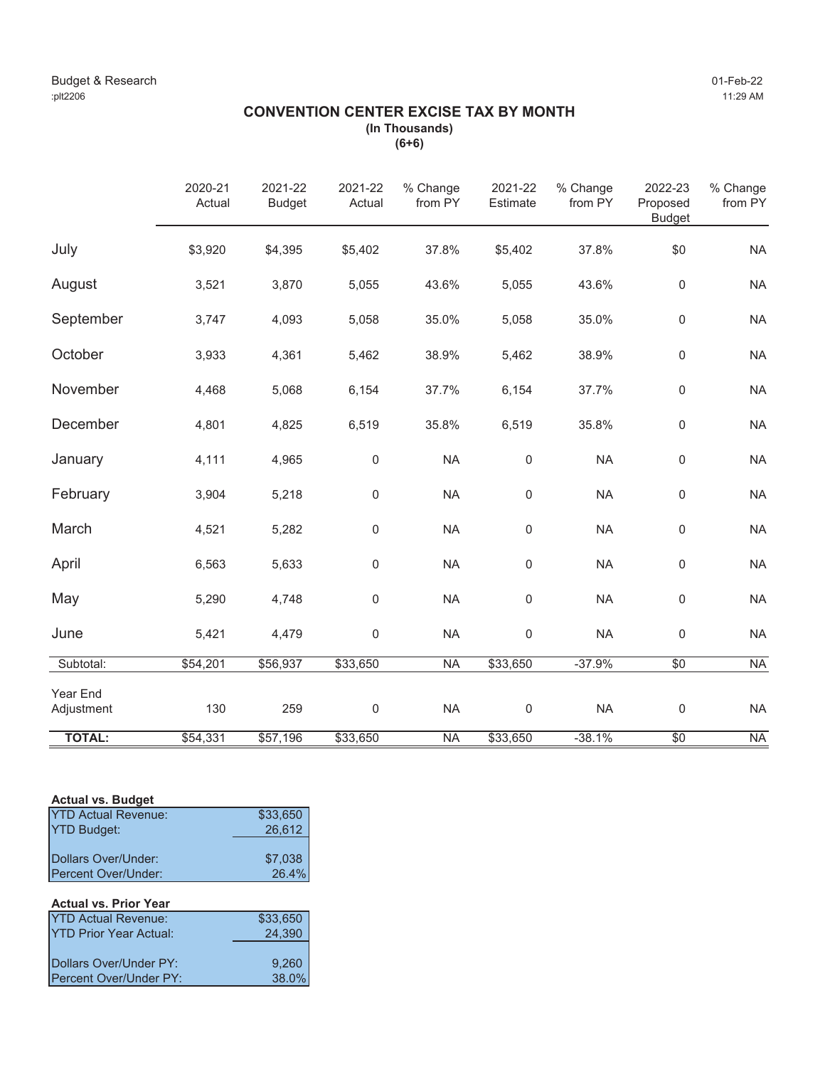Budget & Research
:plt2206

01-Feb-22
11:29 AM

## CONVENTION CENTER EXCISE TAX BY MONTH

**(In Thousands)**
**(6+6)**

| | 2020-21 Actual | 2021-22 Budget | 2021-22 Actual | % Change from PY | 2021-22 Estimate | % Change from PY | 2022-23 Proposed Budget | % Change from PY |
|---|---|---|---|---|---|---|---|---|
| July | $3,920 | $4,395 | $5,402 | 37.8% | $5,402 | 37.8% | $0 | NA |
| August | 3,521 | 3,870 | 5,055 | 43.6% | 5,055 | 43.6% | 0 | NA |
| September | 3,747 | 4,093 | 5,058 | 35.0% | 5,058 | 35.0% | 0 | NA |
| October | 3,933 | 4,361 | 5,462 | 38.9% | 5,462 | 38.9% | 0 | NA |
| November | 4,468 | 5,068 | 6,154 | 37.7% | 6,154 | 37.7% | 0 | NA |
| December | 4,801 | 4,825 | 6,519 | 35.8% | 6,519 | 35.8% | 0 | NA |
| January | 4,111 | 4,965 | 0 | NA | 0 | NA | 0 | NA |
| February | 3,904 | 5,218 | 0 | NA | 0 | NA | 0 | NA |
| March | 4,521 | 5,282 | 0 | NA | 0 | NA | 0 | NA |
| April | 6,563 | 5,633 | 0 | NA | 0 | NA | 0 | NA |
| May | 5,290 | 4,748 | 0 | NA | 0 | NA | 0 | NA |
| June | 5,421 | 4,479 | 0 | NA | 0 | NA | 0 | NA |
| Subtotal: | $54,201 | $56,937 | $33,650 | NA | $33,650 | -37.9% | $0 | NA |
| Year End Adjustment | 130 | 259 | 0 | NA | 0 | NA | 0 | NA |
| **TOTAL:** | $54,331 | $57,196 | $33,650 | NA | $33,650 | -38.1% | $0 | NA |

**Actual vs. Budget**

| | |
|---|---|
| YTD Actual Revenue: | $33,650 |
| YTD Budget: | 26,612 |
| Dollars Over/Under: | $7,038 |
| Percent Over/Under: | 26.4% |

**Actual vs. Prior Year**

| | |
|---|---|
| YTD Actual Revenue: | $33,650 |
| YTD Prior Year Actual: | 24,390 |
| Dollars Over/Under PY: | 9,260 |
| Percent Over/Under PY: | 38.0% |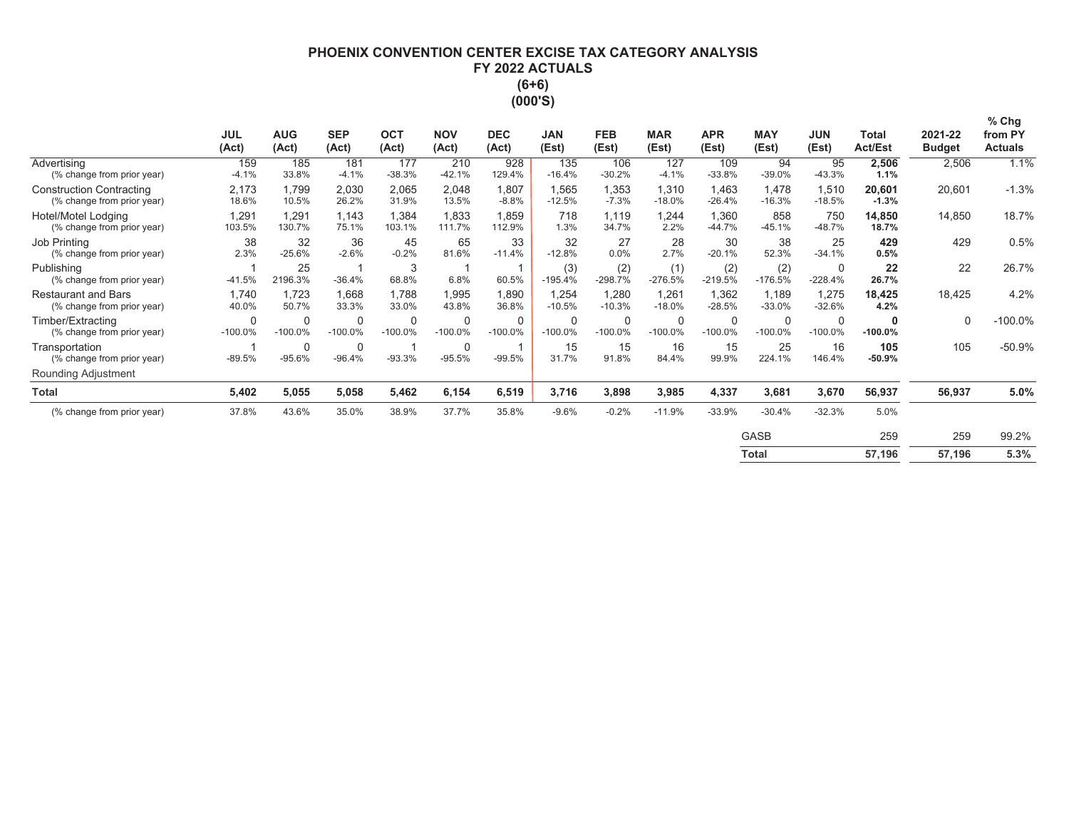# PHOENIX CONVENTION CENTER EXCISE TAX CATEGORY ANALYSIS
## FY 2022 ACTUALS
## (6+6)
## (000'S)

| | JUL (Act) | AUG (Act) | SEP (Act) | OCT (Act) | NOV (Act) | DEC (Act) | JAN (Est) | FEB (Est) | MAR (Est) | APR (Est) | MAY (Est) | JUN (Est) | Total Act/Est | 2021-22 Budget | % Chg from PY Actuals |
|---|---|---|---|---|---|---|---|---|---|---|---|---|---|---|---|
| Advertising | 159 | 185 | 181 | 177 | 210 | 928 | 135 | 106 | 127 | 109 | 94 | 95 | **2,506** | 2,506 | 1.1% |
| (% change from prior year) | -4.1% | 33.8% | -4.1% | -38.3% | -42.1% | 129.4% | -16.4% | -30.2% | -4.1% | -33.8% | -39.0% | -43.3% | **1.1%** | | |
| Construction Contracting | 2,173 | 1,799 | 2,030 | 2,065 | 2,048 | 1,807 | 1,565 | 1,353 | 1,310 | 1,463 | 1,478 | 1,510 | **20,601** | 20,601 | -1.3% |
| (% change from prior year) | 18.6% | 10.5% | 26.2% | 31.9% | 13.5% | -8.8% | -12.5% | -7.3% | -18.0% | -26.4% | -16.3% | -18.5% | **-1.3%** | | |
| Hotel/Motel Lodging | 1,291 | 1,291 | 1,143 | 1,384 | 1,833 | 1,859 | 718 | 1,119 | 1,244 | 1,360 | 858 | 750 | **14,850** | 14,850 | 18.7% |
| (% change from prior year) | 103.5% | 130.7% | 75.1% | 103.1% | 111.7% | 112.9% | 1.3% | 34.7% | 2.2% | -44.7% | -45.1% | -48.7% | **18.7%** | | |
| Job Printing | 38 | 32 | 36 | 45 | 65 | 33 | 32 | 27 | 28 | 30 | 38 | 25 | **429** | 429 | 0.5% |
| (% change from prior year) | 2.3% | -25.6% | -2.6% | -0.2% | 81.6% | -11.4% | -12.8% | 0.0% | 2.7% | -20.1% | 52.3% | -34.1% | **0.5%** | | |
| Publishing | 1 | 25 | 1 | 3 | 1 | 1 | (3) | (2) | (1) | (2) | (2) | 0 | **22** | 22 | 26.7% |
| (% change from prior year) | -41.5% | 2196.3% | -36.4% | 68.8% | 6.8% | 60.5% | -195.4% | -298.7% | -276.5% | -219.5% | -176.5% | -228.4% | **26.7%** | | |
| Restaurant and Bars | 1,740 | 1,723 | 1,668 | 1,788 | 1,995 | 1,890 | 1,254 | 1,280 | 1,261 | 1,362 | 1,189 | 1,275 | **18,425** | 18,425 | 4.2% |
| (% change from prior year) | 40.0% | 50.7% | 33.3% | 33.0% | 43.8% | 36.8% | -10.5% | -10.3% | -18.0% | -28.5% | -33.0% | -32.6% | **4.2%** | | |
| Timber/Extracting | 0 | 0 | 0 | 0 | 0 | 0 | 0 | 0 | 0 | 0 | 0 | 0 | **0** | 0 | -100.0% |
| (% change from prior year) | -100.0% | -100.0% | -100.0% | -100.0% | -100.0% | -100.0% | -100.0% | -100.0% | -100.0% | -100.0% | -100.0% | -100.0% | **-100.0%** | | |
| Transportation | 1 | 0 | 0 | 1 | 0 | 1 | 15 | 15 | 16 | 15 | 25 | 16 | **105** | 105 | -50.9% |
| (% change from prior year) | -89.5% | -95.6% | -96.4% | -93.3% | -95.5% | -99.5% | 31.7% | 91.8% | 84.4% | 99.9% | 224.1% | 146.4% | **-50.9%** | | |
| Rounding Adjustment | | | | | | | | | | | | | | | |
| **Total** | **5,402** | **5,055** | **5,058** | **5,462** | **6,154** | **6,519** | **3,716** | **3,898** | **3,985** | **4,337** | **3,681** | **3,670** | **56,937** | **56,937** | **5.0%** |
| (% change from prior year) | 37.8% | 43.6% | 35.0% | 38.9% | 37.7% | 35.8% | -9.6% | -0.2% | -11.9% | -33.9% | -30.4% | -32.3% | 5.0% | | |
| | | | | | | | | | | | GASB | | 259 | 259 | 99.2% |
| | | | | | | | | | | | **Total** | | **57,196** | **57,196** | **5.3%** |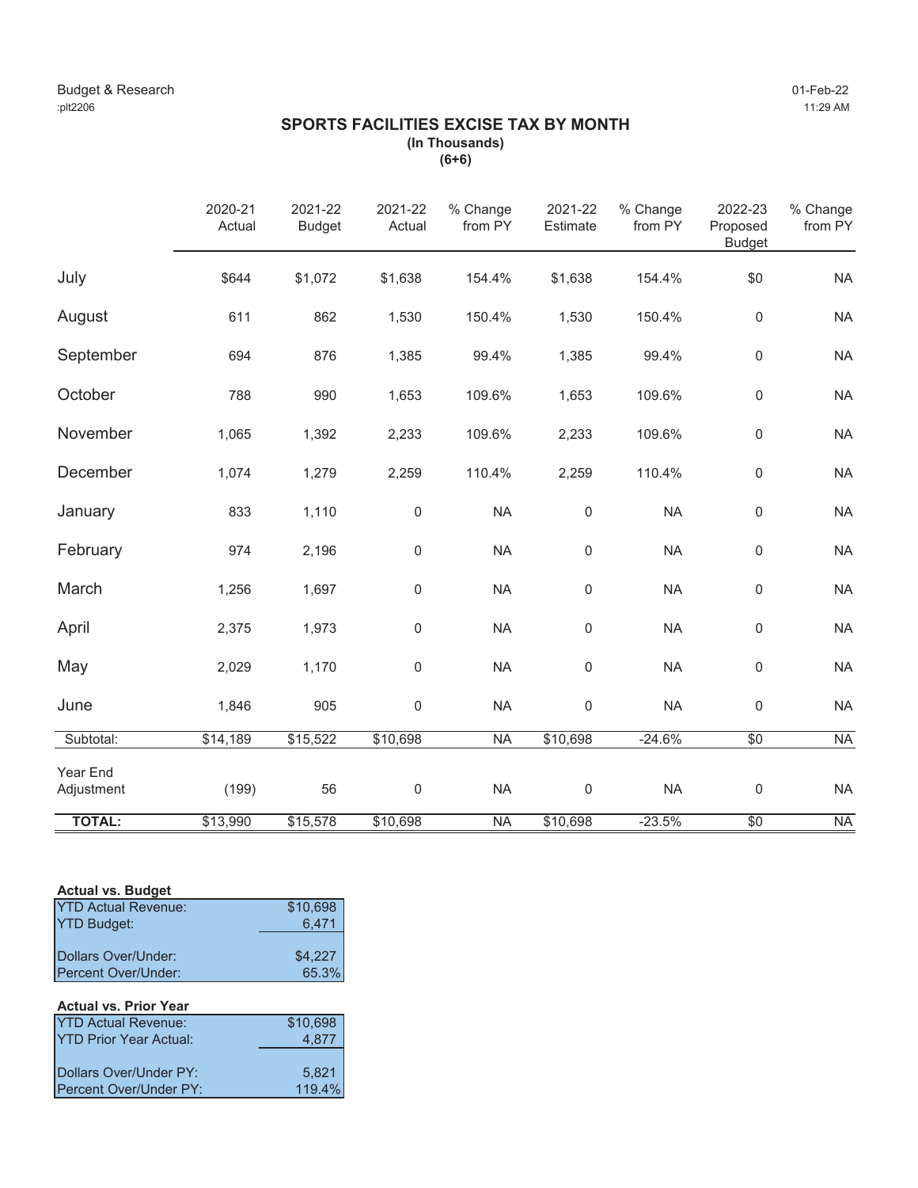Budget & Research
:plt2206

01-Feb-22
11:29 AM

## SPORTS FACILITIES EXCISE TAX BY MONTH

**(In Thousands)**
**(6+6)**

| | 2020-21 Actual | 2021-22 Budget | 2021-22 Actual | % Change from PY | 2021-22 Estimate | % Change from PY | 2022-23 Proposed Budget | % Change from PY |
|---|---|---|---|---|---|---|---|---|
| July | $644 | $1,072 | $1,638 | 154.4% | $1,638 | 154.4% | $0 | NA |
| August | 611 | 862 | 1,530 | 150.4% | 1,530 | 150.4% | 0 | NA |
| September | 694 | 876 | 1,385 | 99.4% | 1,385 | 99.4% | 0 | NA |
| October | 788 | 990 | 1,653 | 109.6% | 1,653 | 109.6% | 0 | NA |
| November | 1,065 | 1,392 | 2,233 | 109.6% | 2,233 | 109.6% | 0 | NA |
| December | 1,074 | 1,279 | 2,259 | 110.4% | 2,259 | 110.4% | 0 | NA |
| January | 833 | 1,110 | 0 | NA | 0 | NA | 0 | NA |
| February | 974 | 2,196 | 0 | NA | 0 | NA | 0 | NA |
| March | 1,256 | 1,697 | 0 | NA | 0 | NA | 0 | NA |
| April | 2,375 | 1,973 | 0 | NA | 0 | NA | 0 | NA |
| May | 2,029 | 1,170 | 0 | NA | 0 | NA | 0 | NA |
| June | 1,846 | 905 | 0 | NA | 0 | NA | 0 | NA |
| Subtotal: | $14,189 | $15,522 | $10,698 | NA | $10,698 | -24.6% | $0 | NA |
| Year End Adjustment | (199) | 56 | 0 | NA | 0 | NA | 0 | NA |
| **TOTAL:** | $13,990 | $15,578 | $10,698 | NA | $10,698 | -23.5% | $0 | NA |

**Actual vs. Budget**

| | |
|---|---|
| YTD Actual Revenue: | $10,698 |
| YTD Budget: | 6,471 |
| Dollars Over/Under: | $4,227 |
| Percent Over/Under: | 65.3% |

**Actual vs. Prior Year**

| | |
|---|---|
| YTD Actual Revenue: | $10,698 |
| YTD Prior Year Actual: | 4,877 |
| Dollars Over/Under PY: | 5,821 |
| Percent Over/Under PY: | 119.4% |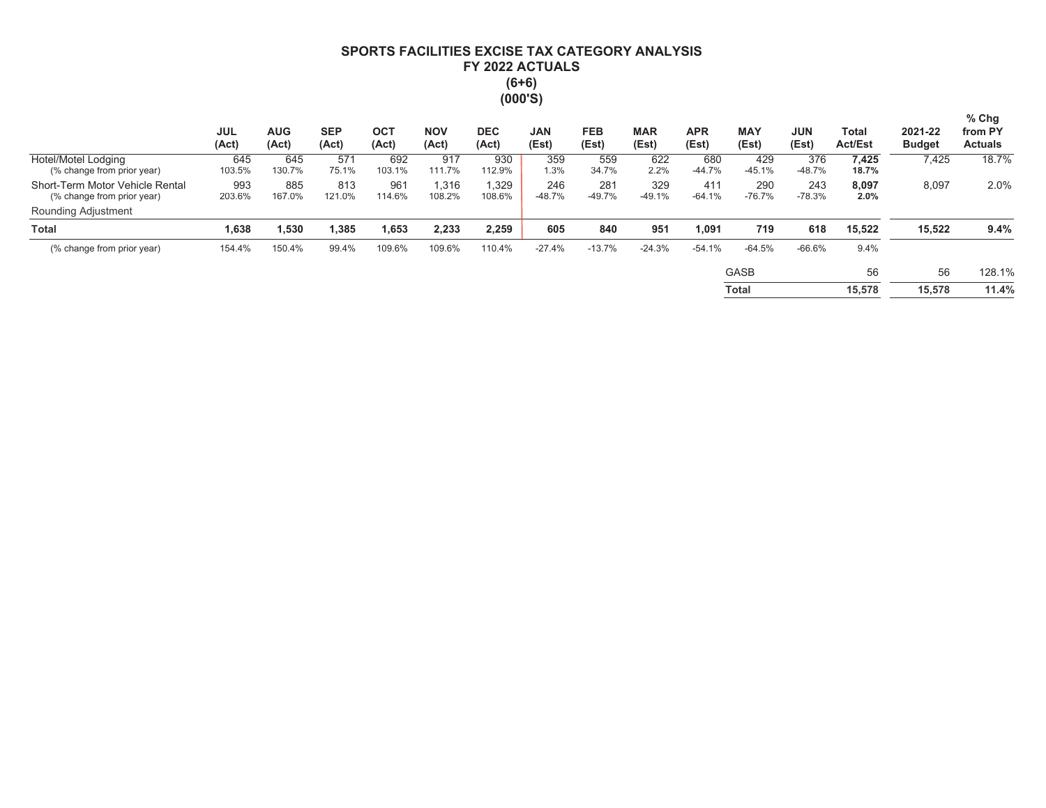# SPORTS FACILITIES EXCISE TAX CATEGORY ANALYSIS
## FY 2022 ACTUALS
## (6+6)
## (000'S)

| | JUL (Act) | AUG (Act) | SEP (Act) | OCT (Act) | NOV (Act) | DEC (Act) | JAN (Est) | FEB (Est) | MAR (Est) | APR (Est) | MAY (Est) | JUN (Est) | Total Act/Est | 2021-22 Budget | % Chg from PY Actuals |
|---|---|---|---|---|---|---|---|---|---|---|---|---|---|---|---|
| Hotel/Motel Lodging | 645 | 645 | 571 | 692 | 917 | 930 | 359 | 559 | 622 | 680 | 429 | 376 | **7,425** | 7,425 | 18.7% |
| (% change from prior year) | 103.5% | 130.7% | 75.1% | 103.1% | 111.7% | 112.9% | 1.3% | 34.7% | 2.2% | -44.7% | -45.1% | -48.7% | **18.7%** | | |
| Short-Term Motor Vehicle Rental | 993 | 885 | 813 | 961 | 1,316 | 1,329 | 246 | 281 | 329 | 411 | 290 | 243 | **8,097** | 8,097 | 2.0% |
| (% change from prior year) | 203.6% | 167.0% | 121.0% | 114.6% | 108.2% | 108.6% | -48.7% | -49.7% | -49.1% | -64.1% | -76.7% | -78.3% | **2.0%** | | |
| Rounding Adjustment | | | | | | | | | | | | | | | |
| **Total** | **1,638** | **1,530** | **1,385** | **1,653** | **2,233** | **2,259** | **605** | **840** | **951** | **1,091** | **719** | **618** | **15,522** | **15,522** | **9.4%** |
| (% change from prior year) | 154.4% | 150.4% | 99.4% | 109.6% | 109.6% | 110.4% | -27.4% | -13.7% | -24.3% | -54.1% | -64.5% | -66.6% | 9.4% | | |
| | | | | | | | | | | | GASB | | 56 | 56 | 128.1% |
| | | | | | | | | | | | **Total** | | **15,578** | **15,578** | **11.4%** |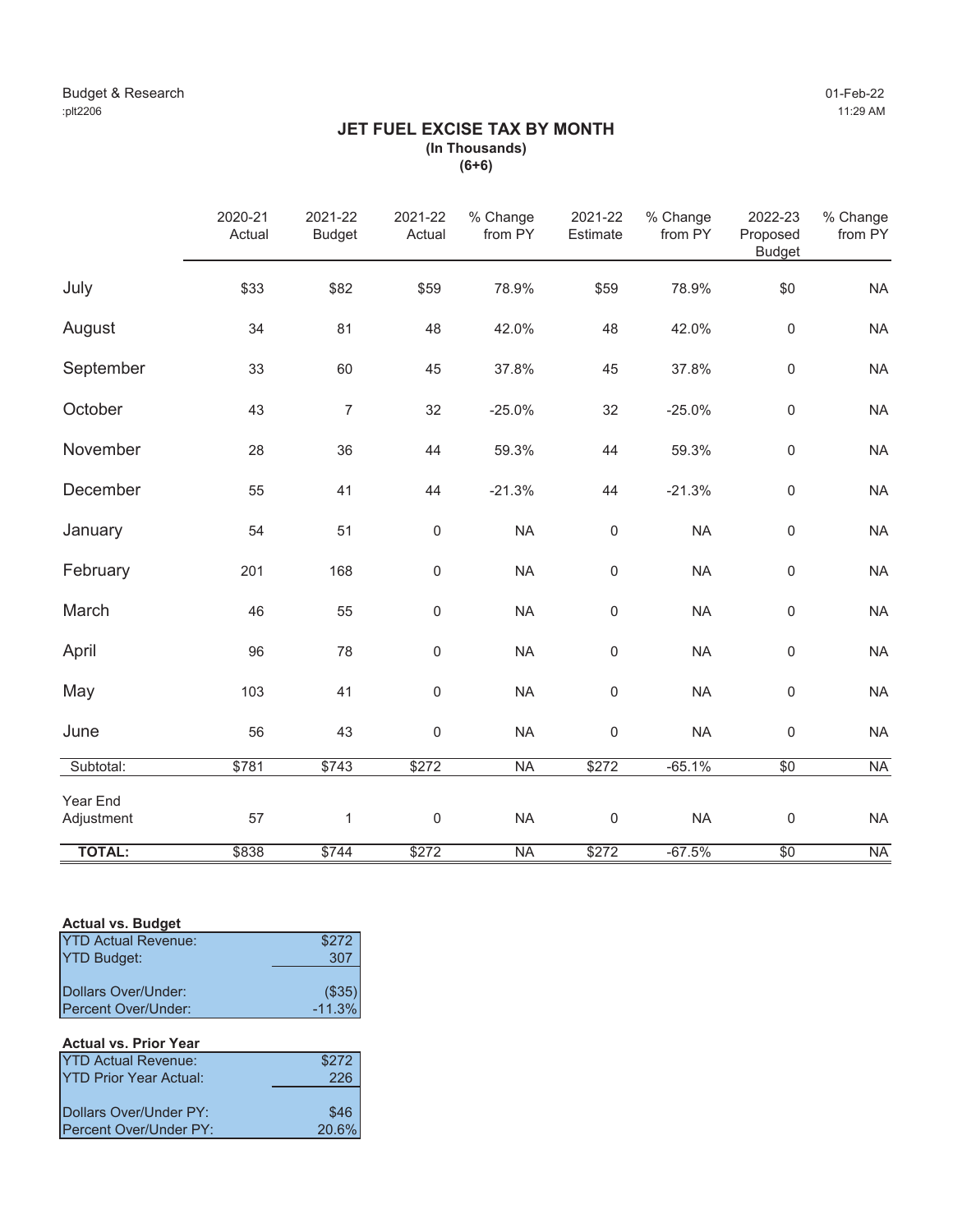Budget & Research
:plt2206

01-Feb-22
11:29 AM

# JET FUEL EXCISE TAX BY MONTH

**(In Thousands)**

**(6+6)**

| | 2020-21 Actual | 2021-22 Budget | 2021-22 Actual | % Change from PY | 2021-22 Estimate | % Change from PY | 2022-23 Proposed Budget | % Change from PY |
|---|---|---|---|---|---|---|---|---|
| July | $33 | $82 | $59 | 78.9% | $59 | 78.9% | $0 | NA |
| August | 34 | 81 | 48 | 42.0% | 48 | 42.0% | 0 | NA |
| September | 33 | 60 | 45 | 37.8% | 45 | 37.8% | 0 | NA |
| October | 43 | 7 | 32 | -25.0% | 32 | -25.0% | 0 | NA |
| November | 28 | 36 | 44 | 59.3% | 44 | 59.3% | 0 | NA |
| December | 55 | 41 | 44 | -21.3% | 44 | -21.3% | 0 | NA |
| January | 54 | 51 | 0 | NA | 0 | NA | 0 | NA |
| February | 201 | 168 | 0 | NA | 0 | NA | 0 | NA |
| March | 46 | 55 | 0 | NA | 0 | NA | 0 | NA |
| April | 96 | 78 | 0 | NA | 0 | NA | 0 | NA |
| May | 103 | 41 | 0 | NA | 0 | NA | 0 | NA |
| June | 56 | 43 | 0 | NA | 0 | NA | 0 | NA |
| Subtotal: | $781 | $743 | $272 | NA | $272 | -65.1% | $0 | NA |
| Year End Adjustment | 57 | 1 | 0 | NA | 0 | NA | 0 | NA |
| **TOTAL:** | $838 | $744 | $272 | NA | $272 | -67.5% | $0 | NA |

**Actual vs. Budget**

| | |
|---|---|
| YTD Actual Revenue: | $272 |
| YTD Budget: | 307 |
| Dollars Over/Under: | ($35) |
| Percent Over/Under: | -11.3% |

**Actual vs. Prior Year**

| | |
|---|---|
| YTD Actual Revenue: | $272 |
| YTD Prior Year Actual: | 226 |
| Dollars Over/Under PY: | $46 |
| Percent Over/Under PY: | 20.6% |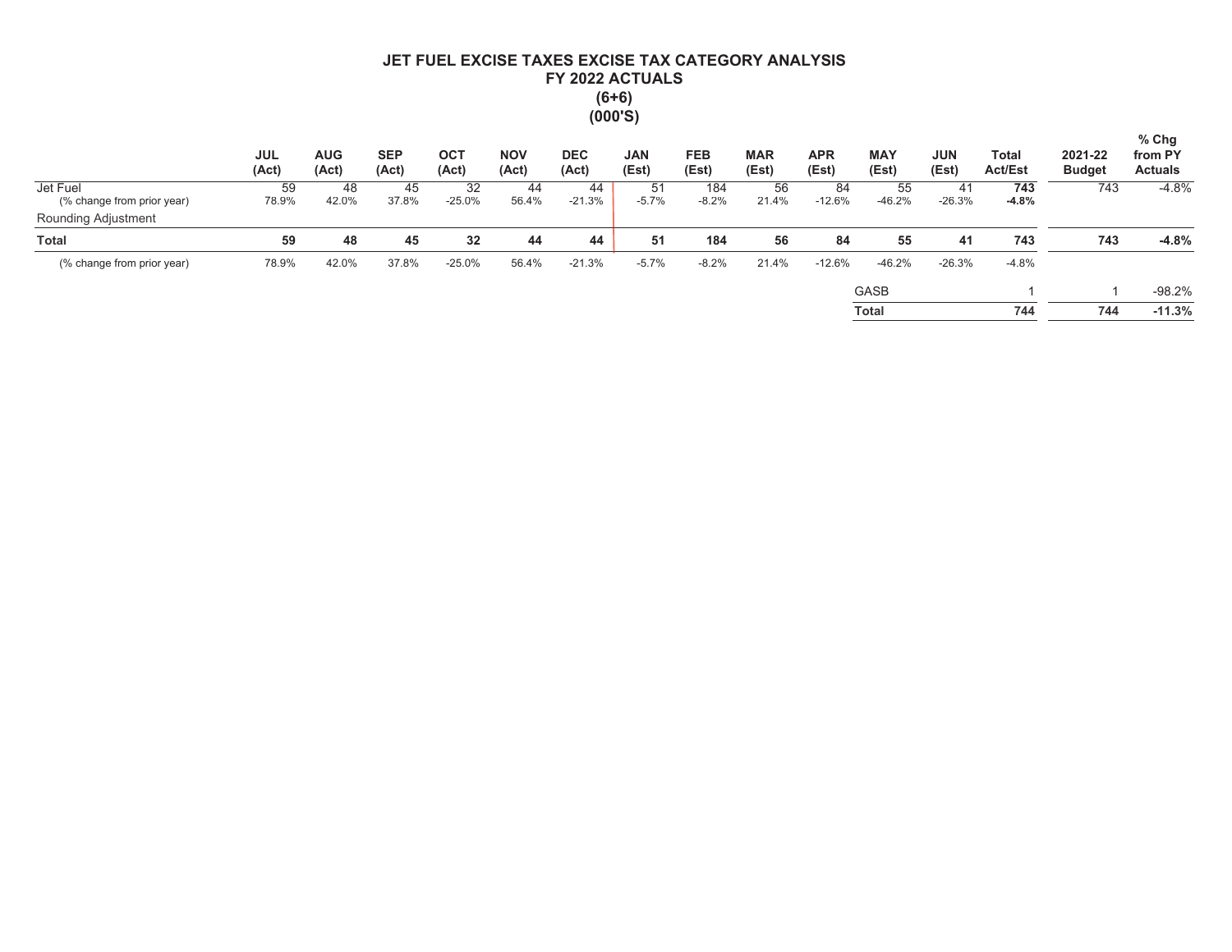# JET FUEL EXCISE TAXES EXCISE TAX CATEGORY ANALYSIS
## FY 2022 ACTUALS
## (6+6)
## (000'S)

| | JUL (Act) | AUG (Act) | SEP (Act) | OCT (Act) | NOV (Act) | DEC (Act) | JAN (Est) | FEB (Est) | MAR (Est) | APR (Est) | MAY (Est) | JUN (Est) | Total Act/Est | 2021-22 Budget | % Chg from PY Actuals |
|---|---|---|---|---|---|---|---|---|---|---|---|---|---|---|---|
| Jet Fuel | 59 | 48 | 45 | 32 | 44 | 44 | 51 | 184 | 56 | 84 | 55 | 41 | **743** | 743 | -4.8% |
| (% change from prior year) | 78.9% | 42.0% | 37.8% | -25.0% | 56.4% | -21.3% | -5.7% | -8.2% | 21.4% | -12.6% | -46.2% | -26.3% | **-4.8%** | | |
| Rounding Adjustment | | | | | | | | | | | | | | | |
| **Total** | **59** | **48** | **45** | **32** | **44** | **44** | **51** | **184** | **56** | **84** | **55** | **41** | **743** | **743** | **-4.8%** |
| (% change from prior year) | 78.9% | 42.0% | 37.8% | -25.0% | 56.4% | -21.3% | -5.7% | -8.2% | 21.4% | -12.6% | -46.2% | -26.3% | -4.8% | | |
| | | | | | | | | | | | GASB | | 1 | 1 | -98.2% |
| | | | | | | | | | | | **Total** | | **744** | **744** | **-11.3%** |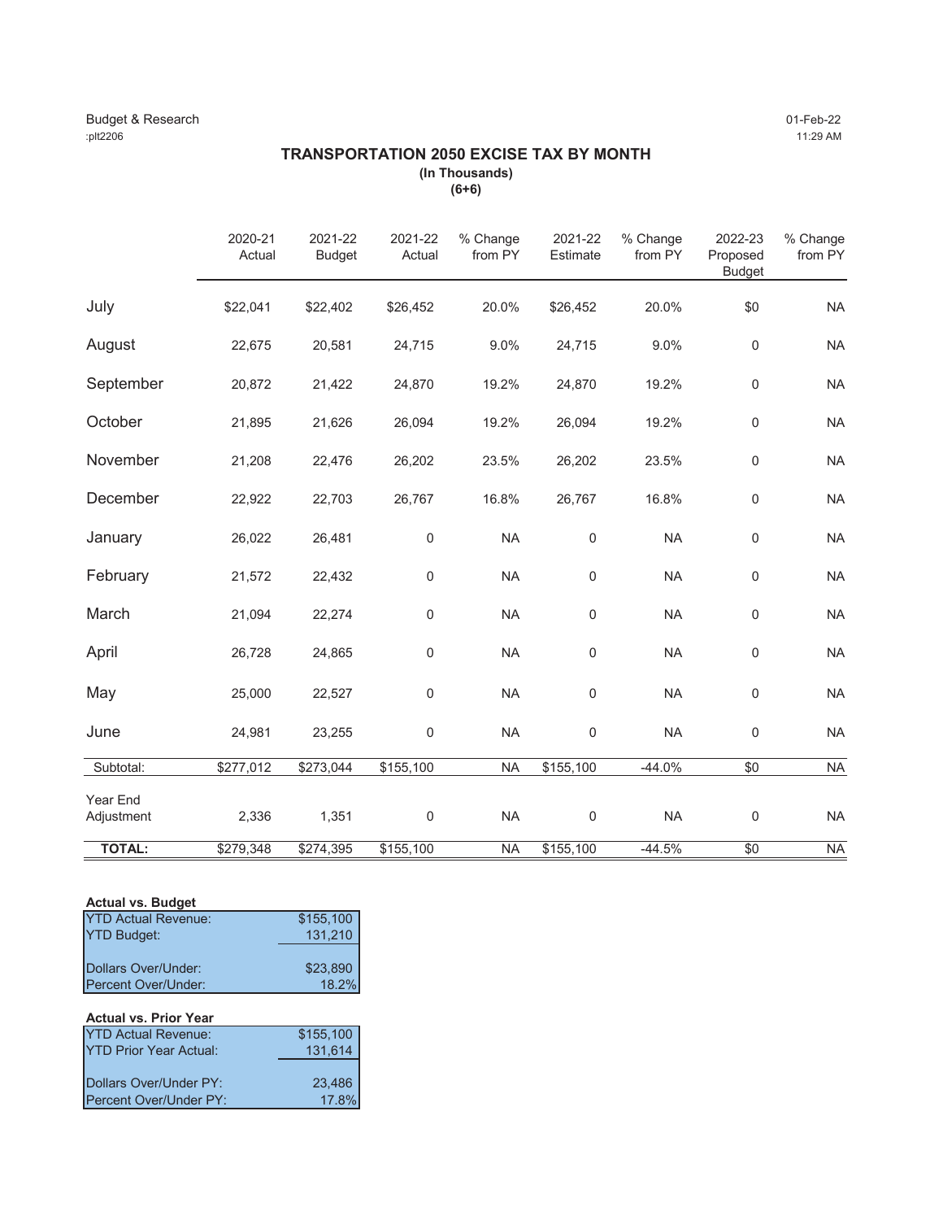Budget & Research
:plt2206

01-Feb-22
11:29 AM

## TRANSPORTATION 2050 EXCISE TAX BY MONTH

**(In Thousands)**

**(6+6)**

| | 2020-21 Actual | 2021-22 Budget | 2021-22 Actual | % Change from PY | 2021-22 Estimate | % Change from PY | 2022-23 Proposed Budget | % Change from PY |
|---|---|---|---|---|---|---|---|---|
| July | $22,041 | $22,402 | $26,452 | 20.0% | $26,452 | 20.0% | $0 | NA |
| August | 22,675 | 20,581 | 24,715 | 9.0% | 24,715 | 9.0% | 0 | NA |
| September | 20,872 | 21,422 | 24,870 | 19.2% | 24,870 | 19.2% | 0 | NA |
| October | 21,895 | 21,626 | 26,094 | 19.2% | 26,094 | 19.2% | 0 | NA |
| November | 21,208 | 22,476 | 26,202 | 23.5% | 26,202 | 23.5% | 0 | NA |
| December | 22,922 | 22,703 | 26,767 | 16.8% | 26,767 | 16.8% | 0 | NA |
| January | 26,022 | 26,481 | 0 | NA | 0 | NA | 0 | NA |
| February | 21,572 | 22,432 | 0 | NA | 0 | NA | 0 | NA |
| March | 21,094 | 22,274 | 0 | NA | 0 | NA | 0 | NA |
| April | 26,728 | 24,865 | 0 | NA | 0 | NA | 0 | NA |
| May | 25,000 | 22,527 | 0 | NA | 0 | NA | 0 | NA |
| June | 24,981 | 23,255 | 0 | NA | 0 | NA | 0 | NA |
| Subtotal: | $277,012 | $273,044 | $155,100 | NA | $155,100 | -44.0% | $0 | NA |
| Year End Adjustment | 2,336 | 1,351 | 0 | NA | 0 | NA | 0 | NA |
| **TOTAL:** | $279,348 | $274,395 | $155,100 | NA | $155,100 | -44.5% | $0 | NA |

**Actual vs. Budget**

| | |
|---|---|
| YTD Actual Revenue: | $155,100 |
| YTD Budget: | 131,210 |
| Dollars Over/Under: | $23,890 |
| Percent Over/Under: | 18.2% |

**Actual vs. Prior Year**

| | |
|---|---|
| YTD Actual Revenue: | $155,100 |
| YTD Prior Year Actual: | 131,614 |
| Dollars Over/Under PY: | 23,486 |
| Percent Over/Under PY: | 17.8% |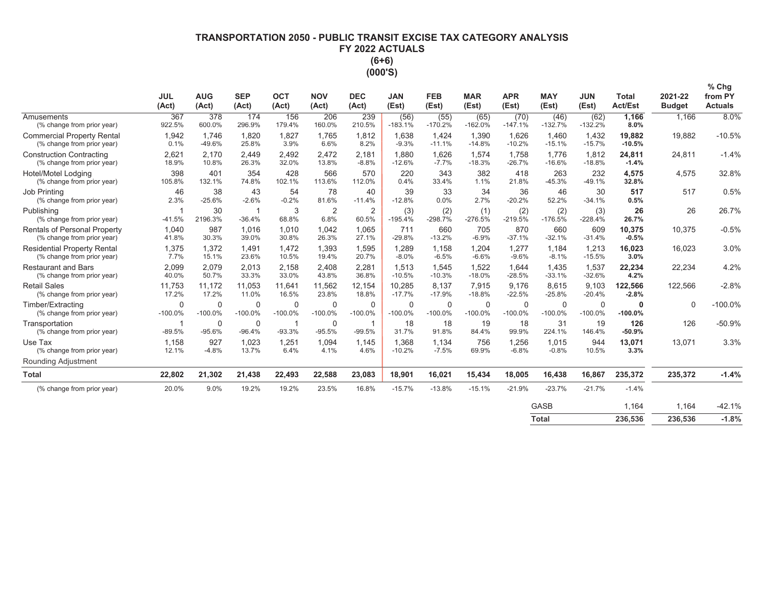# TRANSPORTATION 2050 - PUBLIC TRANSIT EXCISE TAX CATEGORY ANALYSIS
## FY 2022 ACTUALS
## (6+6)
## (000'S)

| | JUL (Act) | AUG (Act) | SEP (Act) | OCT (Act) | NOV (Act) | DEC (Act) | JAN (Est) | FEB (Est) | MAR (Est) | APR (Est) | MAY (Est) | JUN (Est) | Total Act/Est | 2021-22 Budget | % Chg from PY Actuals |
|---|---|---|---|---|---|---|---|---|---|---|---|---|---|---|---|
| Amusements | 367 | 378 | 174 | 156 | 206 | 239 | (56) | (55) | (65) | (70) | (46) | (62) | **1,166** | 1,166 | 8.0% |
| (% change from prior year) | 922.5% | 600.0% | 296.9% | 179.4% | 160.0% | 210.5% | -183.1% | -170.2% | -162.0% | -147.1% | -132.7% | -132.2% | **8.0%** | | |
| Commercial Property Rental | 1,942 | 1,746 | 1,820 | 1,827 | 1,765 | 1,812 | 1,638 | 1,424 | 1,390 | 1,626 | 1,460 | 1,432 | **19,882** | 19,882 | -10.5% |
| (% change from prior year) | 0.1% | -49.6% | 25.8% | 3.9% | 6.6% | 8.2% | -9.3% | -11.1% | -14.8% | -10.2% | -15.1% | -15.7% | **-10.5%** | | |
| Construction Contracting | 2,621 | 2,170 | 2,449 | 2,492 | 2,472 | 2,181 | 1,880 | 1,626 | 1,574 | 1,758 | 1,776 | 1,812 | **24,811** | 24,811 | -1.4% |
| (% change from prior year) | 18.9% | 10.8% | 26.3% | 32.0% | 13.8% | -8.8% | -12.6% | -7.7% | -18.3% | -26.7% | -16.6% | -18.8% | **-1.4%** | | |
| Hotel/Motel Lodging | 398 | 401 | 354 | 428 | 566 | 570 | 220 | 343 | 382 | 418 | 263 | 232 | **4,575** | 4,575 | 32.8% |
| (% change from prior year) | 105.8% | 132.1% | 74.8% | 102.1% | 113.6% | 112.0% | 0.4% | 33.4% | 1.1% | 21.8% | -45.3% | -49.1% | **32.8%** | | |
| Job Printing | 46 | 38 | 43 | 54 | 78 | 40 | 39 | 33 | 34 | 36 | 46 | 30 | **517** | 517 | 0.5% |
| (% change from prior year) | 2.3% | -25.6% | -2.6% | -0.2% | 81.6% | -11.4% | -12.8% | 0.0% | 2.7% | -20.2% | 52.2% | -34.1% | **0.5%** | | |
| Publishing | 1 | 30 | 1 | 3 | 2 | 2 | (3) | (2) | (1) | (2) | (2) | (3) | **26** | 26 | 26.7% |
| (% change from prior year) | -41.5% | 2196.3% | -36.4% | 68.8% | 6.8% | 60.5% | -195.4% | -298.7% | -276.5% | -219.5% | -176.5% | -228.4% | **26.7%** | | |
| Rentals of Personal Property | 1,040 | 987 | 1,016 | 1,010 | 1,042 | 1,065 | 711 | 660 | 705 | 870 | 660 | 609 | **10,375** | 10,375 | -0.5% |
| (% change from prior year) | 41.8% | 30.3% | 39.0% | 30.8% | 26.3% | 27.1% | -29.8% | -13.2% | -6.9% | -37.1% | -32.1% | -31.4% | **-0.5%** | | |
| Residential Property Rental | 1,375 | 1,372 | 1,491 | 1,472 | 1,393 | 1,595 | 1,289 | 1,158 | 1,204 | 1,277 | 1,184 | 1,213 | **16,023** | 16,023 | 3.0% |
| (% change from prior year) | 7.7% | 15.1% | 23.6% | 10.5% | 19.4% | 20.7% | -8.0% | -6.5% | -6.6% | -9.6% | -8.1% | -15.5% | **3.0%** | | |
| Restaurant and Bars | 2,099 | 2,079 | 2,013 | 2,158 | 2,408 | 2,281 | 1,513 | 1,545 | 1,522 | 1,644 | 1,435 | 1,537 | **22,234** | 22,234 | 4.2% |
| (% change from prior year) | 40.0% | 50.7% | 33.3% | 33.0% | 43.8% | 36.8% | -10.5% | -10.3% | -18.0% | -28.5% | -33.1% | -32.6% | **4.2%** | | |
| Retail Sales | 11,753 | 11,172 | 11,053 | 11,641 | 11,562 | 12,154 | 10,285 | 8,137 | 7,915 | 9,176 | 8,615 | 9,103 | **122,566** | 122,566 | -2.8% |
| (% change from prior year) | 17.2% | 17.2% | 11.0% | 16.5% | 23.8% | 18.8% | -17.7% | -17.9% | -18.8% | -22.5% | -25.8% | -20.4% | **-2.8%** | | |
| Timber/Extracting | 0 | 0 | 0 | 0 | 0 | 0 | 0 | 0 | 0 | 0 | 0 | 0 | **0** | 0 | -100.0% |
| (% change from prior year) | -100.0% | -100.0% | -100.0% | -100.0% | -100.0% | -100.0% | -100.0% | -100.0% | -100.0% | -100.0% | -100.0% | -100.0% | **-100.0%** | | |
| Transportation | 1 | 0 | 0 | 1 | 0 | 1 | 18 | 18 | 19 | 18 | 31 | 19 | **126** | 126 | -50.9% |
| (% change from prior year) | -89.5% | -95.6% | -96.4% | -93.3% | -95.5% | -99.5% | 31.7% | 91.8% | 84.4% | 99.9% | 224.1% | 146.4% | **-50.9%** | | |
| Use Tax | 1,158 | 927 | 1,023 | 1,251 | 1,094 | 1,145 | 1,368 | 1,134 | 756 | 1,256 | 1,015 | 944 | **13,071** | 13,071 | 3.3% |
| (% change from prior year) | 12.1% | -4.8% | 13.7% | 6.4% | 4.1% | 4.6% | -10.2% | -7.5% | 69.9% | -6.8% | -0.8% | 10.5% | **3.3%** | | |
| Rounding Adjustment | | | | | | | | | | | | | | | |
| **Total** | **22,802** | **21,302** | **21,438** | **22,493** | **22,588** | **23,083** | **18,901** | **16,021** | **15,434** | **18,005** | **16,438** | **16,867** | **235,372** | **235,372** | **-1.4%** |
| (% change from prior year) | 20.0% | 9.0% | 19.2% | 19.2% | 23.5% | 16.8% | -15.7% | -13.8% | -15.1% | -21.9% | -23.7% | -21.7% | -1.4% | | |
| | | | | | | | | | | | GASB | | 1,164 | 1,164 | -42.1% |
| | | | | | | | | | | | **Total** | | **236,536** | **236,536** | **-1.8%** |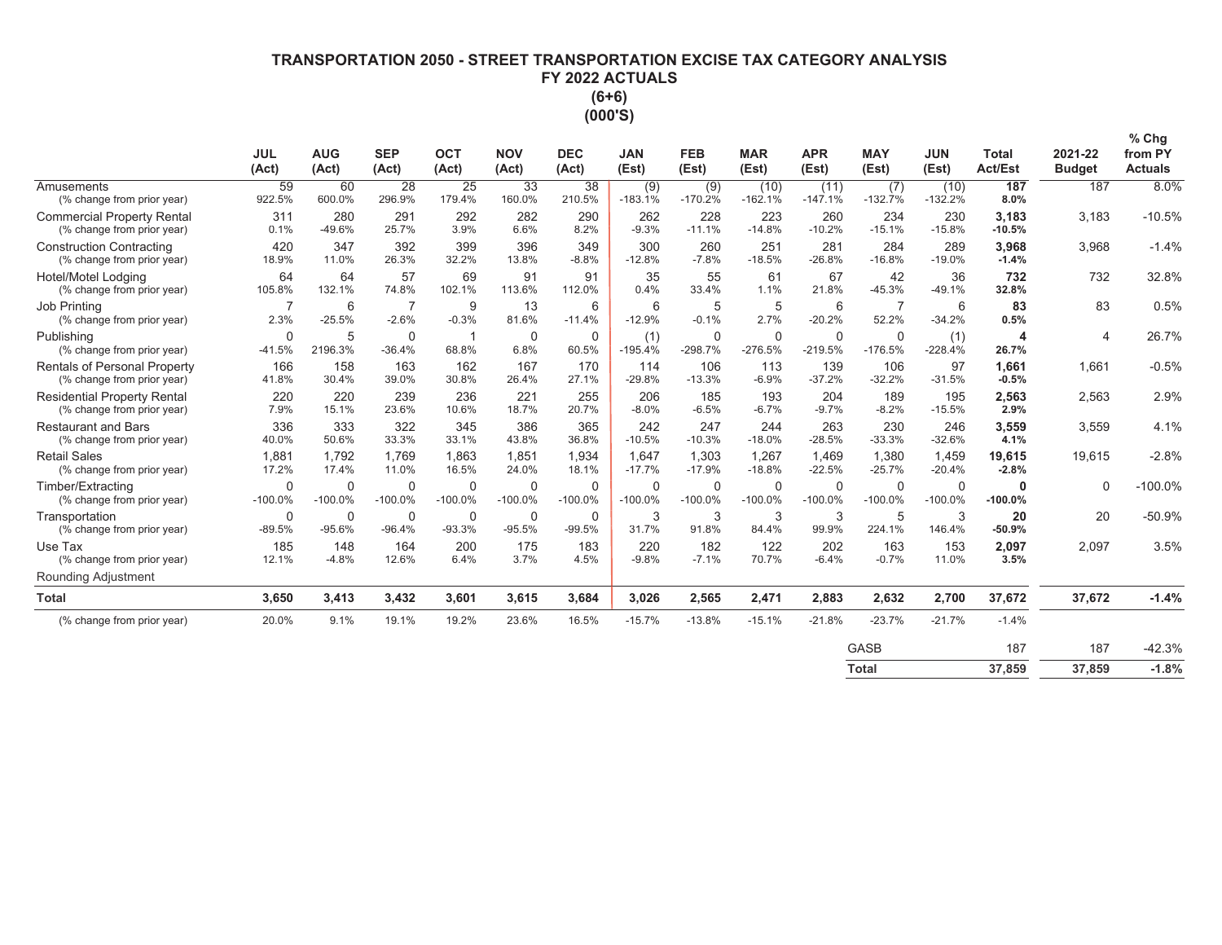# TRANSPORTATION 2050 - STREET TRANSPORTATION EXCISE TAX CATEGORY ANALYSIS
## FY 2022 ACTUALS
## (6+6)
## (000'S)

| | JUL (Act) | AUG (Act) | SEP (Act) | OCT (Act) | NOV (Act) | DEC (Act) | JAN (Est) | FEB (Est) | MAR (Est) | APR (Est) | MAY (Est) | JUN (Est) | Total Act/Est | 2021-22 Budget | % Chg from PY Actuals |
|---|---|---|---|---|---|---|---|---|---|---|---|---|---|---|---|
| Amusements | 59 | 60 | 28 | 25 | 33 | 38 | (9) | (9) | (10) | (11) | (7) | (10) | **187** | 187 | 8.0% |
| (% change from prior year) | 922.5% | 600.0% | 296.9% | 179.4% | 160.0% | 210.5% | -183.1% | -170.2% | -162.1% | -147.1% | -132.7% | -132.2% | **8.0%** | | |
| Commercial Property Rental | 311 | 280 | 291 | 292 | 282 | 290 | 262 | 228 | 223 | 260 | 234 | 230 | **3,183** | 3,183 | -10.5% |
| (% change from prior year) | 0.1% | -49.6% | 25.7% | 3.9% | 6.6% | 8.2% | -9.3% | -11.1% | -14.8% | -10.2% | -15.1% | -15.8% | **-10.5%** | | |
| Construction Contracting | 420 | 347 | 392 | 399 | 396 | 349 | 300 | 260 | 251 | 281 | 284 | 289 | **3,968** | 3,968 | -1.4% |
| (% change from prior year) | 18.9% | 11.0% | 26.3% | 32.2% | 13.8% | -8.8% | -12.8% | -7.8% | -18.5% | -26.8% | -16.8% | -19.0% | **-1.4%** | | |
| Hotel/Motel Lodging | 64 | 64 | 57 | 69 | 91 | 91 | 35 | 55 | 61 | 67 | 42 | 36 | **732** | 732 | 32.8% |
| (% change from prior year) | 105.8% | 132.1% | 74.8% | 102.1% | 113.6% | 112.0% | 0.4% | 33.4% | 1.1% | 21.8% | -45.3% | -49.1% | **32.8%** | | |
| Job Printing | 7 | 6 | 7 | 9 | 13 | 6 | 6 | 5 | 5 | 6 | 7 | 6 | **83** | 83 | 0.5% |
| (% change from prior year) | 2.3% | -25.5% | -2.6% | -0.3% | 81.6% | -11.4% | -12.9% | -0.1% | 2.7% | -20.2% | 52.2% | -34.2% | **0.5%** | | |
| Publishing | 0 | 5 | 0 | 1 | 0 | 0 | (1) | 0 | 0 | 0 | 0 | (1) | **4** | 4 | 26.7% |
| (% change from prior year) | -41.5% | 2196.3% | -36.4% | 68.8% | 6.8% | 60.5% | -195.4% | -298.7% | -276.5% | -219.5% | -176.5% | -228.4% | **26.7%** | | |
| Rentals of Personal Property | 166 | 158 | 163 | 162 | 167 | 170 | 114 | 106 | 113 | 139 | 106 | 97 | **1,661** | 1,661 | -0.5% |
| (% change from prior year) | 41.8% | 30.4% | 39.0% | 30.8% | 26.4% | 27.1% | -29.8% | -13.3% | -6.9% | -37.2% | -32.2% | -31.5% | **-0.5%** | | |
| Residential Property Rental | 220 | 220 | 239 | 236 | 221 | 255 | 206 | 185 | 193 | 204 | 189 | 195 | **2,563** | 2,563 | 2.9% |
| (% change from prior year) | 7.9% | 15.1% | 23.6% | 10.6% | 18.7% | 20.7% | -8.0% | -6.5% | -6.7% | -9.7% | -8.2% | -15.5% | **2.9%** | | |
| Restaurant and Bars | 336 | 333 | 322 | 345 | 386 | 365 | 242 | 247 | 244 | 263 | 230 | 246 | **3,559** | 3,559 | 4.1% |
| (% change from prior year) | 40.0% | 50.6% | 33.3% | 33.1% | 43.8% | 36.8% | -10.5% | -10.3% | -18.0% | -28.5% | -33.3% | -32.6% | **4.1%** | | |
| Retail Sales | 1,881 | 1,792 | 1,769 | 1,863 | 1,851 | 1,934 | 1,647 | 1,303 | 1,267 | 1,469 | 1,380 | 1,459 | **19,615** | 19,615 | -2.8% |
| (% change from prior year) | 17.2% | 17.4% | 11.0% | 16.5% | 24.0% | 18.1% | -17.7% | -17.9% | -18.8% | -22.5% | -25.7% | -20.4% | **-2.8%** | | |
| Timber/Extracting | 0 | 0 | 0 | 0 | 0 | 0 | 0 | 0 | 0 | 0 | 0 | 0 | **0** | 0 | -100.0% |
| (% change from prior year) | -100.0% | -100.0% | -100.0% | -100.0% | -100.0% | -100.0% | -100.0% | -100.0% | -100.0% | -100.0% | -100.0% | -100.0% | **-100.0%** | | |
| Transportation | 0 | 0 | 0 | 0 | 0 | 0 | 3 | 3 | 3 | 3 | 5 | 3 | **20** | 20 | -50.9% |
| (% change from prior year) | -89.5% | -95.6% | -96.4% | -93.3% | -95.5% | -99.5% | 31.7% | 91.8% | 84.4% | 99.9% | 224.1% | 146.4% | **-50.9%** | | |
| Use Tax | 185 | 148 | 164 | 200 | 175 | 183 | 220 | 182 | 122 | 202 | 163 | 153 | **2,097** | 2,097 | 3.5% |
| (% change from prior year) | 12.1% | -4.8% | 12.6% | 6.4% | 3.7% | 4.5% | -9.8% | -7.1% | 70.7% | -6.4% | -0.7% | 11.0% | **3.5%** | | |
| Rounding Adjustment | | | | | | | | | | | | | | | |
| **Total** | **3,650** | **3,413** | **3,432** | **3,601** | **3,615** | **3,684** | **3,026** | **2,565** | **2,471** | **2,883** | **2,632** | **2,700** | **37,672** | **37,672** | **-1.4%** |
| (% change from prior year) | 20.0% | 9.1% | 19.1% | 19.2% | 23.6% | 16.5% | -15.7% | -13.8% | -15.1% | -21.8% | -23.7% | -21.7% | -1.4% | | |
| | | | | | | | | | | | GASB | | 187 | 187 | -42.3% |
| | | | | | | | | | | | **Total** | | **37,859** | **37,859** | **-1.8%** |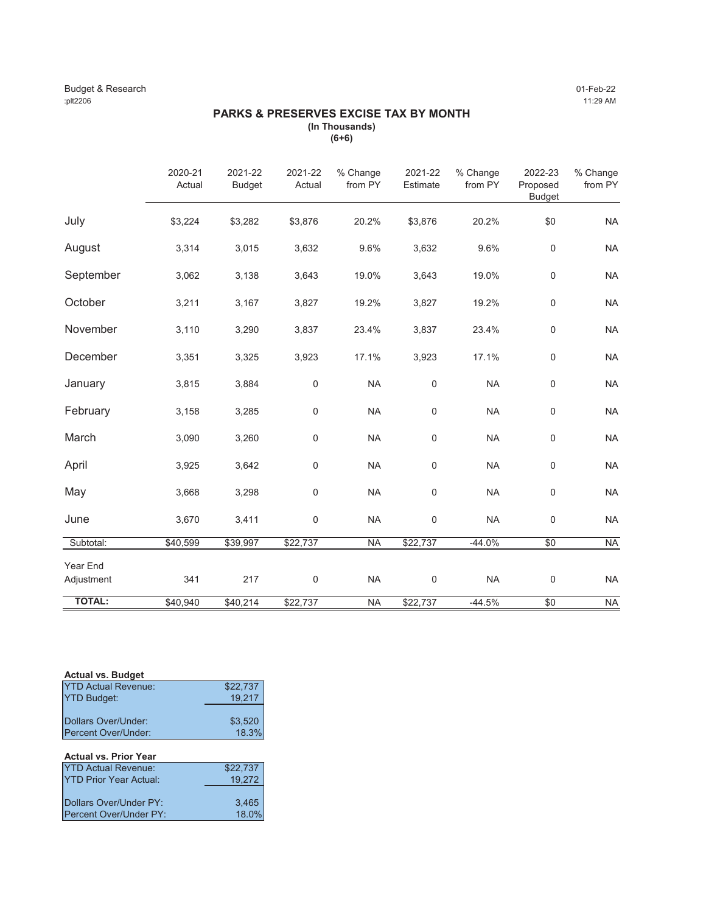Budget & Research
:plt2206

01-Feb-22
11:29 AM

## PARKS & PRESERVES EXCISE TAX BY MONTH
**(In Thousands)**
**(6+6)**

| | 2020-21 Actual | 2021-22 Budget | 2021-22 Actual | % Change from PY | 2021-22 Estimate | % Change from PY | 2022-23 Proposed Budget | % Change from PY |
|---|---|---|---|---|---|---|---|---|
| July | $3,224 | $3,282 | $3,876 | 20.2% | $3,876 | 20.2% | $0 | NA |
| August | 3,314 | 3,015 | 3,632 | 9.6% | 3,632 | 9.6% | 0 | NA |
| September | 3,062 | 3,138 | 3,643 | 19.0% | 3,643 | 19.0% | 0 | NA |
| October | 3,211 | 3,167 | 3,827 | 19.2% | 3,827 | 19.2% | 0 | NA |
| November | 3,110 | 3,290 | 3,837 | 23.4% | 3,837 | 23.4% | 0 | NA |
| December | 3,351 | 3,325 | 3,923 | 17.1% | 3,923 | 17.1% | 0 | NA |
| January | 3,815 | 3,884 | 0 | NA | 0 | NA | 0 | NA |
| February | 3,158 | 3,285 | 0 | NA | 0 | NA | 0 | NA |
| March | 3,090 | 3,260 | 0 | NA | 0 | NA | 0 | NA |
| April | 3,925 | 3,642 | 0 | NA | 0 | NA | 0 | NA |
| May | 3,668 | 3,298 | 0 | NA | 0 | NA | 0 | NA |
| June | 3,670 | 3,411 | 0 | NA | 0 | NA | 0 | NA |
| Subtotal: | $40,599 | $39,997 | $22,737 | NA | $22,737 | -44.0% | $0 | NA |
| Year End Adjustment | 341 | 217 | 0 | NA | 0 | NA | 0 | NA |
| **TOTAL:** | $40,940 | $40,214 | $22,737 | NA | $22,737 | -44.5% | $0 | NA |

**Actual vs. Budget**

| | |
|---|---|
| YTD Actual Revenue: | $22,737 |
| YTD Budget: | 19,217 |
| Dollars Over/Under: | $3,520 |
| Percent Over/Under: | 18.3% |

**Actual vs. Prior Year**

| | |
|---|---|
| YTD Actual Revenue: | $22,737 |
| YTD Prior Year Actual: | 19,272 |
| Dollars Over/Under PY: | 3,465 |
| Percent Over/Under PY: | 18.0% |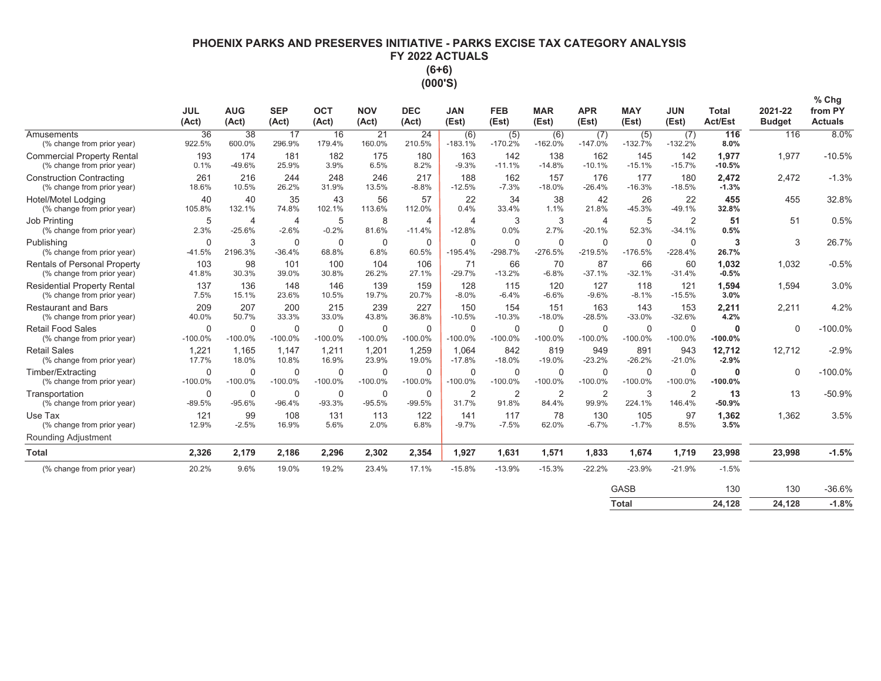# PHOENIX PARKS AND PRESERVES INITIATIVE - PARKS EXCISE TAX CATEGORY ANALYSIS

## FY 2022 ACTUALS

## (6+6)

## (000'S)

| | JUL (Act) | AUG (Act) | SEP (Act) | OCT (Act) | NOV (Act) | DEC (Act) | JAN (Est) | FEB (Est) | MAR (Est) | APR (Est) | MAY (Est) | JUN (Est) | Total Act/Est | 2021-22 Budget | % Chg from PY Actuals |
|---|---|---|---|---|---|---|---|---|---|---|---|---|---|---|---|
| Amusements | 36 | 38 | 17 | 16 | 21 | 24 | (6) | (5) | (6) | (7) | (5) | (7) | **116** | 116 | 8.0% |
| (% change from prior year) | 922.5% | 600.0% | 296.9% | 179.4% | 160.0% | 210.5% | -183.1% | -170.2% | -162.0% | -147.0% | -132.7% | -132.2% | **8.0%** | | |
| Commercial Property Rental | 193 | 174 | 181 | 182 | 175 | 180 | 163 | 142 | 138 | 162 | 145 | 142 | **1,977** | 1,977 | -10.5% |
| (% change from prior year) | 0.1% | -49.6% | 25.9% | 3.9% | 6.5% | 8.2% | -9.3% | -11.1% | -14.8% | -10.1% | -15.1% | -15.7% | **-10.5%** | | |
| Construction Contracting | 261 | 216 | 244 | 248 | 246 | 217 | 188 | 162 | 157 | 176 | 177 | 180 | **2,472** | 2,472 | -1.3% |
| (% change from prior year) | 18.6% | 10.5% | 26.2% | 31.9% | 13.5% | -8.8% | -12.5% | -7.3% | -18.0% | -26.4% | -16.3% | -18.5% | **-1.3%** | | |
| Hotel/Motel Lodging | 40 | 40 | 35 | 43 | 56 | 57 | 22 | 34 | 38 | 42 | 26 | 22 | **455** | 455 | 32.8% |
| (% change from prior year) | 105.8% | 132.1% | 74.8% | 102.1% | 113.6% | 112.0% | 0.4% | 33.4% | 1.1% | 21.8% | -45.3% | -49.1% | **32.8%** | | |
| Job Printing | 5 | 4 | 4 | 5 | 8 | 4 | 4 | 3 | 3 | 4 | 5 | 2 | **51** | 51 | 0.5% |
| (% change from prior year) | 2.3% | -25.6% | -2.6% | -0.2% | 81.6% | -11.4% | -12.8% | 0.0% | 2.7% | -20.1% | 52.3% | -34.1% | **0.5%** | | |
| Publishing | 0 | 3 | 0 | 0 | 0 | 0 | 0 | 0 | 0 | 0 | 0 | 0 | **3** | 3 | 26.7% |
| (% change from prior year) | -41.5% | 2196.3% | -36.4% | 68.8% | 6.8% | 60.5% | -195.4% | -298.7% | -276.5% | -219.5% | -176.5% | -228.4% | **26.7%** | | |
| Rentals of Personal Property | 103 | 98 | 101 | 100 | 104 | 106 | 71 | 66 | 70 | 87 | 66 | 60 | **1,032** | 1,032 | -0.5% |
| (% change from prior year) | 41.8% | 30.3% | 39.0% | 30.8% | 26.2% | 27.1% | -29.7% | -13.2% | -6.8% | -37.1% | -32.1% | -31.4% | **-0.5%** | | |
| Residential Property Rental | 137 | 136 | 148 | 146 | 139 | 159 | 128 | 115 | 120 | 127 | 118 | 121 | **1,594** | 1,594 | 3.0% |
| (% change from prior year) | 7.5% | 15.1% | 23.6% | 10.5% | 19.7% | 20.7% | -8.0% | -6.4% | -6.6% | -9.6% | -8.1% | -15.5% | **3.0%** | | |
| Restaurant and Bars | 209 | 207 | 200 | 215 | 239 | 227 | 150 | 154 | 151 | 163 | 143 | 153 | **2,211** | 2,211 | 4.2% |
| (% change from prior year) | 40.0% | 50.7% | 33.3% | 33.0% | 43.8% | 36.8% | -10.5% | -10.3% | -18.0% | -28.5% | -33.0% | -32.6% | **4.2%** | | |
| Retail Food Sales | 0 | 0 | 0 | 0 | 0 | 0 | 0 | 0 | 0 | 0 | 0 | 0 | **0** | 0 | -100.0% |
| (% change from prior year) | -100.0% | -100.0% | -100.0% | -100.0% | -100.0% | -100.0% | -100.0% | -100.0% | -100.0% | -100.0% | -100.0% | -100.0% | **-100.0%** | | |
| Retail Sales | 1,221 | 1,165 | 1,147 | 1,211 | 1,201 | 1,259 | 1,064 | 842 | 819 | 949 | 891 | 943 | **12,712** | 12,712 | -2.9% |
| (% change from prior year) | 17.7% | 18.0% | 10.8% | 16.9% | 23.9% | 19.0% | -17.8% | -18.0% | -19.0% | -23.2% | -26.2% | -21.0% | **-2.9%** | | |
| Timber/Extracting | 0 | 0 | 0 | 0 | 0 | 0 | 0 | 0 | 0 | 0 | 0 | 0 | **0** | 0 | -100.0% |
| (% change from prior year) | -100.0% | -100.0% | -100.0% | -100.0% | -100.0% | -100.0% | -100.0% | -100.0% | -100.0% | -100.0% | -100.0% | -100.0% | **-100.0%** | | |
| Transportation | 0 | 0 | 0 | 0 | 0 | 0 | 2 | 2 | 2 | 2 | 3 | 2 | **13** | 13 | -50.9% |
| (% change from prior year) | -89.5% | -95.6% | -96.4% | -93.3% | -95.5% | -99.5% | 31.7% | 91.8% | 84.4% | 99.9% | 224.1% | 146.4% | **-50.9%** | | |
| Use Tax | 121 | 99 | 108 | 131 | 113 | 122 | 141 | 117 | 78 | 130 | 105 | 97 | **1,362** | 1,362 | 3.5% |
| (% change from prior year) | 12.9% | -2.5% | 16.9% | 5.6% | 2.0% | 6.8% | -9.7% | -7.5% | 62.0% | -6.7% | -1.7% | 8.5% | **3.5%** | | |
| Rounding Adjustment | | | | | | | | | | | | | | | |
| **Total** | **2,326** | **2,179** | **2,186** | **2,296** | **2,302** | **2,354** | **1,927** | **1,631** | **1,571** | **1,833** | **1,674** | **1,719** | **23,998** | **23,998** | **-1.5%** |
| (% change from prior year) | 20.2% | 9.6% | 19.0% | 19.2% | 23.4% | 17.1% | -15.8% | -13.9% | -15.3% | -22.2% | -23.9% | -21.9% | -1.5% | | |
| | | | | | | | | | | | GASB | | 130 | 130 | -36.6% |
| | | | | | | | | | | | **Total** | | **24,128** | **24,128** | **-1.8%** |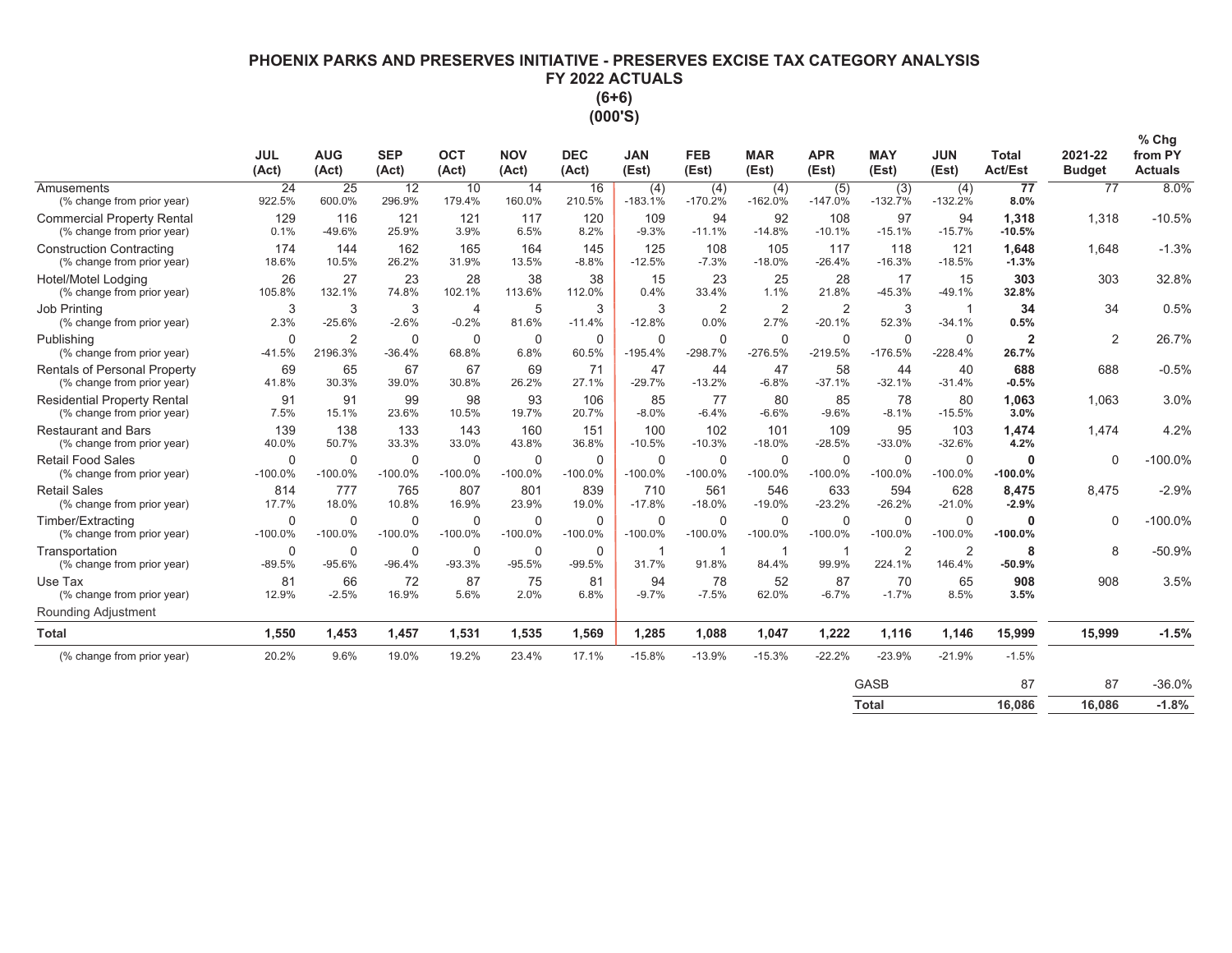# PHOENIX PARKS AND PRESERVES INITIATIVE - PRESERVES EXCISE TAX CATEGORY ANALYSIS
## FY 2022 ACTUALS
## (6+6)
## (000'S)

| | JUL (Act) | AUG (Act) | SEP (Act) | OCT (Act) | NOV (Act) | DEC (Act) | JAN (Est) | FEB (Est) | MAR (Est) | APR (Est) | MAY (Est) | JUN (Est) | Total Act/Est | 2021-22 Budget | % Chg from PY Actuals |
|---|---|---|---|---|---|---|---|---|---|---|---|---|---|---|---|
| Amusements | 24 | 25 | 12 | 10 | 14 | 16 | (4) | (4) | (4) | (5) | (3) | (4) | **77** | 77 | 8.0% |
| (% change from prior year) | 922.5% | 600.0% | 296.9% | 179.4% | 160.0% | 210.5% | -183.1% | -170.2% | -162.0% | -147.0% | -132.7% | -132.2% | **8.0%** | | |
| Commercial Property Rental | 129 | 116 | 121 | 121 | 117 | 120 | 109 | 94 | 92 | 108 | 97 | 94 | **1,318** | 1,318 | -10.5% |
| (% change from prior year) | 0.1% | -49.6% | 25.9% | 3.9% | 6.5% | 8.2% | -9.3% | -11.1% | -14.8% | -10.1% | -15.1% | -15.7% | **-10.5%** | | |
| Construction Contracting | 174 | 144 | 162 | 165 | 164 | 145 | 125 | 108 | 105 | 117 | 118 | 121 | **1,648** | 1,648 | -1.3% |
| (% change from prior year) | 18.6% | 10.5% | 26.2% | 31.9% | 13.5% | -8.8% | -12.5% | -7.3% | -18.0% | -26.4% | -16.3% | -18.5% | **-1.3%** | | |
| Hotel/Motel Lodging | 26 | 27 | 23 | 28 | 38 | 38 | 15 | 23 | 25 | 28 | 17 | 15 | **303** | 303 | 32.8% |
| (% change from prior year) | 105.8% | 132.1% | 74.8% | 102.1% | 113.6% | 112.0% | 0.4% | 33.4% | 1.1% | 21.8% | -45.3% | -49.1% | **32.8%** | | |
| Job Printing | 3 | 3 | 3 | 4 | 5 | 3 | 3 | 2 | 2 | 2 | 3 | 1 | **34** | 34 | 0.5% |
| (% change from prior year) | 2.3% | -25.6% | -2.6% | -0.2% | 81.6% | -11.4% | -12.8% | 0.0% | 2.7% | -20.1% | 52.3% | -34.1% | **0.5%** | | |
| Publishing | 0 | 2 | 0 | 0 | 0 | 0 | 0 | 0 | 0 | 0 | 0 | 0 | **2** | 2 | 26.7% |
| (% change from prior year) | -41.5% | 2196.3% | -36.4% | 68.8% | 6.8% | 60.5% | -195.4% | -298.7% | -276.5% | -219.5% | -176.5% | -228.4% | **26.7%** | | |
| Rentals of Personal Property | 69 | 65 | 67 | 67 | 69 | 71 | 47 | 44 | 47 | 58 | 44 | 40 | **688** | 688 | -0.5% |
| (% change from prior year) | 41.8% | 30.3% | 39.0% | 30.8% | 26.2% | 27.1% | -29.7% | -13.2% | -6.8% | -37.1% | -32.1% | -31.4% | **-0.5%** | | |
| Residential Property Rental | 91 | 91 | 99 | 98 | 93 | 106 | 85 | 77 | 80 | 85 | 78 | 80 | **1,063** | 1,063 | 3.0% |
| (% change from prior year) | 7.5% | 15.1% | 23.6% | 10.5% | 19.7% | 20.7% | -8.0% | -6.4% | -6.6% | -9.6% | -8.1% | -15.5% | **3.0%** | | |
| Restaurant and Bars | 139 | 138 | 133 | 143 | 160 | 151 | 100 | 102 | 101 | 109 | 95 | 103 | **1,474** | 1,474 | 4.2% |
| (% change from prior year) | 40.0% | 50.7% | 33.3% | 33.0% | 43.8% | 36.8% | -10.5% | -10.3% | -18.0% | -28.5% | -33.0% | -32.6% | **4.2%** | | |
| Retail Food Sales | 0 | 0 | 0 | 0 | 0 | 0 | 0 | 0 | 0 | 0 | 0 | 0 | **0** | 0 | -100.0% |
| (% change from prior year) | -100.0% | -100.0% | -100.0% | -100.0% | -100.0% | -100.0% | -100.0% | -100.0% | -100.0% | -100.0% | -100.0% | -100.0% | **-100.0%** | | |
| Retail Sales | 814 | 777 | 765 | 807 | 801 | 839 | 710 | 561 | 546 | 633 | 594 | 628 | **8,475** | 8,475 | -2.9% |
| (% change from prior year) | 17.7% | 18.0% | 10.8% | 16.9% | 23.9% | 19.0% | -17.8% | -18.0% | -19.0% | -23.2% | -26.2% | -21.0% | **-2.9%** | | |
| Timber/Extracting | 0 | 0 | 0 | 0 | 0 | 0 | 0 | 0 | 0 | 0 | 0 | 0 | **0** | 0 | -100.0% |
| (% change from prior year) | -100.0% | -100.0% | -100.0% | -100.0% | -100.0% | -100.0% | -100.0% | -100.0% | -100.0% | -100.0% | -100.0% | -100.0% | **-100.0%** | | |
| Transportation | 0 | 0 | 0 | 0 | 0 | 0 | 1 | 1 | 1 | 1 | 2 | 2 | **8** | 8 | -50.9% |
| (% change from prior year) | -89.5% | -95.6% | -96.4% | -93.3% | -95.5% | -99.5% | 31.7% | 91.8% | 84.4% | 99.9% | 224.1% | 146.4% | **-50.9%** | | |
| Use Tax | 81 | 66 | 72 | 87 | 75 | 81 | 94 | 78 | 52 | 87 | 70 | 65 | **908** | 908 | 3.5% |
| (% change from prior year) | 12.9% | -2.5% | 16.9% | 5.6% | 2.0% | 6.8% | -9.7% | -7.5% | 62.0% | -6.7% | -1.7% | 8.5% | **3.5%** | | |
| Rounding Adjustment | | | | | | | | | | | | | | | |
| **Total** | **1,550** | **1,453** | **1,457** | **1,531** | **1,535** | **1,569** | **1,285** | **1,088** | **1,047** | **1,222** | **1,116** | **1,146** | **15,999** | **15,999** | **-1.5%** |
| (% change from prior year) | 20.2% | 9.6% | 19.0% | 19.2% | 23.4% | 17.1% | -15.8% | -13.9% | -15.3% | -22.2% | -23.9% | -21.9% | -1.5% | | |
| | | | | | | | | | | | GASB | | 87 | 87 | -36.0% |
| | | | | | | | | | | | **Total** | | **16,086** | **16,086** | **-1.8%** |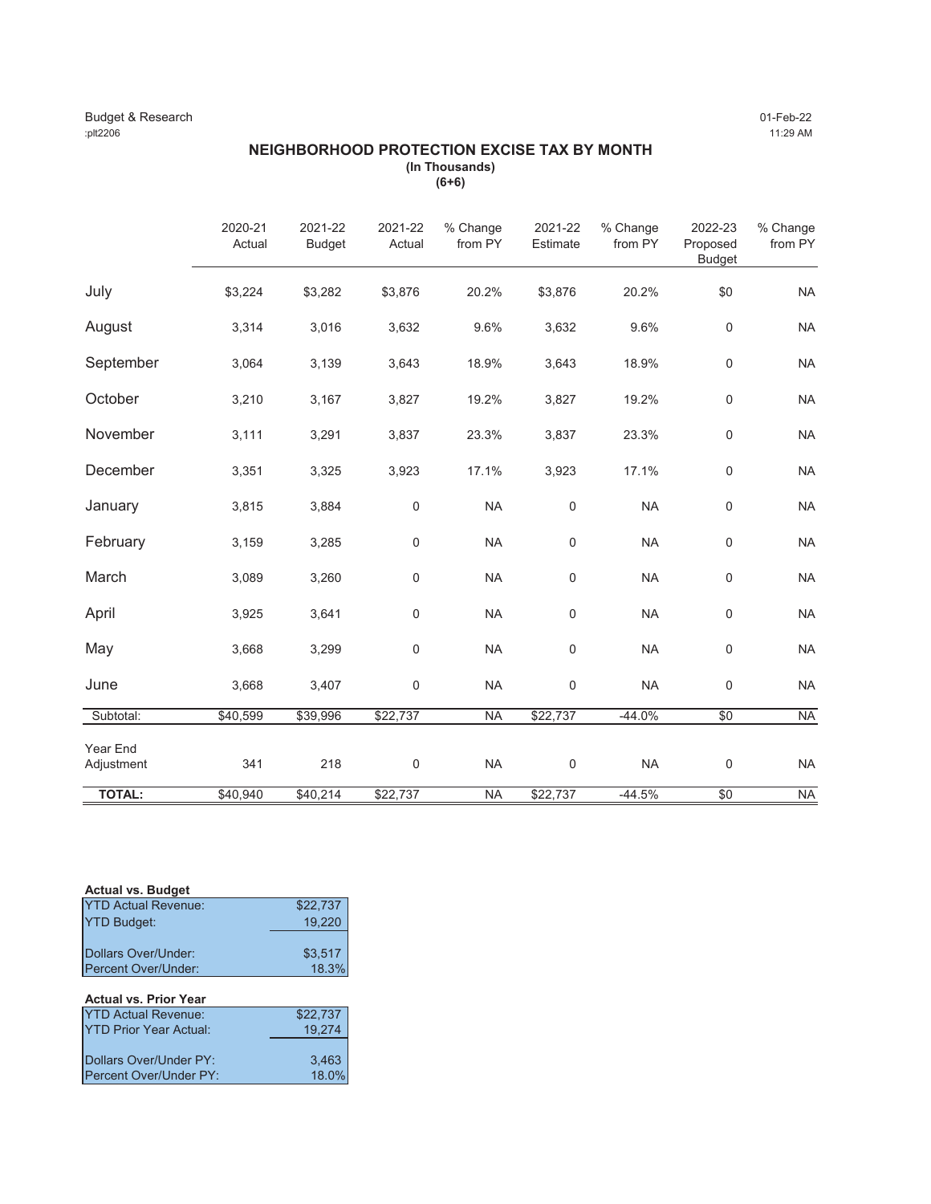Budget & Research
:plt2206

01-Feb-22
11:29 AM

## NEIGHBORHOOD PROTECTION EXCISE TAX BY MONTH

**(In Thousands)**
**(6+6)**

| | 2020-21 Actual | 2021-22 Budget | 2021-22 Actual | % Change from PY | 2021-22 Estimate | % Change from PY | 2022-23 Proposed Budget | % Change from PY |
|---|---|---|---|---|---|---|---|---|
| July | $3,224 | $3,282 | $3,876 | 20.2% | $3,876 | 20.2% | $0 | NA |
| August | 3,314 | 3,016 | 3,632 | 9.6% | 3,632 | 9.6% | 0 | NA |
| September | 3,064 | 3,139 | 3,643 | 18.9% | 3,643 | 18.9% | 0 | NA |
| October | 3,210 | 3,167 | 3,827 | 19.2% | 3,827 | 19.2% | 0 | NA |
| November | 3,111 | 3,291 | 3,837 | 23.3% | 3,837 | 23.3% | 0 | NA |
| December | 3,351 | 3,325 | 3,923 | 17.1% | 3,923 | 17.1% | 0 | NA |
| January | 3,815 | 3,884 | 0 | NA | 0 | NA | 0 | NA |
| February | 3,159 | 3,285 | 0 | NA | 0 | NA | 0 | NA |
| March | 3,089 | 3,260 | 0 | NA | 0 | NA | 0 | NA |
| April | 3,925 | 3,641 | 0 | NA | 0 | NA | 0 | NA |
| May | 3,668 | 3,299 | 0 | NA | 0 | NA | 0 | NA |
| June | 3,668 | 3,407 | 0 | NA | 0 | NA | 0 | NA |
| Subtotal: | $40,599 | $39,996 | $22,737 | NA | $22,737 | -44.0% | $0 | NA |
| Year End Adjustment | 341 | 218 | 0 | NA | 0 | NA | 0 | NA |
| **TOTAL:** | $40,940 | $40,214 | $22,737 | NA | $22,737 | -44.5% | $0 | NA |

**Actual vs. Budget**

| | |
|---|---|
| YTD Actual Revenue: | $22,737 |
| YTD Budget: | 19,220 |
| Dollars Over/Under: | $3,517 |
| Percent Over/Under: | 18.3% |

**Actual vs. Prior Year**

| | |
|---|---|
| YTD Actual Revenue: | $22,737 |
| YTD Prior Year Actual: | 19,274 |
| Dollars Over/Under PY: | 3,463 |
| Percent Over/Under PY: | 18.0% |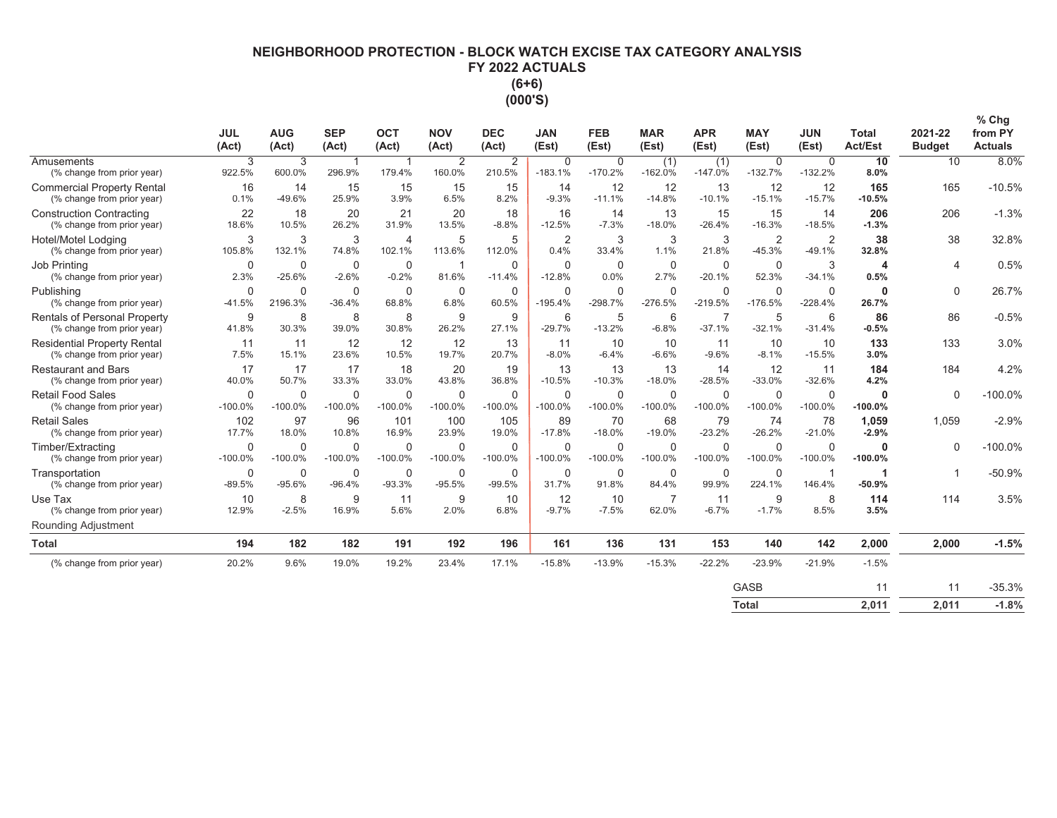# NEIGHBORHOOD PROTECTION - BLOCK WATCH EXCISE TAX CATEGORY ANALYSIS
## FY 2022 ACTUALS
## (6+6)
## (000'S)

| | JUL (Act) | AUG (Act) | SEP (Act) | OCT (Act) | NOV (Act) | DEC (Act) | JAN (Est) | FEB (Est) | MAR (Est) | APR (Est) | MAY (Est) | JUN (Est) | Total Act/Est | 2021-22 Budget | % Chg from PY Actuals |
|---|---|---|---|---|---|---|---|---|---|---|---|---|---|---|---|
| Amusements | 3 | 3 | 1 | 1 | 2 | 2 | 0 | 0 | (1) | (1) | 0 | 0 | **10** | 10 | 8.0% |
| (% change from prior year) | 922.5% | 600.0% | 296.9% | 179.4% | 160.0% | 210.5% | -183.1% | -170.2% | -162.0% | -147.0% | -132.7% | -132.2% | **8.0%** | | |
| Commercial Property Rental | 16 | 14 | 15 | 15 | 15 | 15 | 14 | 12 | 12 | 13 | 12 | 12 | **165** | 165 | -10.5% |
| (% change from prior year) | 0.1% | -49.6% | 25.9% | 3.9% | 6.5% | 8.2% | -9.3% | -11.1% | -14.8% | -10.1% | -15.1% | -15.7% | **-10.5%** | | |
| Construction Contracting | 22 | 18 | 20 | 21 | 20 | 18 | 16 | 14 | 13 | 15 | 15 | 14 | **206** | 206 | -1.3% |
| (% change from prior year) | 18.6% | 10.5% | 26.2% | 31.9% | 13.5% | -8.8% | -12.5% | -7.3% | -18.0% | -26.4% | -16.3% | -18.5% | **-1.3%** | | |
| Hotel/Motel Lodging | 3 | 3 | 3 | 4 | 5 | 5 | 2 | 3 | 3 | 3 | 2 | 2 | **38** | 38 | 32.8% |
| (% change from prior year) | 105.8% | 132.1% | 74.8% | 102.1% | 113.6% | 112.0% | 0.4% | 33.4% | 1.1% | 21.8% | -45.3% | -49.1% | **32.8%** | | |
| Job Printing | 0 | 0 | 0 | 0 | 1 | 0 | 0 | 0 | 0 | 0 | 0 | 3 | **4** | 4 | 0.5% |
| (% change from prior year) | 2.3% | -25.6% | -2.6% | -0.2% | 81.6% | -11.4% | -12.8% | 0.0% | 2.7% | -20.1% | 52.3% | -34.1% | **0.5%** | | |
| Publishing | 0 | 0 | 0 | 0 | 0 | 0 | 0 | 0 | 0 | 0 | 0 | 0 | **0** | 0 | 26.7% |
| (% change from prior year) | -41.5% | 2196.3% | -36.4% | 68.8% | 6.8% | 60.5% | -195.4% | -298.7% | -276.5% | -219.5% | -176.5% | -228.4% | **26.7%** | | |
| Rentals of Personal Property | 9 | 8 | 8 | 8 | 9 | 9 | 6 | 5 | 6 | 7 | 5 | 6 | **86** | 86 | -0.5% |
| (% change from prior year) | 41.8% | 30.3% | 39.0% | 30.8% | 26.2% | 27.1% | -29.7% | -13.2% | -6.8% | -37.1% | -32.1% | -31.4% | **-0.5%** | | |
| Residential Property Rental | 11 | 11 | 12 | 12 | 12 | 13 | 11 | 10 | 10 | 11 | 10 | 10 | **133** | 133 | 3.0% |
| (% change from prior year) | 7.5% | 15.1% | 23.6% | 10.5% | 19.7% | 20.7% | -8.0% | -6.4% | -6.6% | -9.6% | -8.1% | -15.5% | **3.0%** | | |
| Restaurant and Bars | 17 | 17 | 17 | 18 | 20 | 19 | 13 | 13 | 13 | 14 | 12 | 11 | **184** | 184 | 4.2% |
| (% change from prior year) | 40.0% | 50.7% | 33.3% | 33.0% | 43.8% | 36.8% | -10.5% | -10.3% | -18.0% | -28.5% | -33.0% | -32.6% | **4.2%** | | |
| Retail Food Sales | 0 | 0 | 0 | 0 | 0 | 0 | 0 | 0 | 0 | 0 | 0 | 0 | **0** | 0 | -100.0% |
| (% change from prior year) | -100.0% | -100.0% | -100.0% | -100.0% | -100.0% | -100.0% | -100.0% | -100.0% | -100.0% | -100.0% | -100.0% | -100.0% | **-100.0%** | | |
| Retail Sales | 102 | 97 | 96 | 101 | 100 | 105 | 89 | 70 | 68 | 79 | 74 | 78 | **1,059** | 1,059 | -2.9% |
| (% change from prior year) | 17.7% | 18.0% | 10.8% | 16.9% | 23.9% | 19.0% | -17.8% | -18.0% | -19.0% | -23.2% | -26.2% | -21.0% | **-2.9%** | | |
| Timber/Extracting | 0 | 0 | 0 | 0 | 0 | 0 | 0 | 0 | 0 | 0 | 0 | 0 | **0** | 0 | -100.0% |
| (% change from prior year) | -100.0% | -100.0% | -100.0% | -100.0% | -100.0% | -100.0% | -100.0% | -100.0% | -100.0% | -100.0% | -100.0% | -100.0% | **-100.0%** | | |
| Transportation | 0 | 0 | 0 | 0 | 0 | 0 | 0 | 0 | 0 | 0 | 0 | 1 | **1** | 1 | -50.9% |
| (% change from prior year) | -89.5% | -95.6% | -96.4% | -93.3% | -95.5% | -99.5% | 31.7% | 91.8% | 84.4% | 99.9% | 224.1% | 146.4% | **-50.9%** | | |
| Use Tax | 10 | 8 | 9 | 11 | 9 | 10 | 12 | 10 | 7 | 11 | 9 | 8 | **114** | 114 | 3.5% |
| (% change from prior year) | 12.9% | -2.5% | 16.9% | 5.6% | 2.0% | 6.8% | -9.7% | -7.5% | 62.0% | -6.7% | -1.7% | 8.5% | **3.5%** | | |
| Rounding Adjustment | | | | | | | | | | | | | | | |
| **Total** | **194** | **182** | **182** | **191** | **192** | **196** | **161** | **136** | **131** | **153** | **140** | **142** | **2,000** | **2,000** | **-1.5%** |
| (% change from prior year) | 20.2% | 9.6% | 19.0% | 19.2% | 23.4% | 17.1% | -15.8% | -13.9% | -15.3% | -22.2% | -23.9% | -21.9% | -1.5% | | |
| | | | | | | | | | | | GASB | | 11 | 11 | -35.3% |
| | | | | | | | | | | | **Total** | | **2,011** | **2,011** | **-1.8%** |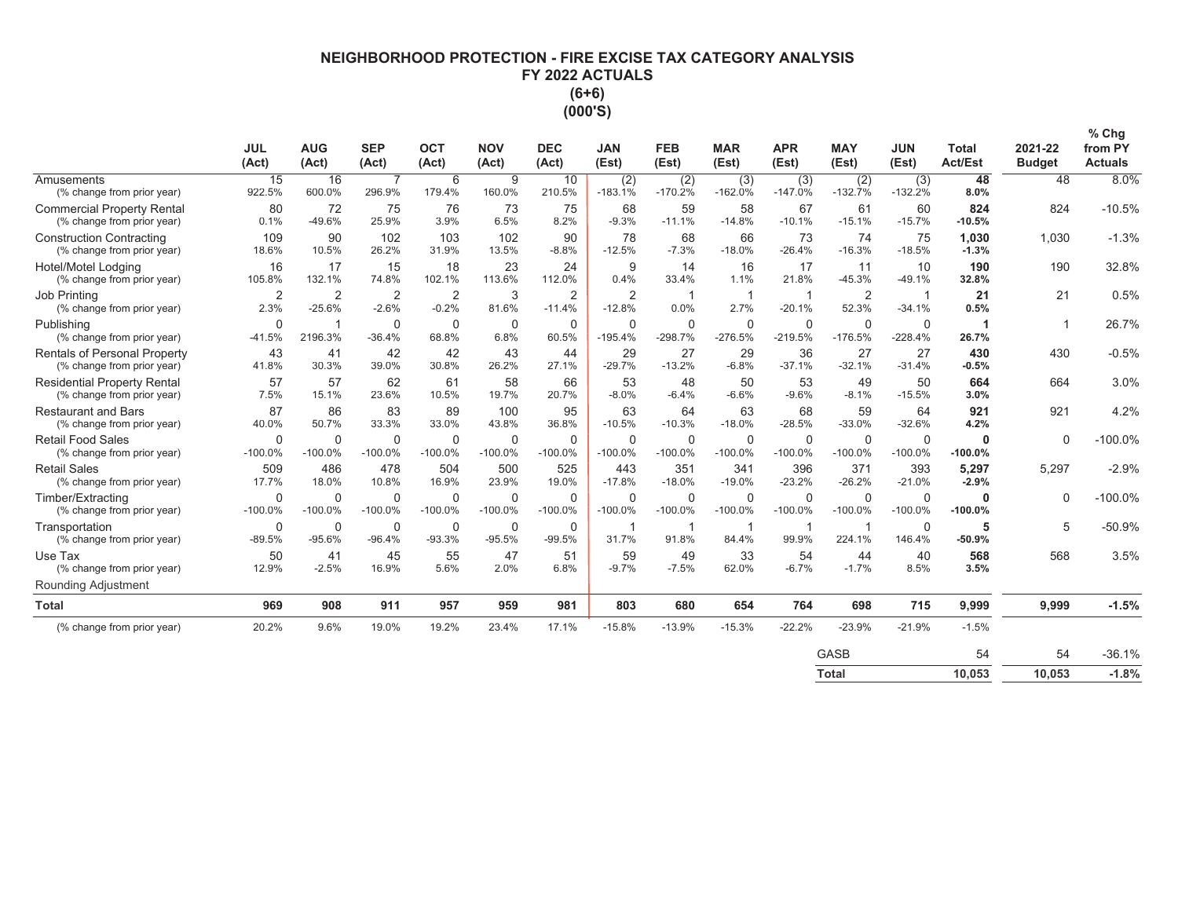# NEIGHBORHOOD PROTECTION - FIRE EXCISE TAX CATEGORY ANALYSIS
## FY 2022 ACTUALS
## (6+6)
## (000'S)

| | JUL (Act) | AUG (Act) | SEP (Act) | OCT (Act) | NOV (Act) | DEC (Act) | JAN (Est) | FEB (Est) | MAR (Est) | APR (Est) | MAY (Est) | JUN (Est) | Total Act/Est | 2021-22 Budget | % Chg from PY Actuals |
|---|---|---|---|---|---|---|---|---|---|---|---|---|---|---|---|
| Amusements | 15 | 16 | 7 | 6 | 9 | 10 | (2) | (2) | (3) | (3) | (2) | (3) | **48** | 48 | 8.0% |
| (% change from prior year) | 922.5% | 600.0% | 296.9% | 179.4% | 160.0% | 210.5% | -183.1% | -170.2% | -162.0% | -147.0% | -132.7% | -132.2% | **8.0%** | | |
| Commercial Property Rental | 80 | 72 | 75 | 76 | 73 | 75 | 68 | 59 | 58 | 67 | 61 | 60 | **824** | 824 | -10.5% |
| (% change from prior year) | 0.1% | -49.6% | 25.9% | 3.9% | 6.5% | 8.2% | -9.3% | -11.1% | -14.8% | -10.1% | -15.1% | -15.7% | **-10.5%** | | |
| Construction Contracting | 109 | 90 | 102 | 103 | 102 | 90 | 78 | 68 | 66 | 73 | 74 | 75 | **1,030** | 1,030 | -1.3% |
| (% change from prior year) | 18.6% | 10.5% | 26.2% | 31.9% | 13.5% | -8.8% | -12.5% | -7.3% | -18.0% | -26.4% | -16.3% | -18.5% | **-1.3%** | | |
| Hotel/Motel Lodging | 16 | 17 | 15 | 18 | 23 | 24 | 9 | 14 | 16 | 17 | 11 | 10 | **190** | 190 | 32.8% |
| (% change from prior year) | 105.8% | 132.1% | 74.8% | 102.1% | 113.6% | 112.0% | 0.4% | 33.4% | 1.1% | 21.8% | -45.3% | -49.1% | **32.8%** | | |
| Job Printing | 2 | 2 | 2 | 2 | 3 | 2 | 2 | 1 | 1 | 1 | 2 | 1 | **21** | 21 | 0.5% |
| (% change from prior year) | 2.3% | -25.6% | -2.6% | -0.2% | 81.6% | -11.4% | -12.8% | 0.0% | 2.7% | -20.1% | 52.3% | -34.1% | **0.5%** | | |
| Publishing | 0 | 1 | 0 | 0 | 0 | 0 | 0 | 0 | 0 | 0 | 0 | 0 | **1** | 1 | 26.7% |
| (% change from prior year) | -41.5% | 2196.3% | -36.4% | 68.8% | 6.8% | 60.5% | -195.4% | -298.7% | -276.5% | -219.5% | -176.5% | -228.4% | **26.7%** | | |
| Rentals of Personal Property | 43 | 41 | 42 | 42 | 43 | 44 | 29 | 27 | 29 | 36 | 27 | 27 | **430** | 430 | -0.5% |
| (% change from prior year) | 41.8% | 30.3% | 39.0% | 30.8% | 26.2% | 27.1% | -29.7% | -13.2% | -6.8% | -37.1% | -32.1% | -31.4% | **-0.5%** | | |
| Residential Property Rental | 57 | 57 | 62 | 61 | 58 | 66 | 53 | 48 | 50 | 53 | 49 | 50 | **664** | 664 | 3.0% |
| (% change from prior year) | 7.5% | 15.1% | 23.6% | 10.5% | 19.7% | 20.7% | -8.0% | -6.4% | -6.6% | -9.6% | -8.1% | -15.5% | **3.0%** | | |
| Restaurant and Bars | 87 | 86 | 83 | 89 | 100 | 95 | 63 | 64 | 63 | 68 | 59 | 64 | **921** | 921 | 4.2% |
| (% change from prior year) | 40.0% | 50.7% | 33.3% | 33.0% | 43.8% | 36.8% | -10.5% | -10.3% | -18.0% | -28.5% | -33.0% | -32.6% | **4.2%** | | |
| Retail Food Sales | 0 | 0 | 0 | 0 | 0 | 0 | 0 | 0 | 0 | 0 | 0 | 0 | **0** | 0 | -100.0% |
| (% change from prior year) | -100.0% | -100.0% | -100.0% | -100.0% | -100.0% | -100.0% | -100.0% | -100.0% | -100.0% | -100.0% | -100.0% | -100.0% | **-100.0%** | | |
| Retail Sales | 509 | 486 | 478 | 504 | 500 | 525 | 443 | 351 | 341 | 396 | 371 | 393 | **5,297** | 5,297 | -2.9% |
| (% change from prior year) | 17.7% | 18.0% | 10.8% | 16.9% | 23.9% | 19.0% | -17.8% | -18.0% | -19.0% | -23.2% | -26.2% | -21.0% | **-2.9%** | | |
| Timber/Extracting | 0 | 0 | 0 | 0 | 0 | 0 | 0 | 0 | 0 | 0 | 0 | 0 | **0** | 0 | -100.0% |
| (% change from prior year) | -100.0% | -100.0% | -100.0% | -100.0% | -100.0% | -100.0% | -100.0% | -100.0% | -100.0% | -100.0% | -100.0% | -100.0% | **-100.0%** | | |
| Transportation | 0 | 0 | 0 | 0 | 0 | 0 | 1 | 1 | 1 | 1 | 1 | 0 | **5** | 5 | -50.9% |
| (% change from prior year) | -89.5% | -95.6% | -96.4% | -93.3% | -95.5% | -99.5% | 31.7% | 91.8% | 84.4% | 99.9% | 224.1% | 146.4% | **-50.9%** | | |
| Use Tax | 50 | 41 | 45 | 55 | 47 | 51 | 59 | 49 | 33 | 54 | 44 | 40 | **568** | 568 | 3.5% |
| (% change from prior year) | 12.9% | -2.5% | 16.9% | 5.6% | 2.0% | 6.8% | -9.7% | -7.5% | 62.0% | -6.7% | -1.7% | 8.5% | **3.5%** | | |
| Rounding Adjustment | | | | | | | | | | | | | | | |
| **Total** | **969** | **908** | **911** | **957** | **959** | **981** | **803** | **680** | **654** | **764** | **698** | **715** | **9,999** | **9,999** | **-1.5%** |
| (% change from prior year) | 20.2% | 9.6% | 19.0% | 19.2% | 23.4% | 17.1% | -15.8% | -13.9% | -15.3% | -22.2% | -23.9% | -21.9% | -1.5% | | |
| | | | | | | | | | | | GASB | | 54 | 54 | -36.1% |
| | | | | | | | | | | | **Total** | | **10,053** | **10,053** | **-1.8%** |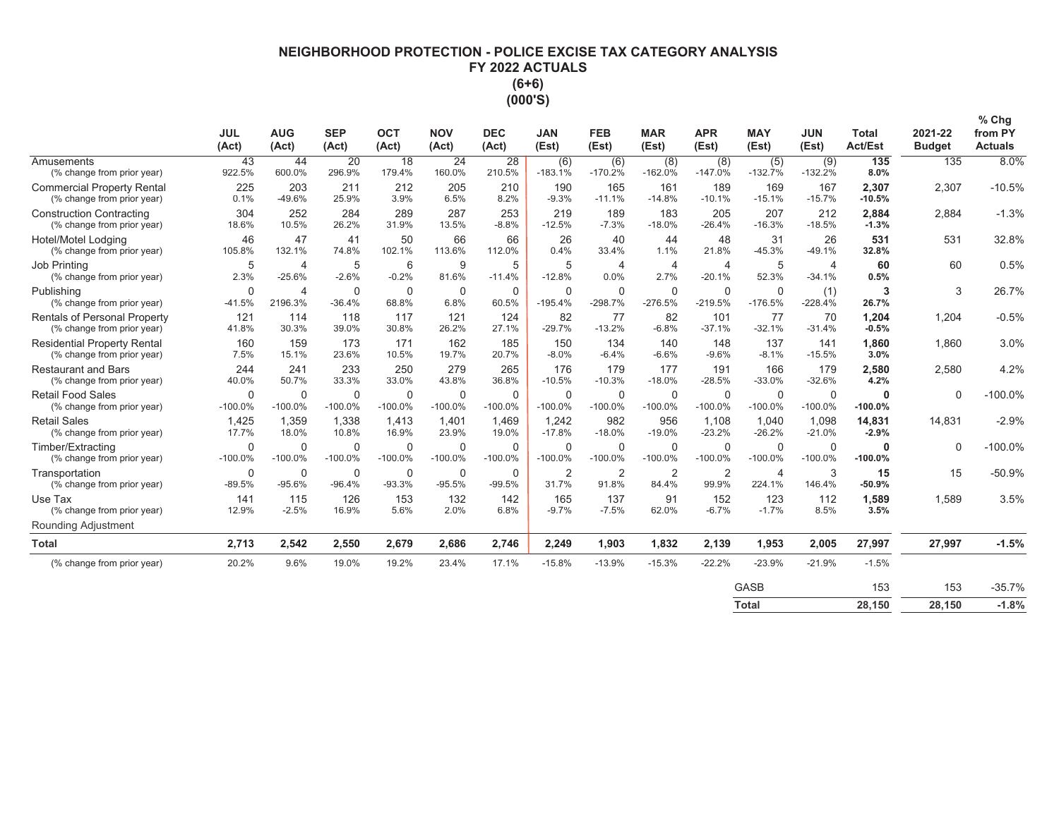## NEIGHBORHOOD PROTECTION - POLICE EXCISE TAX CATEGORY ANALYSIS
## FY 2022 ACTUALS
## (6+6)
## (000'S)

| | JUL (Act) | AUG (Act) | SEP (Act) | OCT (Act) | NOV (Act) | DEC (Act) | JAN (Est) | FEB (Est) | MAR (Est) | APR (Est) | MAY (Est) | JUN (Est) | Total Act/Est | 2021-22 Budget | % Chg from PY Actuals |
|---|---|---|---|---|---|---|---|---|---|---|---|---|---|---|---|
| Amusements | 43 | 44 | 20 | 18 | 24 | 28 | (6) | (6) | (8) | (8) | (5) | (9) | **135** | 135 | 8.0% |
| (% change from prior year) | 922.5% | 600.0% | 296.9% | 179.4% | 160.0% | 210.5% | -183.1% | -170.2% | -162.0% | -147.0% | -132.7% | -132.2% | **8.0%** | | |
| Commercial Property Rental | 225 | 203 | 211 | 212 | 205 | 210 | 190 | 165 | 161 | 189 | 169 | 167 | **2,307** | 2,307 | -10.5% |
| (% change from prior year) | 0.1% | -49.6% | 25.9% | 3.9% | 6.5% | 8.2% | -9.3% | -11.1% | -14.8% | -10.1% | -15.1% | -15.7% | **-10.5%** | | |
| Construction Contracting | 304 | 252 | 284 | 289 | 287 | 253 | 219 | 189 | 183 | 205 | 207 | 212 | **2,884** | 2,884 | -1.3% |
| (% change from prior year) | 18.6% | 10.5% | 26.2% | 31.9% | 13.5% | -8.8% | -12.5% | -7.3% | -18.0% | -26.4% | -16.3% | -18.5% | **-1.3%** | | |
| Hotel/Motel Lodging | 46 | 47 | 41 | 50 | 66 | 66 | 26 | 40 | 44 | 48 | 31 | 26 | **531** | 531 | 32.8% |
| (% change from prior year) | 105.8% | 132.1% | 74.8% | 102.1% | 113.6% | 112.0% | 0.4% | 33.4% | 1.1% | 21.8% | -45.3% | -49.1% | **32.8%** | | |
| Job Printing | 5 | 4 | 5 | 6 | 9 | 5 | 5 | 4 | 4 | 4 | 5 | 4 | **60** | 60 | 0.5% |
| (% change from prior year) | 2.3% | -25.6% | -2.6% | -0.2% | 81.6% | -11.4% | -12.8% | 0.0% | 2.7% | -20.1% | 52.3% | -34.1% | **0.5%** | | |
| Publishing | 0 | 4 | 0 | 0 | 0 | 0 | 0 | 0 | 0 | 0 | 0 | (1) | **3** | 3 | 26.7% |
| (% change from prior year) | -41.5% | 2196.3% | -36.4% | 68.8% | 6.8% | 60.5% | -195.4% | -298.7% | -276.5% | -219.5% | -176.5% | -228.4% | **26.7%** | | |
| Rentals of Personal Property | 121 | 114 | 118 | 117 | 121 | 124 | 82 | 77 | 82 | 101 | 77 | 70 | **1,204** | 1,204 | -0.5% |
| (% change from prior year) | 41.8% | 30.3% | 39.0% | 30.8% | 26.2% | 27.1% | -29.7% | -13.2% | -6.8% | -37.1% | -32.1% | -31.4% | **-0.5%** | | |
| Residential Property Rental | 160 | 159 | 173 | 171 | 162 | 185 | 150 | 134 | 140 | 148 | 137 | 141 | **1,860** | 1,860 | 3.0% |
| (% change from prior year) | 7.5% | 15.1% | 23.6% | 10.5% | 19.7% | 20.7% | -8.0% | -6.4% | -6.6% | -9.6% | -8.1% | -15.5% | **3.0%** | | |
| Restaurant and Bars | 244 | 241 | 233 | 250 | 279 | 265 | 176 | 179 | 177 | 191 | 166 | 179 | **2,580** | 2,580 | 4.2% |
| (% change from prior year) | 40.0% | 50.7% | 33.3% | 33.0% | 43.8% | 36.8% | -10.5% | -10.3% | -18.0% | -28.5% | -33.0% | -32.6% | **4.2%** | | |
| Retail Food Sales | 0 | 0 | 0 | 0 | 0 | 0 | 0 | 0 | 0 | 0 | 0 | 0 | **0** | 0 | -100.0% |
| (% change from prior year) | -100.0% | -100.0% | -100.0% | -100.0% | -100.0% | -100.0% | -100.0% | -100.0% | -100.0% | -100.0% | -100.0% | -100.0% | **-100.0%** | | |
| Retail Sales | 1,425 | 1,359 | 1,338 | 1,413 | 1,401 | 1,469 | 1,242 | 982 | 956 | 1,108 | 1,040 | 1,098 | **14,831** | 14,831 | -2.9% |
| (% change from prior year) | 17.7% | 18.0% | 10.8% | 16.9% | 23.9% | 19.0% | -17.8% | -18.0% | -19.0% | -23.2% | -26.2% | -21.0% | **-2.9%** | | |
| Timber/Extracting | 0 | 0 | 0 | 0 | 0 | 0 | 0 | 0 | 0 | 0 | 0 | 0 | **0** | 0 | -100.0% |
| (% change from prior year) | -100.0% | -100.0% | -100.0% | -100.0% | -100.0% | -100.0% | -100.0% | -100.0% | -100.0% | -100.0% | -100.0% | -100.0% | **-100.0%** | | |
| Transportation | 0 | 0 | 0 | 0 | 0 | 0 | 2 | 2 | 2 | 2 | 4 | 3 | **15** | 15 | -50.9% |
| (% change from prior year) | -89.5% | -95.6% | -96.4% | -93.3% | -95.5% | -99.5% | 31.7% | 91.8% | 84.4% | 99.9% | 224.1% | 146.4% | **-50.9%** | | |
| Use Tax | 141 | 115 | 126 | 153 | 132 | 142 | 165 | 137 | 91 | 152 | 123 | 112 | **1,589** | 1,589 | 3.5% |
| (% change from prior year) | 12.9% | -2.5% | 16.9% | 5.6% | 2.0% | 6.8% | -9.7% | -7.5% | 62.0% | -6.7% | -1.7% | 8.5% | **3.5%** | | |
| Rounding Adjustment | | | | | | | | | | | | | | | |
| **Total** | **2,713** | **2,542** | **2,550** | **2,679** | **2,686** | **2,746** | **2,249** | **1,903** | **1,832** | **2,139** | **1,953** | **2,005** | **27,997** | **27,997** | **-1.5%** |
| (% change from prior year) | 20.2% | 9.6% | 19.0% | 19.2% | 23.4% | 17.1% | -15.8% | -13.9% | -15.3% | -22.2% | -23.9% | -21.9% | -1.5% | | |
| | | | | | | | | | | | GASB | | 153 | 153 | -35.7% |
| | | | | | | | | | | | **Total** | | **28,150** | **28,150** | **-1.8%** |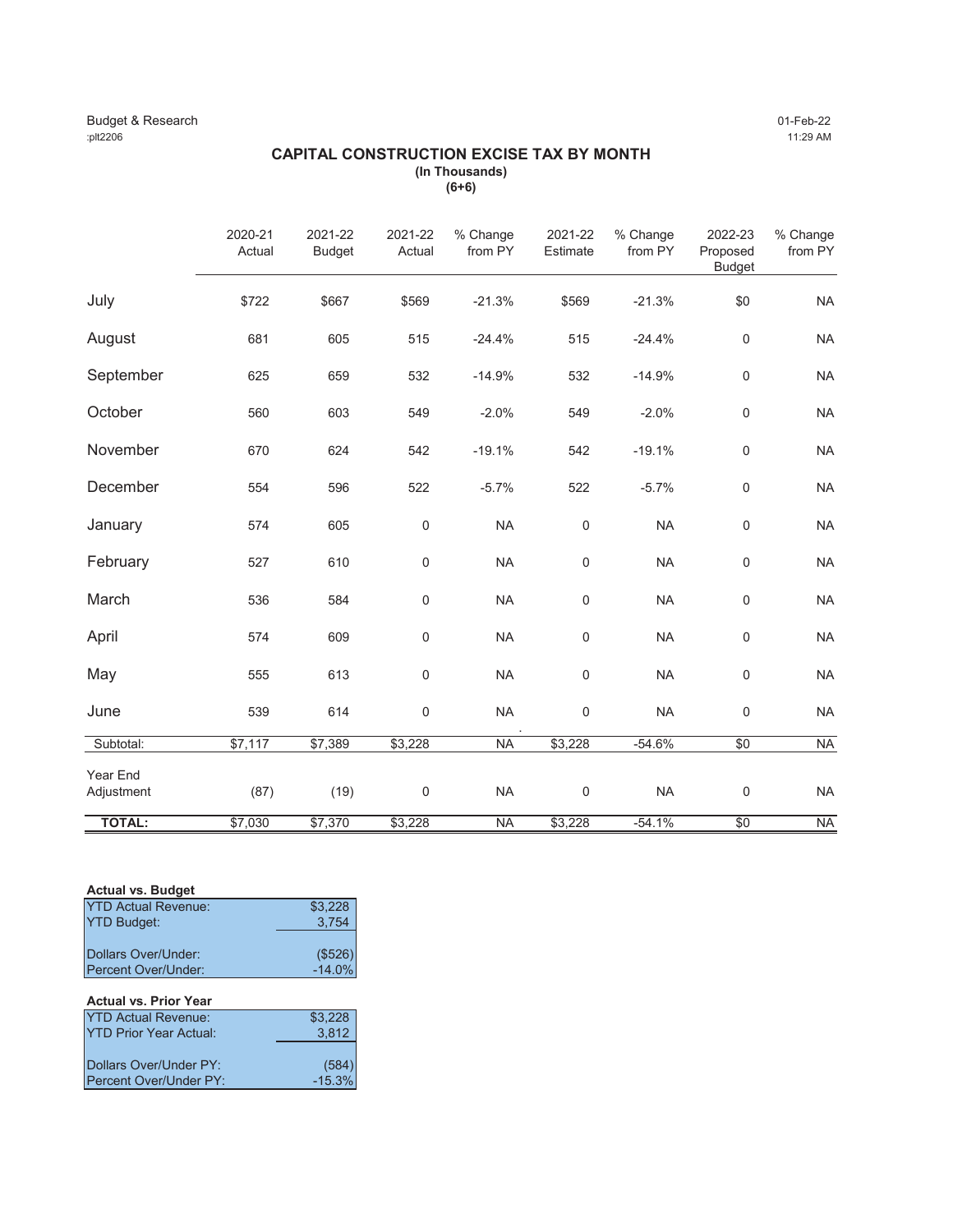Budget & Research
:plt2206

01-Feb-22
11:29 AM

# CAPITAL CONSTRUCTION EXCISE TAX BY MONTH

**(In Thousands)**
**(6+6)**

| | 2020-21 Actual | 2021-22 Budget | 2021-22 Actual | % Change from PY | 2021-22 Estimate | % Change from PY | 2022-23 Proposed Budget | % Change from PY |
|---|---|---|---|---|---|---|---|---|
| July | $722 | $667 | $569 | -21.3% | $569 | -21.3% | $0 | NA |
| August | 681 | 605 | 515 | -24.4% | 515 | -24.4% | 0 | NA |
| September | 625 | 659 | 532 | -14.9% | 532 | -14.9% | 0 | NA |
| October | 560 | 603 | 549 | -2.0% | 549 | -2.0% | 0 | NA |
| November | 670 | 624 | 542 | -19.1% | 542 | -19.1% | 0 | NA |
| December | 554 | 596 | 522 | -5.7% | 522 | -5.7% | 0 | NA |
| January | 574 | 605 | 0 | NA | 0 | NA | 0 | NA |
| February | 527 | 610 | 0 | NA | 0 | NA | 0 | NA |
| March | 536 | 584 | 0 | NA | 0 | NA | 0 | NA |
| April | 574 | 609 | 0 | NA | 0 | NA | 0 | NA |
| May | 555 | 613 | 0 | NA | 0 | NA | 0 | NA |
| June | 539 | 614 | 0 | NA | 0 | NA | 0 | NA |
| Subtotal: | $7,117 | $7,389 | $3,228 | NA | $3,228 | -54.6% | $0 | NA |
| Year End Adjustment | (87) | (19) | 0 | NA | 0 | NA | 0 | NA |
| **TOTAL:** | $7,030 | $7,370 | $3,228 | NA | $3,228 | -54.1% | $0 | NA |

**Actual vs. Budget**

| | |
|---|---|
| YTD Actual Revenue: | $3,228 |
| YTD Budget: | 3,754 |
| Dollars Over/Under: | ($526) |
| Percent Over/Under: | -14.0% |

**Actual vs. Prior Year**

| | |
|---|---|
| YTD Actual Revenue: | $3,228 |
| YTD Prior Year Actual: | 3,812 |
| Dollars Over/Under PY: | (584) |
| Percent Over/Under PY: | -15.3% |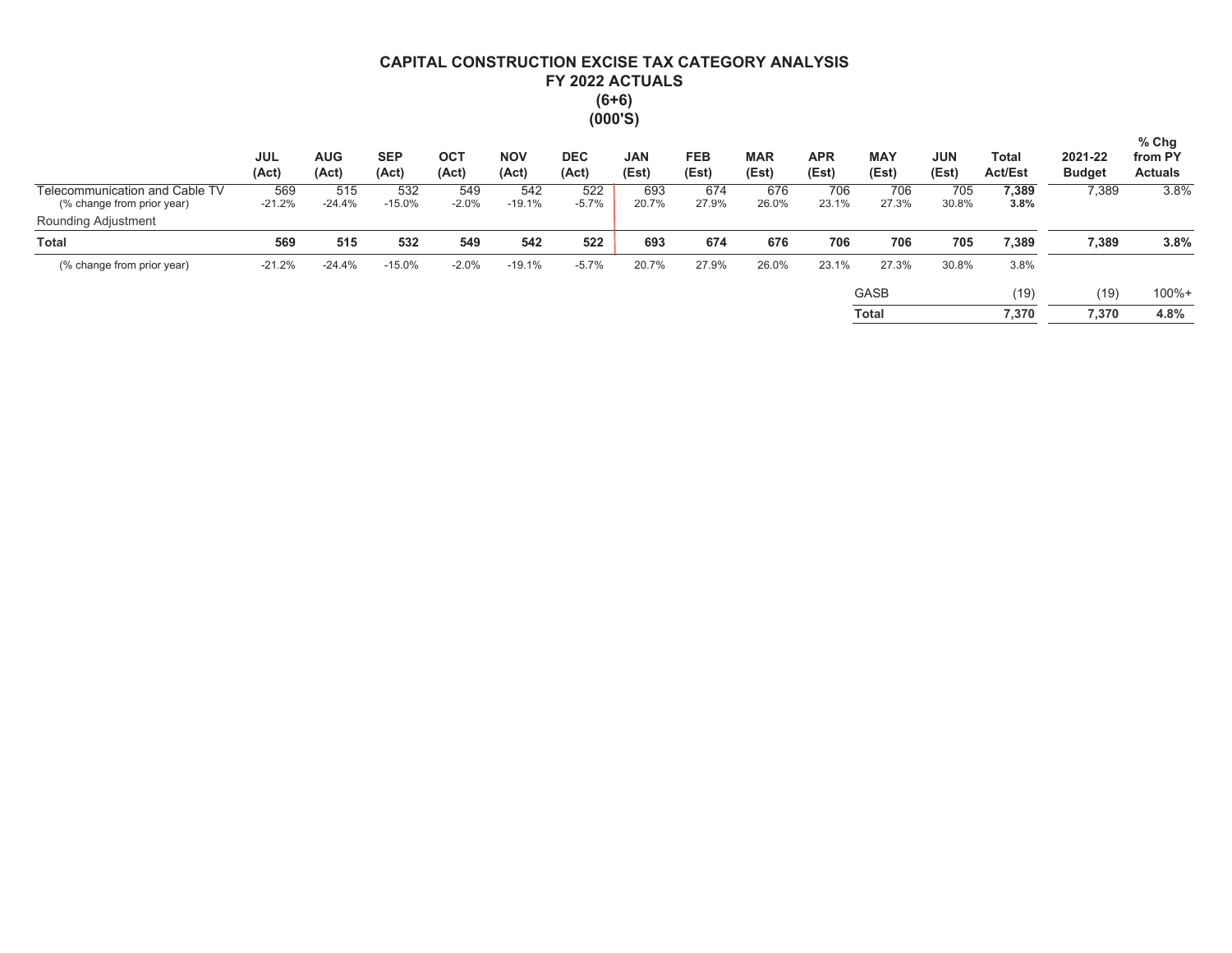# CAPITAL CONSTRUCTION EXCISE TAX CATEGORY ANALYSIS
## FY 2022 ACTUALS
## (6+6)
## (000'S)

| | JUL (Act) | AUG (Act) | SEP (Act) | OCT (Act) | NOV (Act) | DEC (Act) | JAN (Est) | FEB (Est) | MAR (Est) | APR (Est) | MAY (Est) | JUN (Est) | Total Act/Est | 2021-22 Budget | % Chg from PY Actuals |
|---|---|---|---|---|---|---|---|---|---|---|---|---|---|---|---|
| Telecommunication and Cable TV | 569 | 515 | 532 | 549 | 542 | 522 | 693 | 674 | 676 | 706 | 706 | 705 | **7,389** | 7,389 | 3.8% |
| (% change from prior year) | -21.2% | -24.4% | -15.0% | -2.0% | -19.1% | -5.7% | 20.7% | 27.9% | 26.0% | 23.1% | 27.3% | 30.8% | **3.8%** | | |
| Rounding Adjustment | | | | | | | | | | | | | | | |
| **Total** | **569** | **515** | **532** | **549** | **542** | **522** | **693** | **674** | **676** | **706** | **706** | **705** | **7,389** | **7,389** | **3.8%** |
| (% change from prior year) | -21.2% | -24.4% | -15.0% | -2.0% | -19.1% | -5.7% | 20.7% | 27.9% | 26.0% | 23.1% | 27.3% | 30.8% | 3.8% | | |
| | | | | | | | | | | | GASB | | (19) | (19) | 100%+ |
| | | | | | | | | | | | **Total** | | **7,370** | **7,370** | **4.8%** |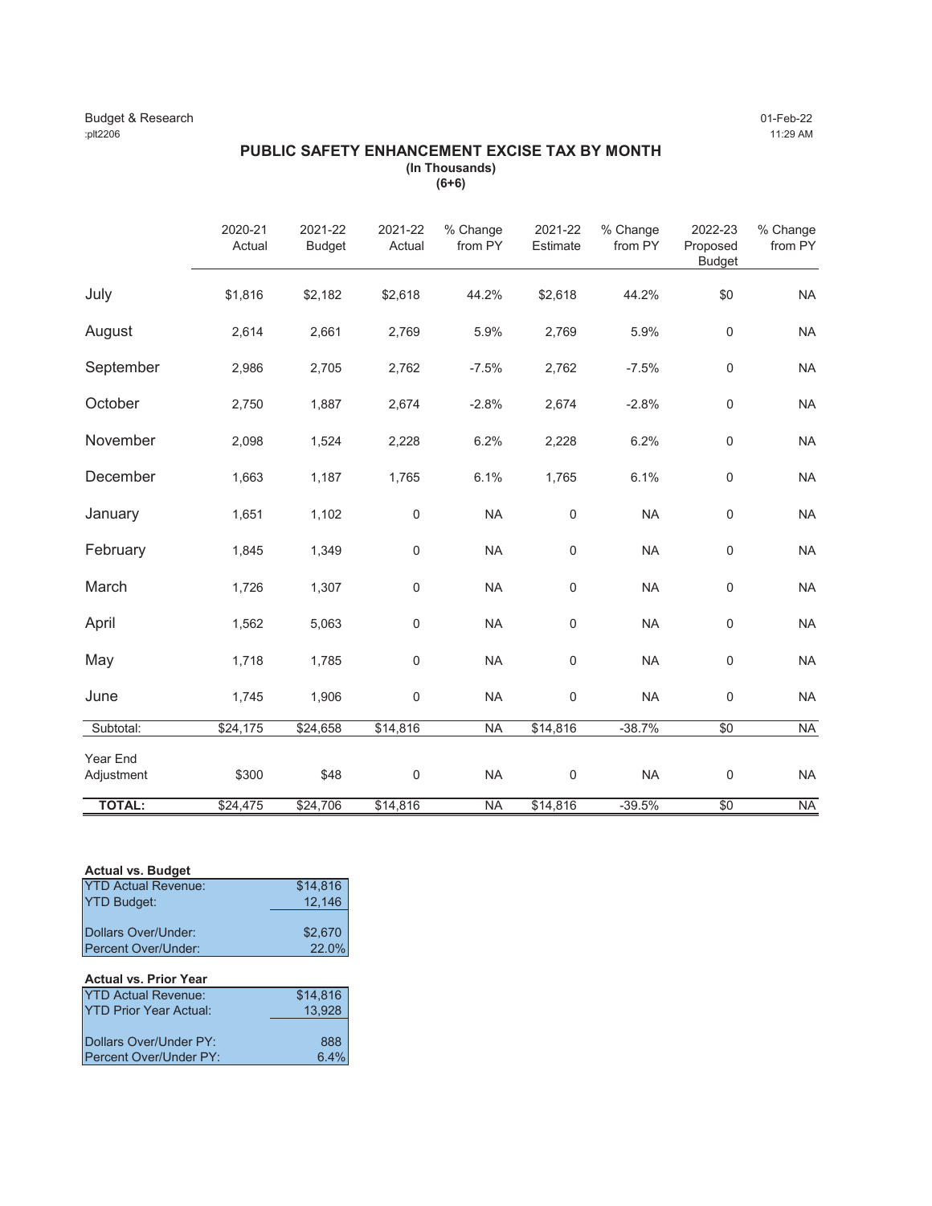Budget & Research
:plt2206

01-Feb-22
11:29 AM

## PUBLIC SAFETY ENHANCEMENT EXCISE TAX BY MONTH

**(In Thousands)**
**(6+6)**

| | 2020-21 Actual | 2021-22 Budget | 2021-22 Actual | % Change from PY | 2021-22 Estimate | % Change from PY | 2022-23 Proposed Budget | % Change from PY |
|---|---|---|---|---|---|---|---|---|
| July | $1,816 | $2,182 | $2,618 | 44.2% | $2,618 | 44.2% | $0 | NA |
| August | 2,614 | 2,661 | 2,769 | 5.9% | 2,769 | 5.9% | 0 | NA |
| September | 2,986 | 2,705 | 2,762 | -7.5% | 2,762 | -7.5% | 0 | NA |
| October | 2,750 | 1,887 | 2,674 | -2.8% | 2,674 | -2.8% | 0 | NA |
| November | 2,098 | 1,524 | 2,228 | 6.2% | 2,228 | 6.2% | 0 | NA |
| December | 1,663 | 1,187 | 1,765 | 6.1% | 1,765 | 6.1% | 0 | NA |
| January | 1,651 | 1,102 | 0 | NA | 0 | NA | 0 | NA |
| February | 1,845 | 1,349 | 0 | NA | 0 | NA | 0 | NA |
| March | 1,726 | 1,307 | 0 | NA | 0 | NA | 0 | NA |
| April | 1,562 | 5,063 | 0 | NA | 0 | NA | 0 | NA |
| May | 1,718 | 1,785 | 0 | NA | 0 | NA | 0 | NA |
| June | 1,745 | 1,906 | 0 | NA | 0 | NA | 0 | NA |
| Subtotal: | $24,175 | $24,658 | $14,816 | NA | $14,816 | -38.7% | $0 | NA |
| Year End Adjustment | $300 | $48 | 0 | NA | 0 | NA | 0 | NA |
| **TOTAL:** | $24,475 | $24,706 | $14,816 | NA | $14,816 | -39.5% | $0 | NA |

**Actual vs. Budget**

| | |
|---|---|
| YTD Actual Revenue: | $14,816 |
| YTD Budget: | 12,146 |
| Dollars Over/Under: | $2,670 |
| Percent Over/Under: | 22.0% |

**Actual vs. Prior Year**

| | |
|---|---|
| YTD Actual Revenue: | $14,816 |
| YTD Prior Year Actual: | 13,928 |
| Dollars Over/Under PY: | 888 |
| Percent Over/Under PY: | 6.4% |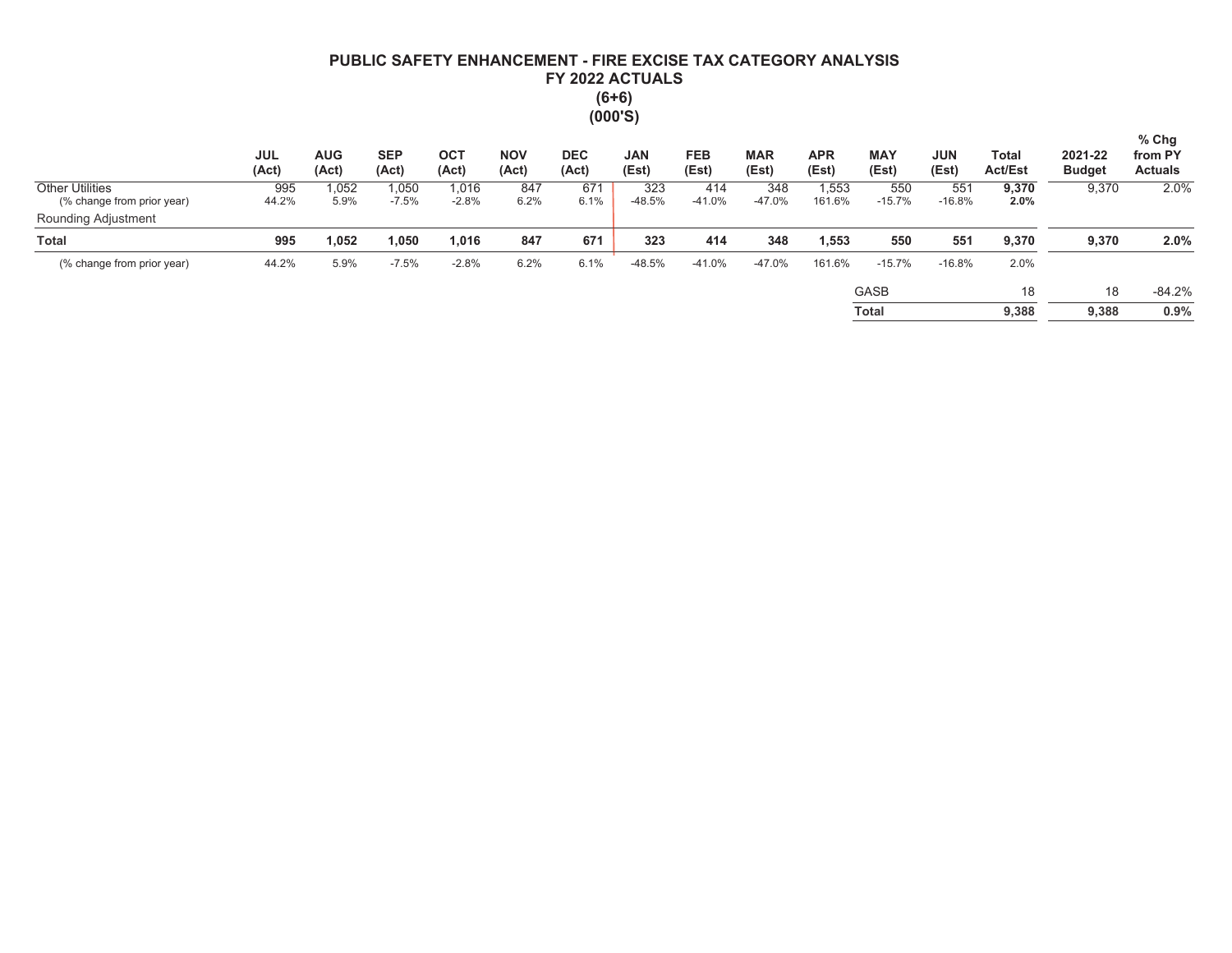# PUBLIC SAFETY ENHANCEMENT - FIRE EXCISE TAX CATEGORY ANALYSIS
## FY 2022 ACTUALS
## (6+6)
## (000'S)

| | JUL (Act) | AUG (Act) | SEP (Act) | OCT (Act) | NOV (Act) | DEC (Act) | JAN (Est) | FEB (Est) | MAR (Est) | APR (Est) | MAY (Est) | JUN (Est) | Total Act/Est | 2021-22 Budget | % Chg from PY Actuals |
|---|---|---|---|---|---|---|---|---|---|---|---|---|---|---|---|
| Other Utilities | 995 | 1,052 | 1,050 | 1,016 | 847 | 671 | 323 | 414 | 348 | 1,553 | 550 | 551 | **9,370** | 9,370 | 2.0% |
| (% change from prior year) | 44.2% | 5.9% | -7.5% | -2.8% | 6.2% | 6.1% | -48.5% | -41.0% | -47.0% | 161.6% | -15.7% | -16.8% | **2.0%** | | |
| Rounding Adjustment | | | | | | | | | | | | | | | |
| **Total** | **995** | **1,052** | **1,050** | **1,016** | **847** | **671** | **323** | **414** | **348** | **1,553** | **550** | **551** | **9,370** | **9,370** | **2.0%** |
| (% change from prior year) | 44.2% | 5.9% | -7.5% | -2.8% | 6.2% | 6.1% | -48.5% | -41.0% | -47.0% | 161.6% | -15.7% | -16.8% | 2.0% | | |
| | | | | | | | | | | GASB | | | 18 | 18 | -84.2% |
| | | | | | | | | | | **Total** | | | **9,388** | **9,388** | **0.9%** |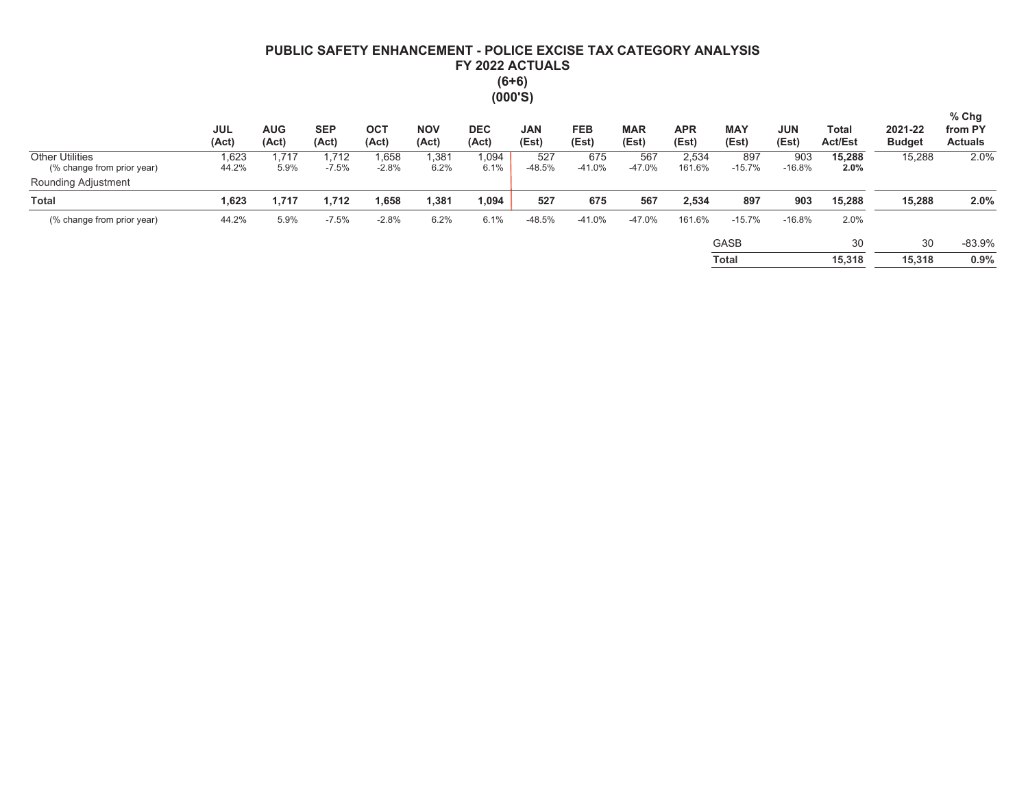# PUBLIC SAFETY ENHANCEMENT - POLICE EXCISE TAX CATEGORY ANALYSIS
## FY 2022 ACTUALS
## (6+6)
## (000'S)

| | JUL (Act) | AUG (Act) | SEP (Act) | OCT (Act) | NOV (Act) | DEC (Act) | JAN (Est) | FEB (Est) | MAR (Est) | APR (Est) | MAY (Est) | JUN (Est) | Total Act/Est | 2021-22 Budget | % Chg from PY Actuals |
|---|---|---|---|---|---|---|---|---|---|---|---|---|---|---|---|
| Other Utilities | 1,623 | 1,717 | 1,712 | 1,658 | 1,381 | 1,094 | 527 | 675 | 567 | 2,534 | 897 | 903 | **15,288** | 15,288 | 2.0% |
| (% change from prior year) | 44.2% | 5.9% | -7.5% | -2.8% | 6.2% | 6.1% | -48.5% | -41.0% | -47.0% | 161.6% | -15.7% | -16.8% | **2.0%** | | |
| Rounding Adjustment | | | | | | | | | | | | | | | |
| **Total** | **1,623** | **1,717** | **1,712** | **1,658** | **1,381** | **1,094** | **527** | **675** | **567** | **2,534** | **897** | **903** | **15,288** | **15,288** | **2.0%** |
| (% change from prior year) | 44.2% | 5.9% | -7.5% | -2.8% | 6.2% | 6.1% | -48.5% | -41.0% | -47.0% | 161.6% | -15.7% | -16.8% | 2.0% | | |
| | | | | | | | | | | | GASB | | 30 | 30 | -83.9% |
| | | | | | | | | | | | **Total** | | **15,318** | **15,318** | **0.9%** |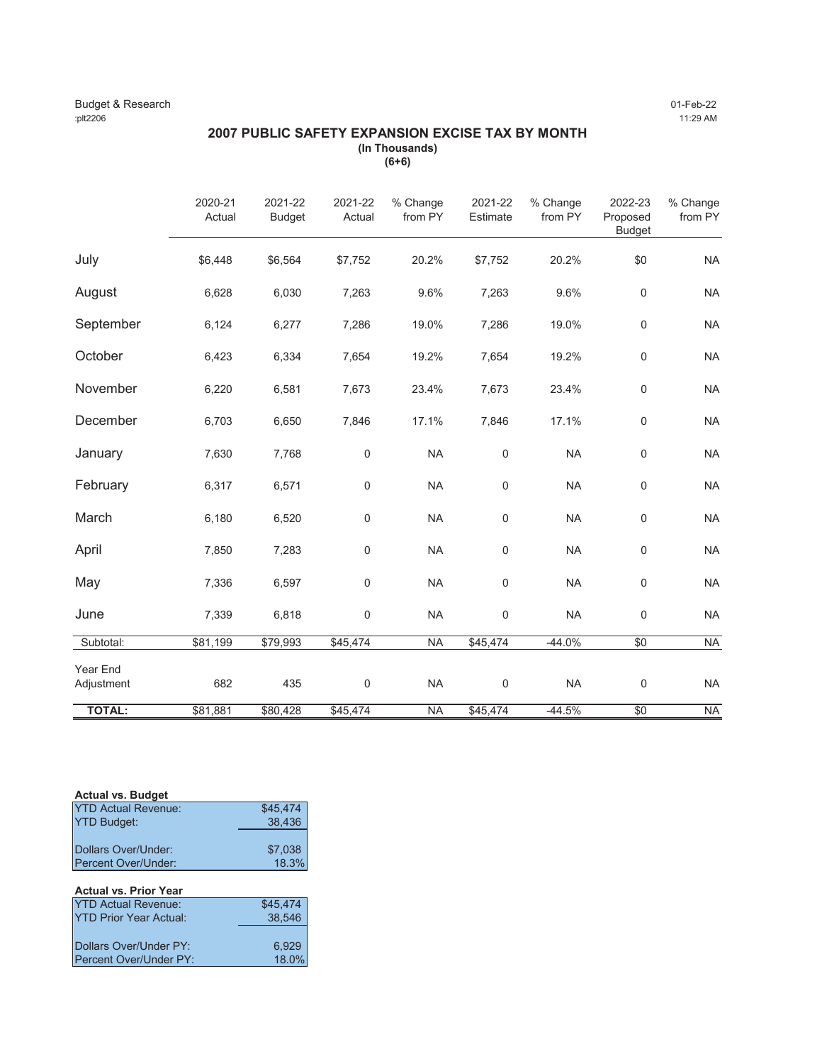Budget & Research
:plt2206

01-Feb-22
11:29 AM

## 2007 PUBLIC SAFETY EXPANSION EXCISE TAX BY MONTH

**(In Thousands)**
**(6+6)**

| | 2020-21 Actual | 2021-22 Budget | 2021-22 Actual | % Change from PY | 2021-22 Estimate | % Change from PY | 2022-23 Proposed Budget | % Change from PY |
|---|---|---|---|---|---|---|---|---|
| July | $6,448 | $6,564 | $7,752 | 20.2% | $7,752 | 20.2% | $0 | NA |
| August | 6,628 | 6,030 | 7,263 | 9.6% | 7,263 | 9.6% | 0 | NA |
| September | 6,124 | 6,277 | 7,286 | 19.0% | 7,286 | 19.0% | 0 | NA |
| October | 6,423 | 6,334 | 7,654 | 19.2% | 7,654 | 19.2% | 0 | NA |
| November | 6,220 | 6,581 | 7,673 | 23.4% | 7,673 | 23.4% | 0 | NA |
| December | 6,703 | 6,650 | 7,846 | 17.1% | 7,846 | 17.1% | 0 | NA |
| January | 7,630 | 7,768 | 0 | NA | 0 | NA | 0 | NA |
| February | 6,317 | 6,571 | 0 | NA | 0 | NA | 0 | NA |
| March | 6,180 | 6,520 | 0 | NA | 0 | NA | 0 | NA |
| April | 7,850 | 7,283 | 0 | NA | 0 | NA | 0 | NA |
| May | 7,336 | 6,597 | 0 | NA | 0 | NA | 0 | NA |
| June | 7,339 | 6,818 | 0 | NA | 0 | NA | 0 | NA |
| Subtotal: | $81,199 | $79,993 | $45,474 | NA | $45,474 | -44.0% | $0 | NA |
| Year End Adjustment | 682 | 435 | 0 | NA | 0 | NA | 0 | NA |
| **TOTAL:** | $81,881 | $80,428 | $45,474 | NA | $45,474 | -44.5% | $0 | NA |

**Actual vs. Budget**

| | |
|---|---|
| YTD Actual Revenue: | $45,474 |
| YTD Budget: | 38,436 |
| Dollars Over/Under: | $7,038 |
| Percent Over/Under: | 18.3% |

**Actual vs. Prior Year**

| | |
|---|---|
| YTD Actual Revenue: | $45,474 |
| YTD Prior Year Actual: | 38,546 |
| Dollars Over/Under PY: | 6,929 |
| Percent Over/Under PY: | 18.0% |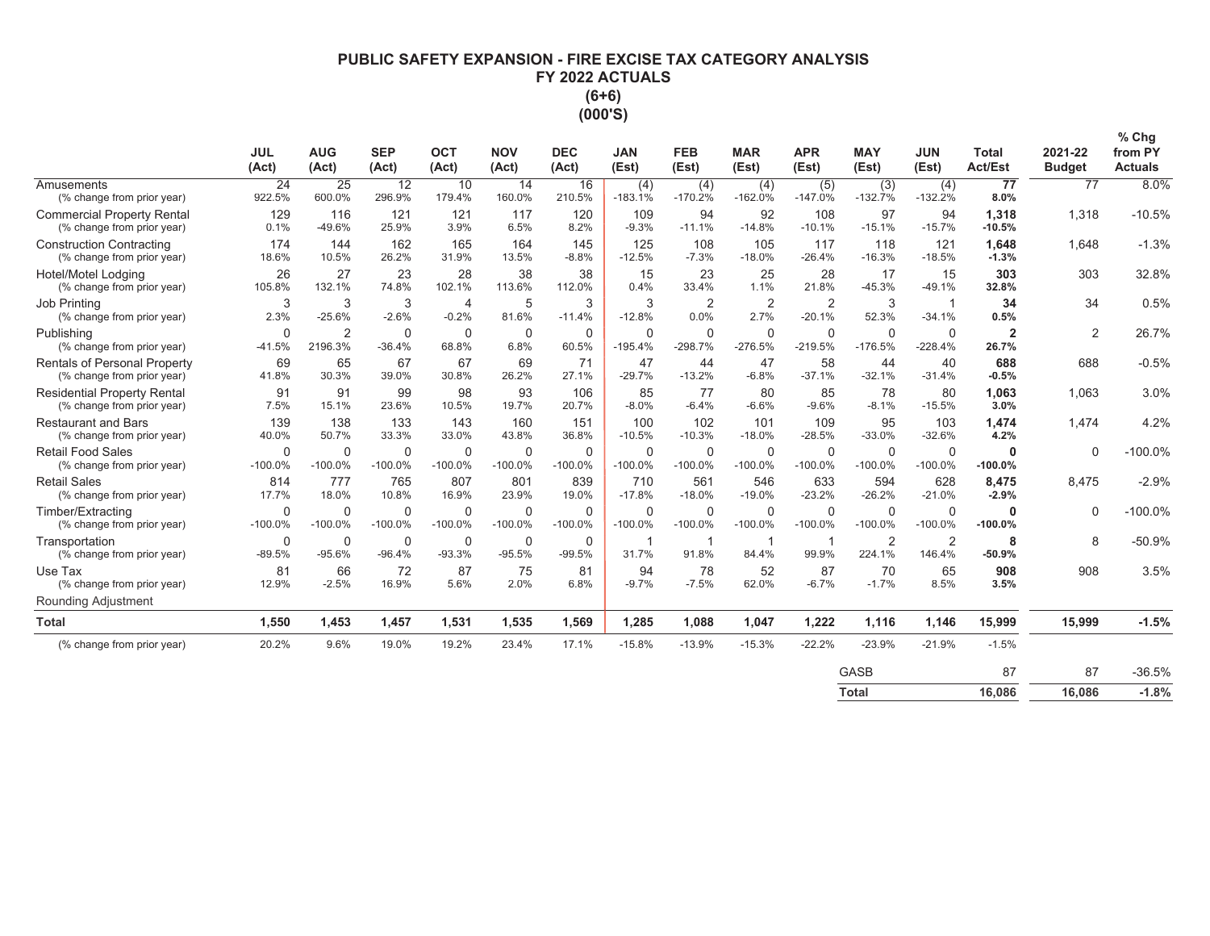# PUBLIC SAFETY EXPANSION - FIRE EXCISE TAX CATEGORY ANALYSIS
## FY 2022 ACTUALS
## (6+6)
## (000'S)

| | JUL (Act) | AUG (Act) | SEP (Act) | OCT (Act) | NOV (Act) | DEC (Act) | JAN (Est) | FEB (Est) | MAR (Est) | APR (Est) | MAY (Est) | JUN (Est) | Total Act/Est | 2021-22 Budget | % Chg from PY Actuals |
|---|---|---|---|---|---|---|---|---|---|---|---|---|---|---|---|
| Amusements | 24 | 25 | 12 | 10 | 14 | 16 | (4) | (4) | (4) | (5) | (3) | (4) | **77** | 77 | 8.0% |
| (% change from prior year) | 922.5% | 600.0% | 296.9% | 179.4% | 160.0% | 210.5% | -183.1% | -170.2% | -162.0% | -147.0% | -132.7% | -132.2% | **8.0%** | | |
| Commercial Property Rental | 129 | 116 | 121 | 121 | 117 | 120 | 109 | 94 | 92 | 108 | 97 | 94 | **1,318** | 1,318 | -10.5% |
| (% change from prior year) | 0.1% | -49.6% | 25.9% | 3.9% | 6.5% | 8.2% | -9.3% | -11.1% | -14.8% | -10.1% | -15.1% | -15.7% | **-10.5%** | | |
| Construction Contracting | 174 | 144 | 162 | 165 | 164 | 145 | 125 | 108 | 105 | 117 | 118 | 121 | **1,648** | 1,648 | -1.3% |
| (% change from prior year) | 18.6% | 10.5% | 26.2% | 31.9% | 13.5% | -8.8% | -12.5% | -7.3% | -18.0% | -26.4% | -16.3% | -18.5% | **-1.3%** | | |
| Hotel/Motel Lodging | 26 | 27 | 23 | 28 | 38 | 38 | 15 | 23 | 25 | 28 | 17 | 15 | **303** | 303 | 32.8% |
| (% change from prior year) | 105.8% | 132.1% | 74.8% | 102.1% | 113.6% | 112.0% | 0.4% | 33.4% | 1.1% | 21.8% | -45.3% | -49.1% | **32.8%** | | |
| Job Printing | 3 | 3 | 3 | 4 | 5 | 3 | 3 | 2 | 2 | 2 | 3 | 1 | **34** | 34 | 0.5% |
| (% change from prior year) | 2.3% | -25.6% | -2.6% | -0.2% | 81.6% | -11.4% | -12.8% | 0.0% | 2.7% | -20.1% | 52.3% | -34.1% | **0.5%** | | |
| Publishing | 0 | 2 | 0 | 0 | 0 | 0 | 0 | 0 | 0 | 0 | 0 | 0 | **2** | 2 | 26.7% |
| (% change from prior year) | -41.5% | 2196.3% | -36.4% | 68.8% | 6.8% | 60.5% | -195.4% | -298.7% | -276.5% | -219.5% | -176.5% | -228.4% | **26.7%** | | |
| Rentals of Personal Property | 69 | 65 | 67 | 67 | 69 | 71 | 47 | 44 | 47 | 58 | 44 | 40 | **688** | 688 | -0.5% |
| (% change from prior year) | 41.8% | 30.3% | 39.0% | 30.8% | 26.2% | 27.1% | -29.7% | -13.2% | -6.8% | -37.1% | -32.1% | -31.4% | **-0.5%** | | |
| Residential Property Rental | 91 | 91 | 99 | 98 | 93 | 106 | 85 | 77 | 80 | 85 | 78 | 80 | **1,063** | 1,063 | 3.0% |
| (% change from prior year) | 7.5% | 15.1% | 23.6% | 10.5% | 19.7% | 20.7% | -8.0% | -6.4% | -6.6% | -9.6% | -8.1% | -15.5% | **3.0%** | | |
| Restaurant and Bars | 139 | 138 | 133 | 143 | 160 | 151 | 100 | 102 | 101 | 109 | 95 | 103 | **1,474** | 1,474 | 4.2% |
| (% change from prior year) | 40.0% | 50.7% | 33.3% | 33.0% | 43.8% | 36.8% | -10.5% | -10.3% | -18.0% | -28.5% | -33.0% | -32.6% | **4.2%** | | |
| Retail Food Sales | 0 | 0 | 0 | 0 | 0 | 0 | 0 | 0 | 0 | 0 | 0 | 0 | **0** | 0 | -100.0% |
| (% change from prior year) | -100.0% | -100.0% | -100.0% | -100.0% | -100.0% | -100.0% | -100.0% | -100.0% | -100.0% | -100.0% | -100.0% | -100.0% | **-100.0%** | | |
| Retail Sales | 814 | 777 | 765 | 807 | 801 | 839 | 710 | 561 | 546 | 633 | 594 | 628 | **8,475** | 8,475 | -2.9% |
| (% change from prior year) | 17.7% | 18.0% | 10.8% | 16.9% | 23.9% | 19.0% | -17.8% | -18.0% | -19.0% | -23.2% | -26.2% | -21.0% | **-2.9%** | | |
| Timber/Extracting | 0 | 0 | 0 | 0 | 0 | 0 | 0 | 0 | 0 | 0 | 0 | 0 | **0** | 0 | -100.0% |
| (% change from prior year) | -100.0% | -100.0% | -100.0% | -100.0% | -100.0% | -100.0% | -100.0% | -100.0% | -100.0% | -100.0% | -100.0% | -100.0% | **-100.0%** | | |
| Transportation | 0 | 0 | 0 | 0 | 0 | 0 | 1 | 1 | 1 | 1 | 2 | 2 | **8** | 8 | -50.9% |
| (% change from prior year) | -89.5% | -95.6% | -96.4% | -93.3% | -95.5% | -99.5% | 31.7% | 91.8% | 84.4% | 99.9% | 224.1% | 146.4% | **-50.9%** | | |
| Use Tax | 81 | 66 | 72 | 87 | 75 | 81 | 94 | 78 | 52 | 87 | 70 | 65 | **908** | 908 | 3.5% |
| (% change from prior year) | 12.9% | -2.5% | 16.9% | 5.6% | 2.0% | 6.8% | -9.7% | -7.5% | 62.0% | -6.7% | -1.7% | 8.5% | **3.5%** | | |
| Rounding Adjustment | | | | | | | | | | | | | | | |
| **Total** | **1,550** | **1,453** | **1,457** | **1,531** | **1,535** | **1,569** | **1,285** | **1,088** | **1,047** | **1,222** | **1,116** | **1,146** | **15,999** | **15,999** | **-1.5%** |
| (% change from prior year) | 20.2% | 9.6% | 19.0% | 19.2% | 23.4% | 17.1% | -15.8% | -13.9% | -15.3% | -22.2% | -23.9% | -21.9% | -1.5% | | |
| | | | | | | | | | | | GASB | | 87 | 87 | -36.5% |
| | | | | | | | | | | | **Total** | | **16,086** | **16,086** | **-1.8%** |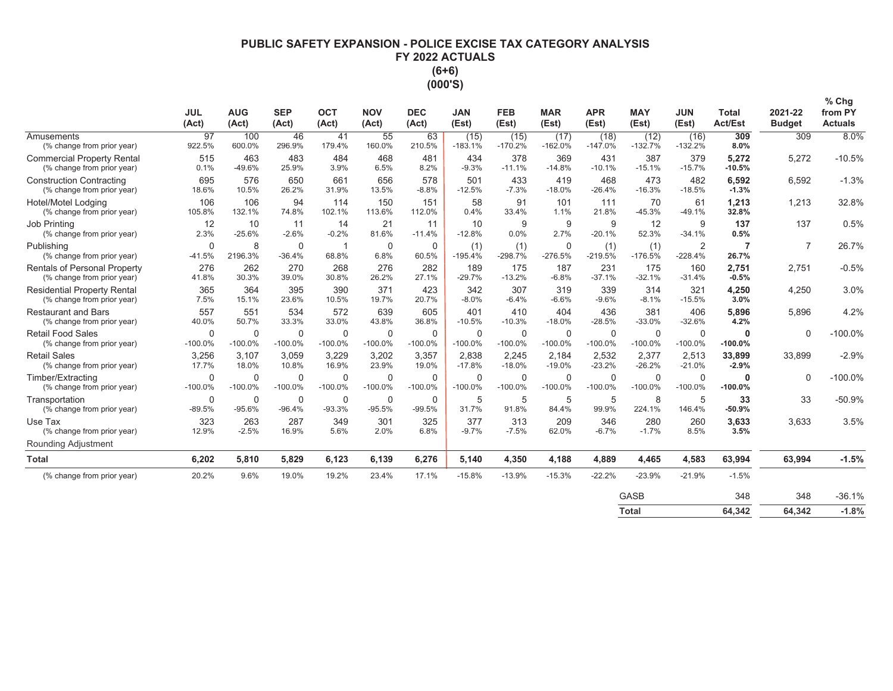**PUBLIC SAFETY EXPANSION - POLICE EXCISE TAX CATEGORY ANALYSIS**
**FY 2022 ACTUALS**
**(6+6)**
**(000'S)**

| | JUL (Act) | AUG (Act) | SEP (Act) | OCT (Act) | NOV (Act) | DEC (Act) | JAN (Est) | FEB (Est) | MAR (Est) | APR (Est) | MAY (Est) | JUN (Est) | Total Act/Est | 2021-22 Budget | % Chg from PY Actuals |
|---|---|---|---|---|---|---|---|---|---|---|---|---|---|---|---|
| Amusements | 97 | 100 | 46 | 41 | 55 | 63 | (15) | (15) | (17) | (18) | (12) | (16) | **309** | 309 | 8.0% |
| (% change from prior year) | 922.5% | 600.0% | 296.9% | 179.4% | 160.0% | 210.5% | -183.1% | -170.2% | -162.0% | -147.0% | -132.7% | -132.2% | **8.0%** | | |
| Commercial Property Rental | 515 | 463 | 483 | 484 | 468 | 481 | 434 | 378 | 369 | 431 | 387 | 379 | **5,272** | 5,272 | -10.5% |
| (% change from prior year) | 0.1% | -49.6% | 25.9% | 3.9% | 6.5% | 8.2% | -9.3% | -11.1% | -14.8% | -10.1% | -15.1% | -15.7% | **-10.5%** | | |
| Construction Contracting | 695 | 576 | 650 | 661 | 656 | 578 | 501 | 433 | 419 | 468 | 473 | 482 | **6,592** | 6,592 | -1.3% |
| (% change from prior year) | 18.6% | 10.5% | 26.2% | 31.9% | 13.5% | -8.8% | -12.5% | -7.3% | -18.0% | -26.4% | -16.3% | -18.5% | **-1.3%** | | |
| Hotel/Motel Lodging | 106 | 106 | 94 | 114 | 150 | 151 | 58 | 91 | 101 | 111 | 70 | 61 | **1,213** | 1,213 | 32.8% |
| (% change from prior year) | 105.8% | 132.1% | 74.8% | 102.1% | 113.6% | 112.0% | 0.4% | 33.4% | 1.1% | 21.8% | -45.3% | -49.1% | **32.8%** | | |
| Job Printing | 12 | 10 | 11 | 14 | 21 | 11 | 10 | 9 | 9 | 9 | 12 | 9 | **137** | 137 | 0.5% |
| (% change from prior year) | 2.3% | -25.6% | -2.6% | -0.2% | 81.6% | -11.4% | -12.8% | 0.0% | 2.7% | -20.1% | 52.3% | -34.1% | **0.5%** | | |
| Publishing | 0 | 8 | 0 | 1 | 0 | 0 | (1) | (1) | 0 | (1) | (1) | 2 | **7** | 7 | 26.7% |
| (% change from prior year) | -41.5% | 2196.3% | -36.4% | 68.8% | 6.8% | 60.5% | -195.4% | -298.7% | -276.5% | -219.5% | -176.5% | -228.4% | **26.7%** | | |
| Rentals of Personal Property | 276 | 262 | 270 | 268 | 276 | 282 | 189 | 175 | 187 | 231 | 175 | 160 | **2,751** | 2,751 | -0.5% |
| (% change from prior year) | 41.8% | 30.3% | 39.0% | 30.8% | 26.2% | 27.1% | -29.7% | -13.2% | -6.8% | -37.1% | -32.1% | -31.4% | **-0.5%** | | |
| Residential Property Rental | 365 | 364 | 395 | 390 | 371 | 423 | 342 | 307 | 319 | 339 | 314 | 321 | **4,250** | 4,250 | 3.0% |
| (% change from prior year) | 7.5% | 15.1% | 23.6% | 10.5% | 19.7% | 20.7% | -8.0% | -6.4% | -6.6% | -9.6% | -8.1% | -15.5% | **3.0%** | | |
| Restaurant and Bars | 557 | 551 | 534 | 572 | 639 | 605 | 401 | 410 | 404 | 436 | 381 | 406 | **5,896** | 5,896 | 4.2% |
| (% change from prior year) | 40.0% | 50.7% | 33.3% | 33.0% | 43.8% | 36.8% | -10.5% | -10.3% | -18.0% | -28.5% | -33.0% | -32.6% | **4.2%** | | |
| Retail Food Sales | 0 | 0 | 0 | 0 | 0 | 0 | 0 | 0 | 0 | 0 | 0 | 0 | **0** | 0 | -100.0% |
| (% change from prior year) | -100.0% | -100.0% | -100.0% | -100.0% | -100.0% | -100.0% | -100.0% | -100.0% | -100.0% | -100.0% | -100.0% | -100.0% | **-100.0%** | | |
| Retail Sales | 3,256 | 3,107 | 3,059 | 3,229 | 3,202 | 3,357 | 2,838 | 2,245 | 2,184 | 2,532 | 2,377 | 2,513 | **33,899** | 33,899 | -2.9% |
| (% change from prior year) | 17.7% | 18.0% | 10.8% | 16.9% | 23.9% | 19.0% | -17.8% | -18.0% | -19.0% | -23.2% | -26.2% | -21.0% | **-2.9%** | | |
| Timber/Extracting | 0 | 0 | 0 | 0 | 0 | 0 | 0 | 0 | 0 | 0 | 0 | 0 | **0** | 0 | -100.0% |
| (% change from prior year) | -100.0% | -100.0% | -100.0% | -100.0% | -100.0% | -100.0% | -100.0% | -100.0% | -100.0% | -100.0% | -100.0% | -100.0% | **-100.0%** | | |
| Transportation | 0 | 0 | 0 | 0 | 0 | 0 | 5 | 5 | 5 | 5 | 8 | 5 | **33** | 33 | -50.9% |
| (% change from prior year) | -89.5% | -95.6% | -96.4% | -93.3% | -95.5% | -99.5% | 31.7% | 91.8% | 84.4% | 99.9% | 224.1% | 146.4% | **-50.9%** | | |
| Use Tax | 323 | 263 | 287 | 349 | 301 | 325 | 377 | 313 | 209 | 346 | 280 | 260 | **3,633** | 3,633 | 3.5% |
| (% change from prior year) | 12.9% | -2.5% | 16.9% | 5.6% | 2.0% | 6.8% | -9.7% | -7.5% | 62.0% | -6.7% | -1.7% | 8.5% | **3.5%** | | |
| Rounding Adjustment | | | | | | | | | | | | | | | |
| **Total** | **6,202** | **5,810** | **5,829** | **6,123** | **6,139** | **6,276** | **5,140** | **4,350** | **4,188** | **4,889** | **4,465** | **4,583** | **63,994** | **63,994** | **-1.5%** |
| (% change from prior year) | 20.2% | 9.6% | 19.0% | 19.2% | 23.4% | 17.1% | -15.8% | -13.9% | -15.3% | -22.2% | -23.9% | -21.9% | -1.5% | | |
| | | | | | | | | | | | GASB | | 348 | 348 | -36.1% |
| | | | | | | | | | | | **Total** | | **64,342** | **64,342** | **-1.8%** |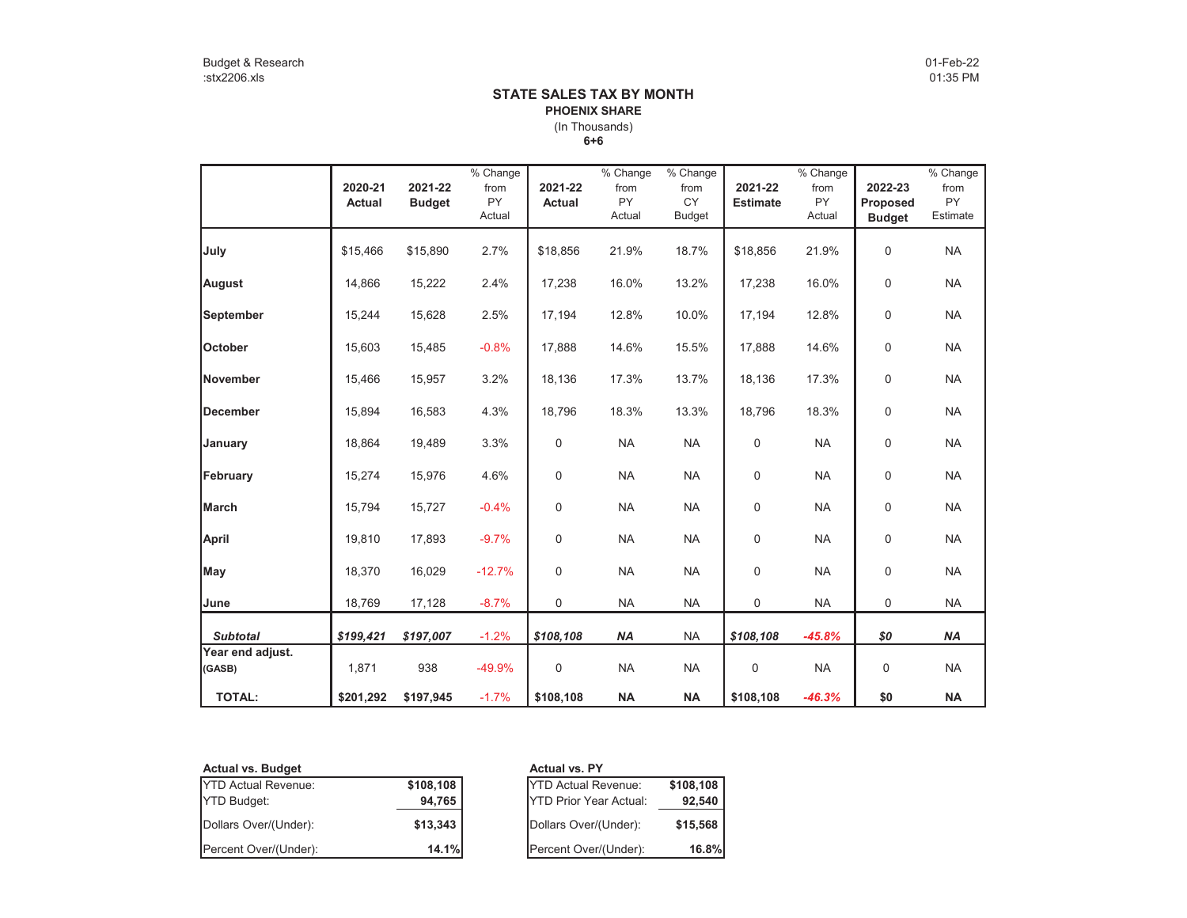Budget & Research
:stx2206.xls

01-Feb-22
01:35 PM

# STATE SALES TAX BY MONTH

**PHOENIX SHARE**

(In Thousands)

**6+6**

| | 2020-21 Actual | 2021-22 Budget | % Change from PY Actual | 2021-22 Actual | % Change from PY Actual | % Change from CY Budget | 2021-22 Estimate | % Change from PY Actual | 2022-23 Proposed Budget | % Change from PY Estimate |
|---|---|---|---|---|---|---|---|---|---|---|
| **July** | $15,466 | $15,890 | 2.7% | $18,856 | 21.9% | 18.7% | $18,856 | 21.9% | 0 | NA |
| **August** | 14,866 | 15,222 | 2.4% | 17,238 | 16.0% | 13.2% | 17,238 | 16.0% | 0 | NA |
| **September** | 15,244 | 15,628 | 2.5% | 17,194 | 12.8% | 10.0% | 17,194 | 12.8% | 0 | NA |
| **October** | 15,603 | 15,485 | -0.8% | 17,888 | 14.6% | 15.5% | 17,888 | 14.6% | 0 | NA |
| **November** | 15,466 | 15,957 | 3.2% | 18,136 | 17.3% | 13.7% | 18,136 | 17.3% | 0 | NA |
| **December** | 15,894 | 16,583 | 4.3% | 18,796 | 18.3% | 13.3% | 18,796 | 18.3% | 0 | NA |
| **January** | 18,864 | 19,489 | 3.3% | 0 | NA | NA | 0 | NA | 0 | NA |
| **February** | 15,274 | 15,976 | 4.6% | 0 | NA | NA | 0 | NA | 0 | NA |
| **March** | 15,794 | 15,727 | -0.4% | 0 | NA | NA | 0 | NA | 0 | NA |
| **April** | 19,810 | 17,893 | -9.7% | 0 | NA | NA | 0 | NA | 0 | NA |
| **May** | 18,370 | 16,029 | -12.7% | 0 | NA | NA | 0 | NA | 0 | NA |
| **June** | 18,769 | 17,128 | -8.7% | 0 | NA | NA | 0 | NA | 0 | NA |
| ***Subtotal*** | ***$199,421*** | ***$197,007*** | -1.2% | ***$108,108*** | ***NA*** | NA | ***$108,108*** | ***-45.8%*** | ***$0*** | ***NA*** |
| **Year end adjust. (GASB)** | 1,871 | 938 | -49.9% | 0 | NA | NA | 0 | NA | 0 | NA |
| **TOTAL:** | **$201,292** | **$197,945** | -1.7% | **$108,108** | **NA** | **NA** | **$108,108** | ***-46.3%*** | **$0** | **NA** |

**Actual vs. Budget**

| | |
|---|---|
| YTD Actual Revenue: | **$108,108** |
| YTD Budget: | **94,765** |
| Dollars Over/(Under): | **$13,343** |
| Percent Over/(Under): | **14.1%** |

**Actual vs. PY**

| | |
|---|---|
| YTD Actual Revenue: | **$108,108** |
| YTD Prior Year Actual: | **92,540** |
| Dollars Over/(Under): | **$15,568** |
| Percent Over/(Under): | **16.8%** |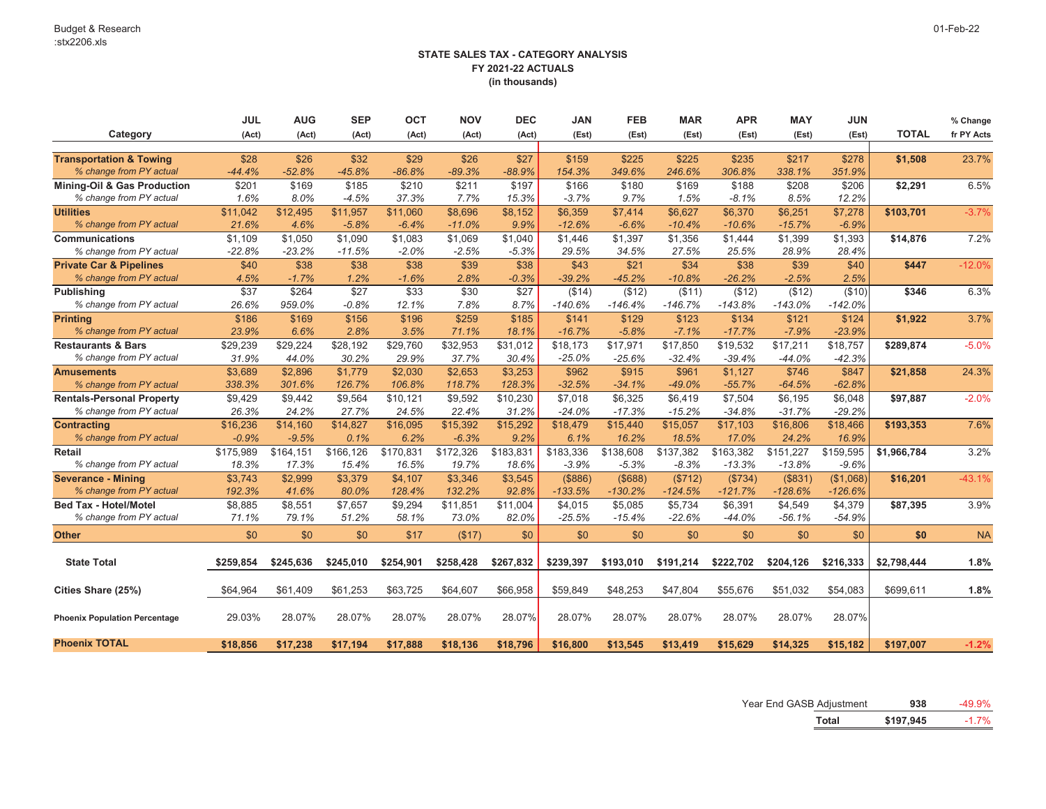Budget & Research
:stx2206.xls

01-Feb-22

## STATE SALES TAX - CATEGORY ANALYSIS
### FY 2021-22 ACTUALS
### (in thousands)

| Category | JUL (Act) | AUG (Act) | SEP (Act) | OCT (Act) | NOV (Act) | DEC (Act) | JAN (Est) | FEB (Est) | MAR (Est) | APR (Est) | MAY (Est) | JUN (Est) | TOTAL | % Change fr PY Acts |
|---|---|---|---|---|---|---|---|---|---|---|---|---|---|---|
| **Transportation & Towing** | $28 | $26 | $32 | $29 | $26 | $27 | $159 | $225 | $225 | $235 | $217 | $278 | **$1,508** | 23.7% |
| *% change from PY actual* | *-44.4%* | *-52.8%* | *-45.8%* | *-86.8%* | *-89.3%* | *-88.9%* | *154.3%* | *349.6%* | *246.6%* | *306.8%* | *338.1%* | *351.9%* | | |
| **Mining-Oil & Gas Production** | $201 | $169 | $185 | $210 | $211 | $197 | $166 | $180 | $169 | $188 | $208 | $206 | **$2,291** | 6.5% |
| *% change from PY actual* | *1.6%* | *8.0%* | *-4.5%* | *37.3%* | *7.7%* | *15.3%* | *-3.7%* | *9.7%* | *1.5%* | *-8.1%* | *8.5%* | *12.2%* | | |
| **Utilities** | $11,042 | $12,495 | $11,957 | $11,060 | $8,696 | $8,152 | $6,359 | $7,414 | $6,627 | $6,370 | $6,251 | $7,278 | **$103,701** | -3.7% |
| *% change from PY actual* | *21.6%* | *4.6%* | *-5.8%* | *-6.4%* | *-11.0%* | *9.9%* | *-12.6%* | *-6.6%* | *-10.4%* | *-10.6%* | *-15.7%* | *-6.9%* | | |
| **Communications** | $1,109 | $1,050 | $1,090 | $1,083 | $1,069 | $1,040 | $1,446 | $1,397 | $1,356 | $1,444 | $1,399 | $1,393 | **$14,876** | 7.2% |
| *% change from PY actual* | *-22.8%* | *-23.2%* | *-11.5%* | *-2.0%* | *-2.5%* | *-5.3%* | *29.5%* | *34.5%* | *27.5%* | *25.5%* | *28.9%* | *28.4%* | | |
| **Private Car & Pipelines** | $40 | $38 | $38 | $38 | $39 | $38 | $43 | $21 | $34 | $38 | $39 | $40 | **$447** | -12.0% |
| *% change from PY actual* | *4.5%* | *-1.7%* | *1.2%* | *-1.6%* | *2.8%* | *-0.3%* | *-39.2%* | *-45.2%* | *-10.8%* | *-26.2%* | *-2.5%* | *2.5%* | | |
| **Publishing** | $37 | $264 | $27 | $33 | $30 | $27 | ($14) | ($12) | ($11) | ($12) | ($12) | ($10) | **$346** | 6.3% |
| *% change from PY actual* | *26.6%* | *959.0%* | *-0.8%* | *12.1%* | *7.8%* | *8.7%* | *-140.6%* | *-146.4%* | *-146.7%* | *-143.8%* | *-143.0%* | *-142.0%* | | |
| **Printing** | $186 | $169 | $156 | $196 | $259 | $185 | $141 | $129 | $123 | $134 | $121 | $124 | **$1,922** | 3.7% |
| *% change from PY actual* | *23.9%* | *6.6%* | *2.8%* | *3.5%* | *71.1%* | *18.1%* | *-16.7%* | *-5.8%* | *-7.1%* | *-17.7%* | *-7.9%* | *-23.9%* | | |
| **Restaurants & Bars** | $29,239 | $29,224 | $28,192 | $29,760 | $32,953 | $31,012 | $18,173 | $17,971 | $17,850 | $19,532 | $17,211 | $18,757 | **$289,874** | -5.0% |
| *% change from PY actual* | *31.9%* | *44.0%* | *30.2%* | *29.9%* | *37.7%* | *30.4%* | *-25.0%* | *-25.6%* | *-32.4%* | *-39.4%* | *-44.0%* | *-42.3%* | | |
| **Amusements** | $3,689 | $2,896 | $1,779 | $2,030 | $2,653 | $3,253 | $962 | $915 | $961 | $1,127 | $746 | $847 | **$21,858** | 24.3% |
| *% change from PY actual* | *338.3%* | *301.6%* | *126.7%* | *106.8%* | *118.7%* | *128.3%* | *-32.5%* | *-34.1%* | *-49.0%* | *-55.7%* | *-64.5%* | *-62.8%* | | |
| **Rentals-Personal Property** | $9,429 | $9,442 | $9,564 | $10,121 | $9,592 | $10,230 | $7,018 | $6,325 | $6,419 | $7,504 | $6,195 | $6,048 | **$97,887** | -2.0% |
| *% change from PY actual* | *26.3%* | *24.2%* | *27.7%* | *24.5%* | *22.4%* | *31.2%* | *-24.0%* | *-17.3%* | *-15.2%* | *-34.8%* | *-31.7%* | *-29.2%* | | |
| **Contracting** | $16,236 | $14,160 | $14,827 | $16,095 | $15,392 | $15,292 | $18,479 | $15,440 | $15,057 | $17,103 | $16,806 | $18,466 | **$193,353** | 7.6% |
| *% change from PY actual* | *-0.9%* | *-9.5%* | *0.1%* | *6.2%* | *-6.3%* | *9.2%* | *6.1%* | *16.2%* | *18.5%* | *17.0%* | *24.2%* | *16.9%* | | |
| **Retail** | $175,989 | $164,151 | $166,126 | $170,831 | $172,326 | $183,831 | $183,336 | $138,608 | $137,382 | $163,382 | $151,227 | $159,595 | **$1,966,784** | 3.2% |
| *% change from PY actual* | *18.3%* | *17.3%* | *15.4%* | *16.5%* | *19.7%* | *18.6%* | *-3.9%* | *-5.3%* | *-8.3%* | *-13.3%* | *-13.8%* | *-9.6%* | | |
| **Severance - Mining** | $3,743 | $2,999 | $3,379 | $4,107 | $3,346 | $3,545 | ($886) | ($688) | ($712) | ($734) | ($831) | ($1,068) | **$16,201** | -43.1% |
| *% change from PY actual* | *192.3%* | *41.6%* | *80.0%* | *128.4%* | *132.2%* | *92.8%* | *-133.5%* | *-130.2%* | *-124.5%* | *-121.7%* | *-128.6%* | *-126.6%* | | |
| **Bed Tax - Hotel/Motel** | $8,885 | $8,551 | $7,657 | $9,294 | $11,851 | $11,004 | $4,015 | $5,085 | $5,734 | $6,391 | $4,549 | $4,379 | **$87,395** | 3.9% |
| *% change from PY actual* | *71.1%* | *79.1%* | *51.2%* | *58.1%* | *73.0%* | *82.0%* | *-25.5%* | *-15.4%* | *-22.6%* | *-44.0%* | *-56.1%* | *-54.9%* | | |
| **Other** | $0 | $0 | $0 | $17 | ($17) | $0 | $0 | $0 | $0 | $0 | $0 | $0 | **$0** | NA |
| **State Total** | **$259,854** | **$245,636** | **$245,010** | **$254,901** | **$258,428** | **$267,832** | **$239,397** | **$193,010** | **$191,214** | **$222,702** | **$204,126** | **$216,333** | **$2,798,444** | **1.8%** |
| **Cities Share (25%)** | $64,964 | $61,409 | $61,253 | $63,725 | $64,607 | $66,958 | $59,849 | $48,253 | $47,804 | $55,676 | $51,032 | $54,083 | $699,611 | **1.8%** |
| **Phoenix Population Percentage** | 29.03% | 28.07% | 28.07% | 28.07% | 28.07% | 28.07% | 28.07% | 28.07% | 28.07% | 28.07% | 28.07% | 28.07% | | |
| **Phoenix TOTAL** | **$18,856** | **$17,238** | **$17,194** | **$17,888** | **$18,136** | **$18,796** | **$16,800** | **$13,545** | **$13,419** | **$15,629** | **$14,325** | **$15,182** | **$197,007** | **-1.2%** |

| | | |
|---|---|---|
| Year End GASB Adjustment | **938** | -49.9% |
| **Total** | **$197,945** | -1.7% |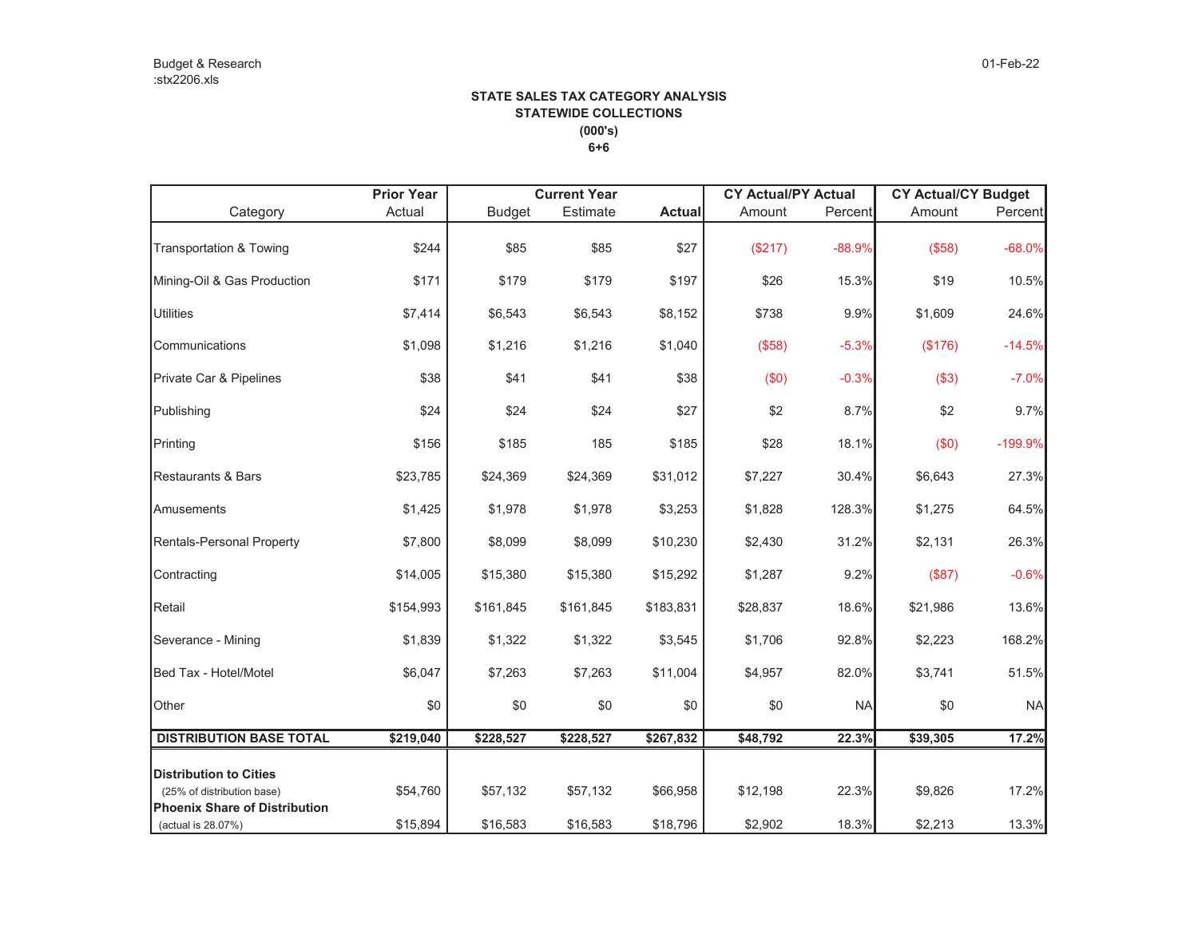Budget & Research
:stx2206.xls

01-Feb-22

**STATE SALES TAX CATEGORY ANALYSIS**
**STATEWIDE COLLECTIONS**
**(000's)**
**6+6**

| Category | Prior Year Actual | Current Year Budget | Current Year Estimate | Current Year Actual | CY Actual/PY Actual Amount | CY Actual/PY Actual Percent | CY Actual/CY Budget Amount | CY Actual/CY Budget Percent |
|---|---|---|---|---|---|---|---|---|
| Transportation & Towing | $244 | $85 | $85 | $27 | ($217) | -88.9% | ($58) | -68.0% |
| Mining-Oil & Gas Production | $171 | $179 | $179 | $197 | $26 | 15.3% | $19 | 10.5% |
| Utilities | $7,414 | $6,543 | $6,543 | $8,152 | $738 | 9.9% | $1,609 | 24.6% |
| Communications | $1,098 | $1,216 | $1,216 | $1,040 | ($58) | -5.3% | ($176) | -14.5% |
| Private Car & Pipelines | $38 | $41 | $41 | $38 | ($0) | -0.3% | ($3) | -7.0% |
| Publishing | $24 | $24 | $24 | $27 | $2 | 8.7% | $2 | 9.7% |
| Printing | $156 | $185 | 185 | $185 | $28 | 18.1% | ($0) | -199.9% |
| Restaurants & Bars | $23,785 | $24,369 | $24,369 | $31,012 | $7,227 | 30.4% | $6,643 | 27.3% |
| Amusements | $1,425 | $1,978 | $1,978 | $3,253 | $1,828 | 128.3% | $1,275 | 64.5% |
| Rentals-Personal Property | $7,800 | $8,099 | $8,099 | $10,230 | $2,430 | 31.2% | $2,131 | 26.3% |
| Contracting | $14,005 | $15,380 | $15,380 | $15,292 | $1,287 | 9.2% | ($87) | -0.6% |
| Retail | $154,993 | $161,845 | $161,845 | $183,831 | $28,837 | 18.6% | $21,986 | 13.6% |
| Severance - Mining | $1,839 | $1,322 | $1,322 | $3,545 | $1,706 | 92.8% | $2,223 | 168.2% |
| Bed Tax - Hotel/Motel | $6,047 | $7,263 | $7,263 | $11,004 | $4,957 | 82.0% | $3,741 | 51.5% |
| Other | $0 | $0 | $0 | $0 | $0 | NA | $0 | NA |
| **DISTRIBUTION BASE TOTAL** | **$219,040** | **$228,527** | **$228,527** | **$267,832** | **$48,792** | **22.3%** | **$39,305** | **17.2%** |
| **Distribution to Cities** (25% of distribution base) | $54,760 | $57,132 | $57,132 | $66,958 | $12,198 | 22.3% | $9,826 | 17.2% |
| **Phoenix Share of Distribution** (actual is 28.07%) | $15,894 | $16,583 | $16,583 | $18,796 | $2,902 | 18.3% | $2,213 | 13.3% |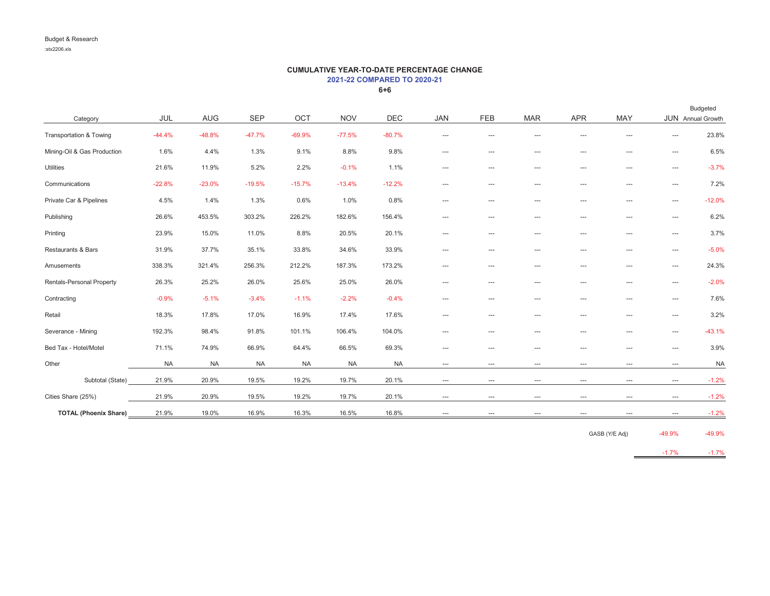Budget & Research

:stx2206.xls

**CUMULATIVE YEAR-TO-DATE PERCENTAGE CHANGE**

**2021-22 COMPARED TO 2020-21**

**6+6**

| Category | JUL | AUG | SEP | OCT | NOV | DEC | JAN | FEB | MAR | APR | MAY | JUN | Budgeted Annual Growth |
|---|---|---|---|---|---|---|---|---|---|---|---|---|---|
| Transportation & Towing | -44.4% | -48.8% | -47.7% | -69.9% | -77.5% | -80.7% | --- | --- | --- | --- | --- | --- | 23.8% |
| Mining-Oil & Gas Production | 1.6% | 4.4% | 1.3% | 9.1% | 8.8% | 9.8% | --- | --- | --- | --- | --- | --- | 6.5% |
| Utilities | 21.6% | 11.9% | 5.2% | 2.2% | -0.1% | 1.1% | --- | --- | --- | --- | --- | --- | -3.7% |
| Communications | -22.8% | -23.0% | -19.5% | -15.7% | -13.4% | -12.2% | --- | --- | --- | --- | --- | --- | 7.2% |
| Private Car & Pipelines | 4.5% | 1.4% | 1.3% | 0.6% | 1.0% | 0.8% | --- | --- | --- | --- | --- | --- | -12.0% |
| Publishing | 26.6% | 453.5% | 303.2% | 226.2% | 182.6% | 156.4% | --- | --- | --- | --- | --- | --- | 6.2% |
| Printing | 23.9% | 15.0% | 11.0% | 8.8% | 20.5% | 20.1% | --- | --- | --- | --- | --- | --- | 3.7% |
| Restaurants & Bars | 31.9% | 37.7% | 35.1% | 33.8% | 34.6% | 33.9% | --- | --- | --- | --- | --- | --- | -5.0% |
| Amusements | 338.3% | 321.4% | 256.3% | 212.2% | 187.3% | 173.2% | --- | --- | --- | --- | --- | --- | 24.3% |
| Rentals-Personal Property | 26.3% | 25.2% | 26.0% | 25.6% | 25.0% | 26.0% | --- | --- | --- | --- | --- | --- | -2.0% |
| Contracting | -0.9% | -5.1% | -3.4% | -1.1% | -2.2% | -0.4% | --- | --- | --- | --- | --- | --- | 7.6% |
| Retail | 18.3% | 17.8% | 17.0% | 16.9% | 17.4% | 17.6% | --- | --- | --- | --- | --- | --- | 3.2% |
| Severance - Mining | 192.3% | 98.4% | 91.8% | 101.1% | 106.4% | 104.0% | --- | --- | --- | --- | --- | --- | -43.1% |
| Bed Tax - Hotel/Motel | 71.1% | 74.9% | 66.9% | 64.4% | 66.5% | 69.3% | --- | --- | --- | --- | --- | --- | 3.9% |
| Other | NA | NA | NA | NA | NA | NA | --- | --- | --- | --- | --- | --- | NA |
| Subtotal (State) | 21.9% | 20.9% | 19.5% | 19.2% | 19.7% | 20.1% | --- | --- | --- | --- | --- | --- | -1.2% |
| Cities Share (25%) | 21.9% | 20.9% | 19.5% | 19.2% | 19.7% | 20.1% | --- | --- | --- | --- | --- | --- | -1.2% |
| **TOTAL (Phoenix Share)** | 21.9% | 19.0% | 16.9% | 16.3% | 16.5% | 16.8% | --- | --- | --- | --- | --- | --- | -1.2% |
| | | | | | | | | | | | GASB (Y/E Adj) | -49.9% | -49.9% |
| | | | | | | | | | | | | -1.7% | -1.7% |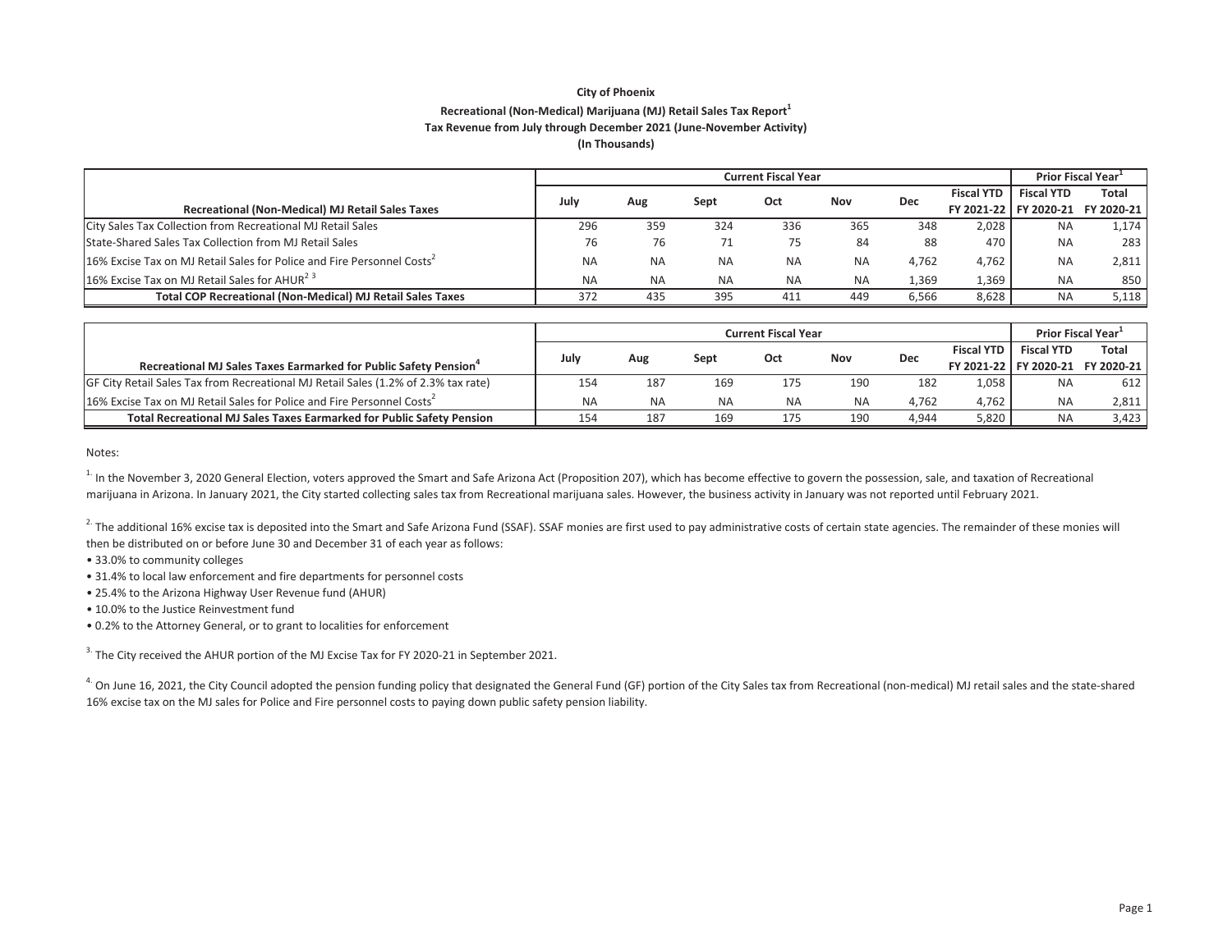**City of Phoenix**

**Recreational (Non-Medical) Marijuana (MJ) Retail Sales Tax Report[1]**

**Tax Revenue from July through December 2021 (June-November Activity)**

**(In Thousands)**

| Recreational (Non-Medical) MJ Retail Sales Taxes | Current Fiscal Year | | | | | | | Prior Fiscal Year[1] | |
|---|---|---|---|---|---|---|---|---|---|
| | July | Aug | Sept | Oct | Nov | Dec | Fiscal YTD FY 2021-22 | Fiscal YTD FY 2020-21 | Total FY 2020-21 |
| City Sales Tax Collection from Recreational MJ Retail Sales | 296 | 359 | 324 | 336 | 365 | 348 | 2,028 | NA | 1,174 |
| State-Shared Sales Tax Collection from MJ Retail Sales | 76 | 76 | 71 | 75 | 84 | 88 | 470 | NA | 283 |
| 16% Excise Tax on MJ Retail Sales for Police and Fire Personnel Costs[2] | NA | NA | NA | NA | NA | 4,762 | 4,762 | NA | 2,811 |
| 16% Excise Tax on MJ Retail Sales for AHUR[2 3] | NA | NA | NA | NA | NA | 1,369 | 1,369 | NA | 850 |
| **Total COP Recreational (Non-Medical) MJ Retail Sales Taxes** | 372 | 435 | 395 | 411 | 449 | 6,566 | 8,628 | NA | 5,118 |

| Recreational MJ Sales Taxes Earmarked for Public Safety Pension[4] | Current Fiscal Year | | | | | | | Prior Fiscal Year[1] | |
|---|---|---|---|---|---|---|---|---|---|
| | July | Aug | Sept | Oct | Nov | Dec | Fiscal YTD FY 2021-22 | Fiscal YTD FY 2020-21 | Total FY 2020-21 |
| GF City Retail Sales Tax from Recreational MJ Retail Sales (1.2% of 2.3% tax rate) | 154 | 187 | 169 | 175 | 190 | 182 | 1,058 | NA | 612 |
| 16% Excise Tax on MJ Retail Sales for Police and Fire Personnel Costs[2] | NA | NA | NA | NA | NA | 4,762 | 4,762 | NA | 2,811 |
| **Total Recreational MJ Sales Taxes Earmarked for Public Safety Pension** | 154 | 187 | 169 | 175 | 190 | 4,944 | 5,820 | NA | 3,423 |

Notes:

[1] In the November 3, 2020 General Election, voters approved the Smart and Safe Arizona Act (Proposition 207), which has become effective to govern the possession, sale, and taxation of Recreational marijuana in Arizona. In January 2021, the City started collecting sales tax from Recreational marijuana sales. However, the business activity in January was not reported until February 2021.

[2] The additional 16% excise tax is deposited into the Smart and Safe Arizona Fund (SSAF). SSAF monies are first used to pay administrative costs of certain state agencies. The remainder of these monies will then be distributed on or before June 30 and December 31 of each year as follows:

- 33.0% to community colleges
- 31.4% to local law enforcement and fire departments for personnel costs
- 25.4% to the Arizona Highway User Revenue fund (AHUR)
- 10.0% to the Justice Reinvestment fund
- 0.2% to the Attorney General, or to grant to localities for enforcement

[3] The City received the AHUR portion of the MJ Excise Tax for FY 2020-21 in September 2021.

[4] On June 16, 2021, the City Council adopted the pension funding policy that designated the General Fund (GF) portion of the City Sales tax from Recreational (non-medical) MJ retail sales and the state-shared 16% excise tax on the MJ sales for Police and Fire personnel costs to paying down public safety pension liability.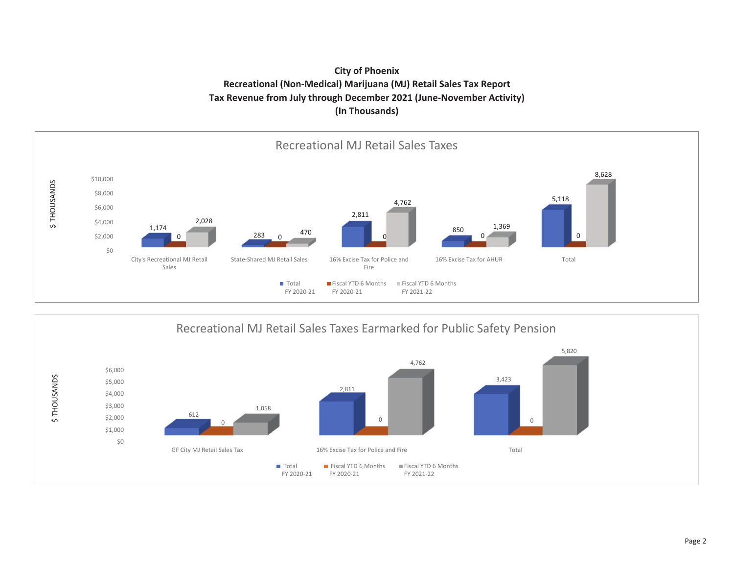**City of Phoenix**
**Recreational (Non-Medical) Marijuana (MJ) Retail Sales Tax Report**
**Tax Revenue from July through December 2021 (June-November Activity)**
**(In Thousands)**

Recreational MJ Retail Sales Taxes

$ THOUSANDS

$10,000
$8,000
$6,000
$4,000
$2,000
$0

1,174
0
2,028
City's Recreational MJ Retail Sales

283
0
470
State-Shared MJ Retail Sales

2,811
0
4,762
16% Excise Tax for Police and Fire

850
0
1,369
16% Excise Tax for AHUR

5,118
0
8,628
Total

Total FY 2020-21
Fiscal YTD 6 Months FY 2020-21
Fiscal YTD 6 Months FY 2021-22

Recreational MJ Retail Sales Taxes Earmarked for Public Safety Pension

$ THOUSANDS

$6,000
$5,000
$4,000
$3,000
$2,000
$1,000
$0

612
0
1,058
GF City MJ Retail Sales Tax

2,811
0
4,762
16% Excise Tax for Police and Fire

3,423
0
5,820
Total

Total FY 2020-21
Fiscal YTD 6 Months FY 2020-21
Fiscal YTD 6 Months FY 2021-22